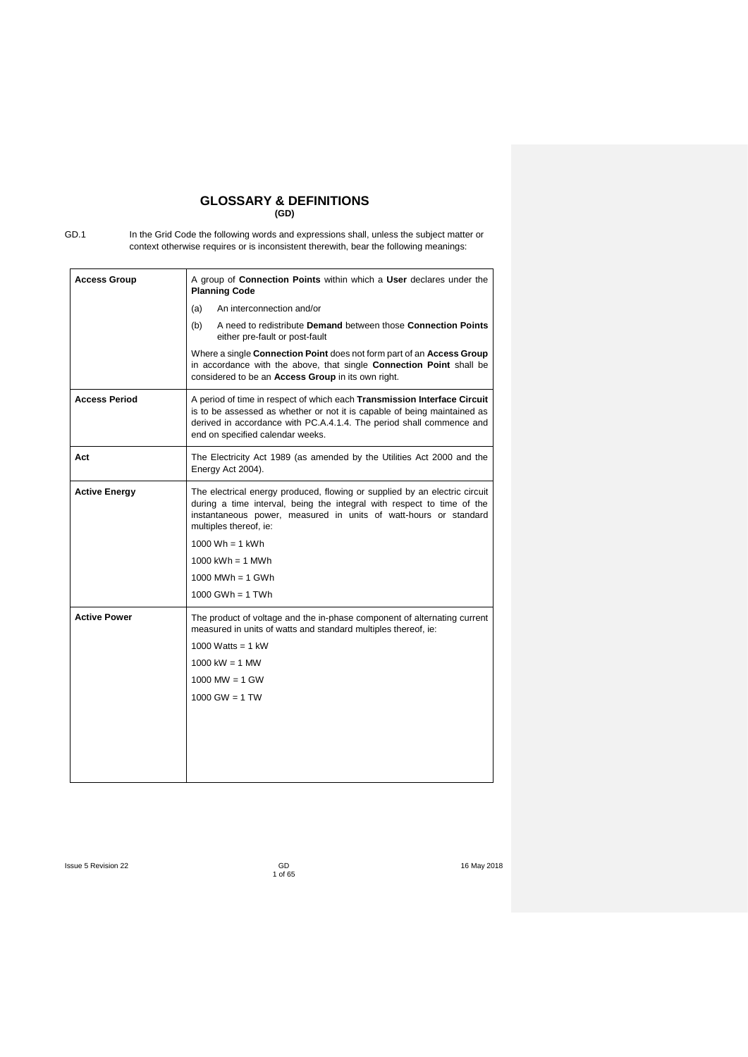# GLOSSARY & DEFINITIONS
## (GD)

GD.1 In the Grid Code the following words and expressions shall, unless the subject matter or context otherwise requires or is inconsistent therewith, bear the following meanings:

| | |
|---|---|
| **Access Group** | A group of **Connection Points** within which a **User** declares under the **Planning Code**<br>(a) An interconnection and/or<br>(b) A need to redistribute **Demand** between those **Connection Points** either pre-fault or post-fault<br>Where a single **Connection Point** does not form part of an **Access Group** in accordance with the above, that single **Connection Point** shall be considered to be an **Access Group** in its own right. |
| **Access Period** | A period of time in respect of which each **Transmission Interface Circuit** is to be assessed as whether or not it is capable of being maintained as derived in accordance with PC.A.4.1.4. The period shall commence and end on specified calendar weeks. |
| **Act** | The Electricity Act 1989 (as amended by the Utilities Act 2000 and the Energy Act 2004). |
| **Active Energy** | The electrical energy produced, flowing or supplied by an electric circuit during a time interval, being the integral with respect to time of the instantaneous power, measured in units of watt-hours or standard multiples thereof, ie:<br>1000 Wh = 1 kWh<br>1000 kWh = 1 MWh<br>1000 MWh = 1 GWh<br>1000 GWh = 1 TWh |
| **Active Power** | The product of voltage and the in-phase component of alternating current measured in units of watts and standard multiples thereof, ie:<br>1000 Watts = 1 kW<br>1000 kW = 1 MW<br>1000 MW = 1 GW<br>1000 GW = 1 TW |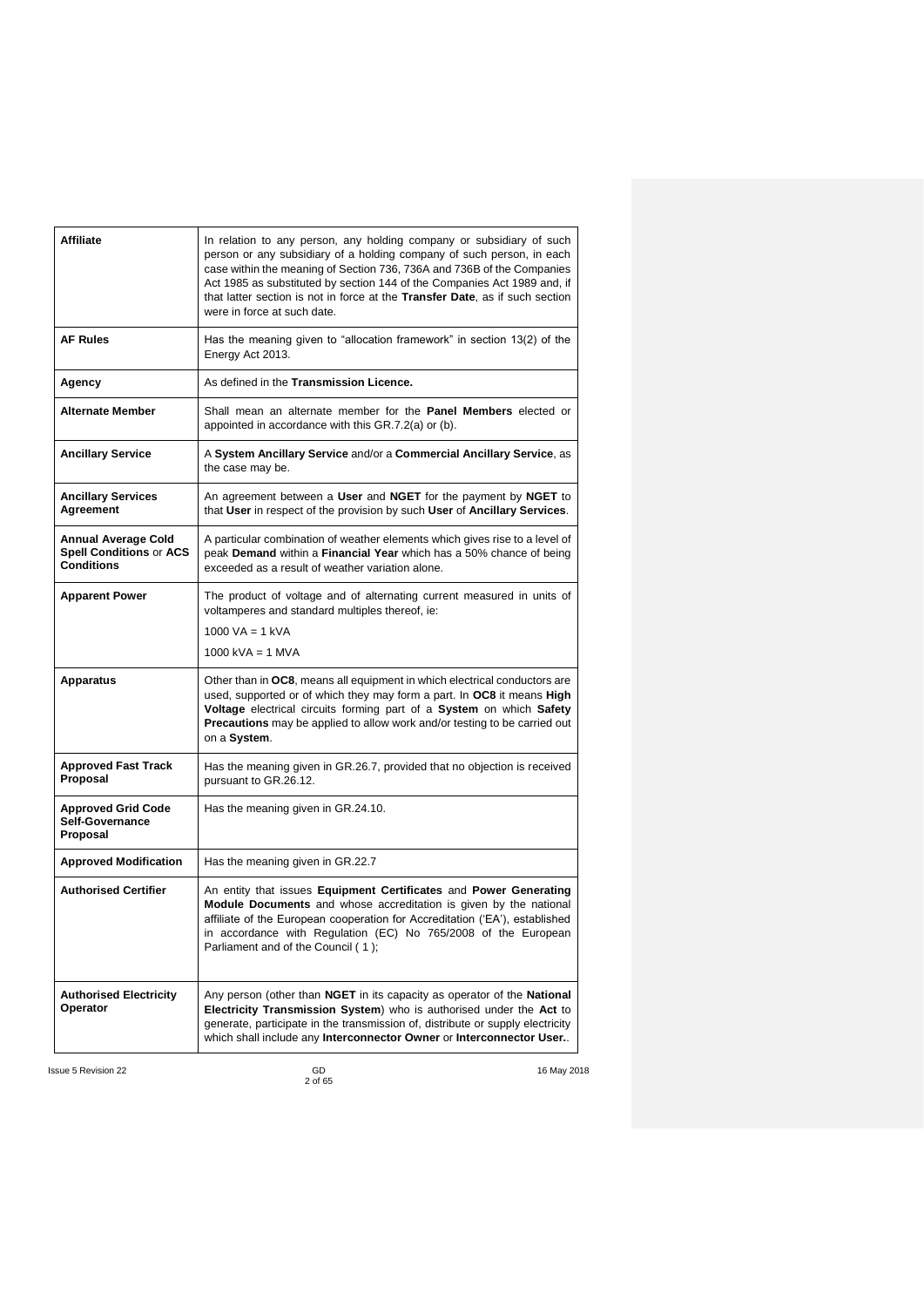| | |
|---|---|
| **Affiliate** | In relation to any person, any holding company or subsidiary of such person or any subsidiary of a holding company of such person, in each case within the meaning of Section 736, 736A and 736B of the Companies Act 1985 as substituted by section 144 of the Companies Act 1989 and, if that latter section is not in force at the **Transfer Date**, as if such section were in force at such date. |
| **AF Rules** | Has the meaning given to "allocation framework" in section 13(2) of the Energy Act 2013. |
| **Agency** | As defined in the **Transmission Licence.** |
| **Alternate Member** | Shall mean an alternate member for the **Panel Members** elected or appointed in accordance with this GR.7.2(a) or (b). |
| **Ancillary Service** | A **System Ancillary Service** and/or a **Commercial Ancillary Service**, as the case may be. |
| **Ancillary Services Agreement** | An agreement between a **User** and **NGET** for the payment by **NGET** to that **User** in respect of the provision by such **User** of **Ancillary Services**. |
| **Annual Average Cold Spell Conditions** or **ACS Conditions** | A particular combination of weather elements which gives rise to a level of peak **Demand** within a **Financial Year** which has a 50% chance of being exceeded as a result of weather variation alone. |
| **Apparent Power** | The product of voltage and of alternating current measured in units of voltamperes and standard multiples thereof, ie:<br>1000 VA = 1 kVA<br>1000 kVA = 1 MVA |
| **Apparatus** | Other than in **OC8**, means all equipment in which electrical conductors are used, supported or of which they may form a part. In **OC8** it means **High Voltage** electrical circuits forming part of a **System** on which **Safety Precautions** may be applied to allow work and/or testing to be carried out on a **System**. |
| **Approved Fast Track Proposal** | Has the meaning given in GR.26.7, provided that no objection is received pursuant to GR.26.12. |
| **Approved Grid Code Self-Governance Proposal** | Has the meaning given in GR.24.10. |
| **Approved Modification** | Has the meaning given in GR.22.7 |
| **Authorised Certifier** | An entity that issues **Equipment Certificates** and **Power Generating Module Documents** and whose accreditation is given by the national affiliate of the European cooperation for Accreditation ('EA'), established in accordance with Regulation (EC) No 765/2008 of the European Parliament and of the Council ( 1 ); |
| **Authorised Electricity Operator** | Any person (other than **NGET** in its capacity as operator of the **National Electricity Transmission System**) who is authorised under the **Act** to generate, participate in the transmission of, distribute or supply electricity which shall include any **Interconnector Owner** or **Interconnector User.**. |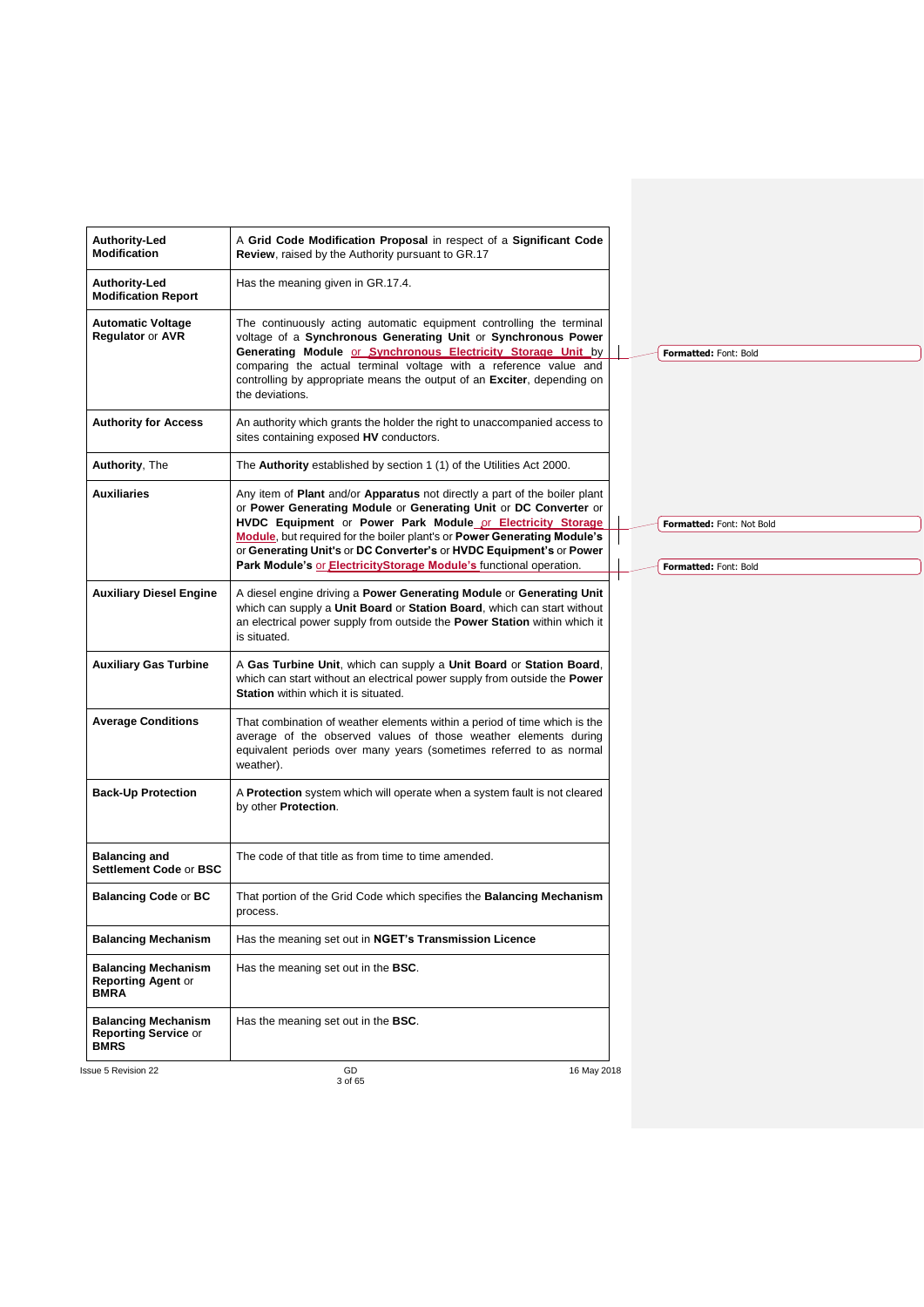| | |
|---|---|
| **Authority-Led Modification** | A **Grid Code Modification Proposal** in respect of a **Significant Code Review**, raised by the Authority pursuant to GR.17 |
| **Authority-Led Modification Report** | Has the meaning given in GR.17.4. |
| **Automatic Voltage Regulator** or **AVR** | The continuously acting automatic equipment controlling the terminal voltage of a **Synchronous Generating Unit** or **Synchronous Power Generating Module** or **Synchronous Electricity Storage Unit** by comparing the actual terminal voltage with a reference value and controlling by appropriate means the output of an **Exciter**, depending on the deviations. |
| **Authority for Access** | An authority which grants the holder the right to unaccompanied access to sites containing exposed **HV** conductors. |
| **Authority**, The | The **Authority** established by section 1 (1) of the Utilities Act 2000. |
| **Auxiliaries** | Any item of **Plant** and/or **Apparatus** not directly a part of the boiler plant or **Power Generating Module** or **Generating Unit** or **DC Converter** or **HVDC Equipment** or **Power Park Module** or **Electricity Storage Module**, but required for the boiler plant's or **Power Generating Module's** or **Generating Unit's** or **DC Converter's** or **HVDC Equipment's** or **Power Park Module's** or **ElectricityStorage Module's** functional operation. |
| **Auxiliary Diesel Engine** | A diesel engine driving a **Power Generating Module** or **Generating Unit** which can supply a **Unit Board** or **Station Board**, which can start without an electrical power supply from outside the **Power Station** within which it is situated. |
| **Auxiliary Gas Turbine** | A **Gas Turbine Unit**, which can supply a **Unit Board** or **Station Board**, which can start without an electrical power supply from outside the **Power Station** within which it is situated. |
| **Average Conditions** | That combination of weather elements within a period of time which is the average of the observed values of those weather elements during equivalent periods over many years (sometimes referred to as normal weather). |
| **Back-Up Protection** | A **Protection** system which will operate when a system fault is not cleared by other **Protection**. |
| **Balancing and Settlement Code** or **BSC** | The code of that title as from time to time amended. |
| **Balancing Code** or **BC** | That portion of the Grid Code which specifies the **Balancing Mechanism** process. |
| **Balancing Mechanism** | Has the meaning set out in **NGET's Transmission Licence** |
| **Balancing Mechanism Reporting Agent** or **BMRA** | Has the meaning set out in the **BSC**. |
| **Balancing Mechanism Reporting Service** or **BMRS** | Has the meaning set out in the **BSC**. |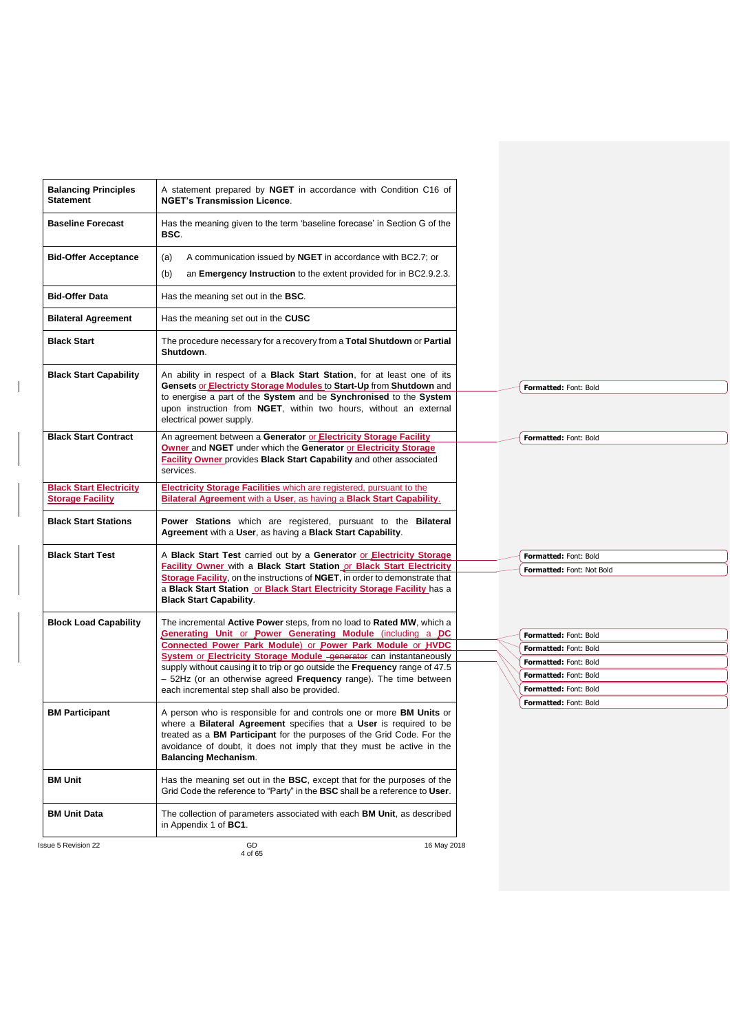| | |
|---|---|
| **Balancing Principles Statement** | A statement prepared by **NGET** in accordance with Condition C16 of **NGET's Transmission Licence**. |
| **Baseline Forecast** | Has the meaning given to the term 'baseline forecase' in Section G of the **BSC**. |
| **Bid-Offer Acceptance** | (a) A communication issued by **NGET** in accordance with BC2.7; or<br>(b) an **Emergency Instruction** to the extent provided for in BC2.9.2.3. |
| **Bid-Offer Data** | Has the meaning set out in the **BSC**. |
| **Bilateral Agreement** | Has the meaning set out in the **CUSC** |
| **Black Start** | The procedure necessary for a recovery from a **Total Shutdown** or **Partial Shutdown**. |
| **Black Start Capability** | An ability in respect of a **Black Start Station**, for at least one of its **Gensets** or **Electricty Storage Modules** to **Start-Up** from **Shutdown** and to energise a part of the **System** and be **Synchronised** to the **System** upon instruction from **NGET**, within two hours, without an external electrical power supply. |
| **Black Start Contract** | An agreement between a **Generator** or **Electricity Storage Facility Owner** and **NGET** under which the **Generator** or **Electricity Storage Facility Owner** provides **Black Start Capability** and other associated services. |
| **Black Start Electricity Storage Facility** | **Electricity Storage Facilities** which are registered, pursuant to the **Bilateral Agreement** with a **User**, as having a **Black Start Capability**. |
| **Black Start Stations** | **Power Stations** which are registered, pursuant to the **Bilateral Agreement** with a **User**, as having a **Black Start Capability**. |
| **Black Start Test** | A **Black Start Test** carried out by a **Generator** or **Electricity Storage Facility Owner** with a **Black Start Station** or **Black Start Electricity Storage Facility**, on the instructions of **NGET**, in order to demonstrate that a **Black Start Station** or **Black Start Electricity Storage Facility** has a **Black Start Capability**. |
| **Block Load Capability** | The incremental **Active Power** steps, from no load to **Rated MW**, which a **Generating Unit** or **Power Generating Module** (including a **DC Connected Power Park Module**) or **Power Park Module** or **HVDC System** or **Electricity Storage Module** ~~generator~~ can instantaneously supply without causing it to trip or go outside the **Frequency** range of 47.5 – 52Hz (or an otherwise agreed **Frequency** range). The time between each incremental step shall also be provided. |
| **BM Participant** | A person who is responsible for and controls one or more **BM Units** or where a **Bilateral Agreement** specifies that a **User** is required to be treated as a **BM Participant** for the purposes of the Grid Code. For the avoidance of doubt, it does not imply that they must be active in the **Balancing Mechanism**. |
| **BM Unit** | Has the meaning set out in the **BSC**, except that for the purposes of the Grid Code the reference to "Party" in the **BSC** shall be a reference to **User**. |
| **BM Unit Data** | The collection of parameters associated with each **BM Unit**, as described in Appendix 1 of **BC1**. |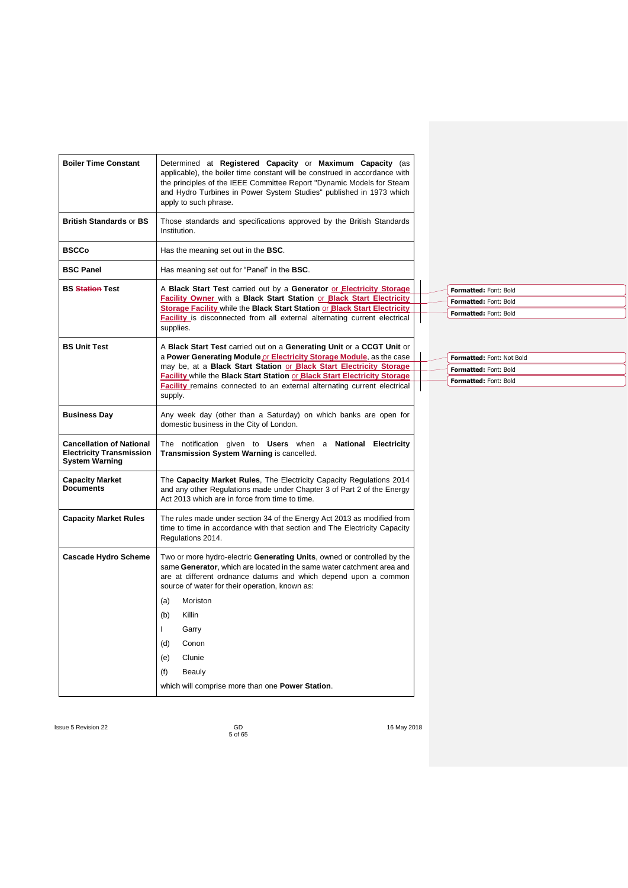| | |
|---|---|
| **Boiler Time Constant** | Determined at **Registered Capacity** or **Maximum Capacity** (as applicable), the boiler time constant will be construed in accordance with the principles of the IEEE Committee Report "Dynamic Models for Steam and Hydro Turbines in Power System Studies" published in 1973 which apply to such phrase. |
| **British Standards** or **BS** | Those standards and specifications approved by the British Standards Institution. |
| **BSCCo** | Has the meaning set out in the **BSC**. |
| **BSC Panel** | Has meaning set out for "Panel" in the **BSC**. |
| **BS ~~Station~~ Test** | A **Black Start Test** carried out by a **Generator** or **Electricity Storage Facility Owner** with a **Black Start Station** or **Black Start Electricity Storage Facility** while the **Black Start Station** or **Black Start Electricity Facility** is disconnected from all external alternating current electrical supplies. |
| **BS Unit Test** | A **Black Start Test** carried out on a **Generating Unit** or a **CCGT Unit** or a **Power Generating Module** or **Electricity Storage Module**, as the case may be, at a **Black Start Station** or **Black Start Electricity Storage Facility** while the **Black Start Station** or **Black Start Electricity Storage Facility** remains connected to an external alternating current electrical supply. |
| **Business Day** | Any week day (other than a Saturday) on which banks are open for domestic business in the City of London. |
| **Cancellation of National Electricity Transmission System Warning** | The notification given to **Users** when a **National Electricity Transmission System Warning** is cancelled. |
| **Capacity Market Documents** | The **Capacity Market Rules**, The Electricity Capacity Regulations 2014 and any other Regulations made under Chapter 3 of Part 2 of the Energy Act 2013 which are in force from time to time. |
| **Capacity Market Rules** | The rules made under section 34 of the Energy Act 2013 as modified from time to time in accordance with that section and The Electricity Capacity Regulations 2014. |
| **Cascade Hydro Scheme** | Two or more hydro-electric **Generating Units**, owned or controlled by the same **Generator**, which are located in the same water catchment area and are at different ordnance datums and which depend upon a common source of water for their operation, known as:<br>(a) Moriston<br>(b) Killin<br>I Garry<br>(d) Conon<br>(e) Clunie<br>(f) Beauly<br>which will comprise more than one **Power Station**. |

Formatted: Font: Bold
Formatted: Font: Bold
Formatted: Font: Bold
Formatted: Font: Not Bold
Formatted: Font: Bold
Formatted: Font: Bold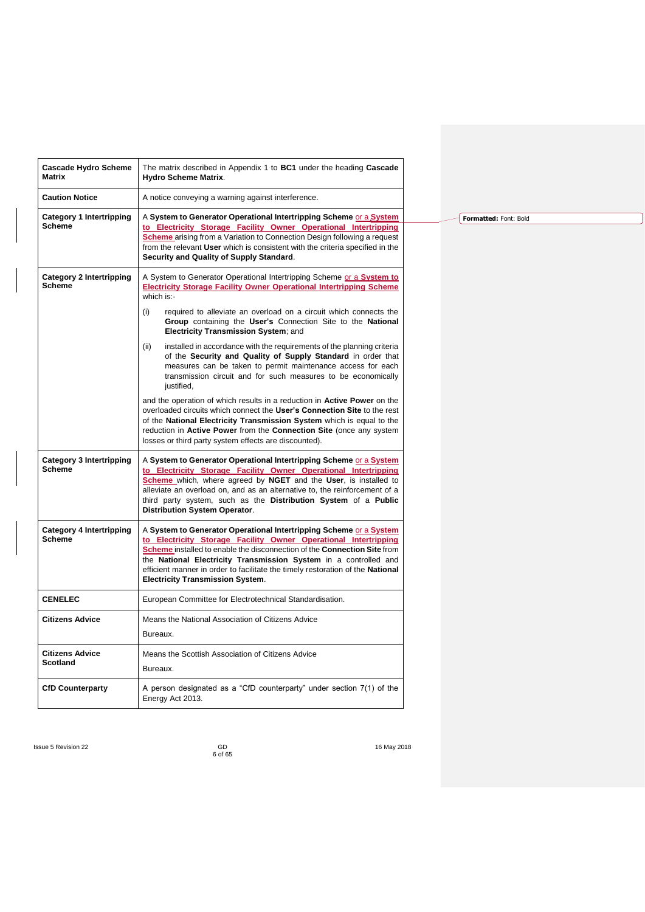| | |
|---|---|
| **Cascade Hydro Scheme Matrix** | The matrix described in Appendix 1 to **BC1** under the heading **Cascade Hydro Scheme Matrix**. |
| **Caution Notice** | A notice conveying a warning against interference. |
| **Category 1 Intertripping Scheme** | A **System to Generator Operational Intertripping Scheme** or a **System to Electricity Storage Facility Owner Operational Intertripping Scheme** arising from a Variation to Connection Design following a request from the relevant **User** which is consistent with the criteria specified in the **Security and Quality of Supply Standard**. |
| **Category 2 Intertripping Scheme** | A System to Generator Operational Intertripping Scheme or a **System to Electricity Storage Facility Owner Operational Intertripping Scheme** which is:-<br><br>(i) required to alleviate an overload on a circuit which connects the **Group** containing the **User's** Connection Site to the **National Electricity Transmission System**; and<br><br>(ii) installed in accordance with the requirements of the planning criteria of the **Security and Quality of Supply Standard** in order that measures can be taken to permit maintenance access for each transmission circuit and for such measures to be economically justified,<br><br>and the operation of which results in a reduction in **Active Power** on the overloaded circuits which connect the **User's Connection Site** to the rest of the **National Electricity Transmission System** which is equal to the reduction in **Active Power** from the **Connection Site** (once any system losses or third party system effects are discounted). |
| **Category 3 Intertripping Scheme** | A **System to Generator Operational Intertripping Scheme** or a **System to Electricity Storage Facility Owner Operational Intertripping Scheme** which, where agreed by **NGET** and the **User**, is installed to alleviate an overload on, and as an alternative to, the reinforcement of a third party system, such as the **Distribution System** of a **Public Distribution System Operator**. |
| **Category 4 Intertripping Scheme** | A **System to Generator Operational Intertripping Scheme** or a **System to Electricity Storage Facility Owner Operational Intertripping Scheme** installed to enable the disconnection of the **Connection Site** from the **National Electricity Transmission System** in a controlled and efficient manner in order to facilitate the timely restoration of the **National Electricity Transmission System**. |
| **CENELEC** | European Committee for Electrotechnical Standardisation. |
| **Citizens Advice** | Means the National Association of Citizens Advice<br><br>Bureaux. |
| **Citizens Advice Scotland** | Means the Scottish Association of Citizens Advice<br><br>Bureaux. |
| **CfD Counterparty** | A person designated as a "CfD counterparty" under section 7(1) of the Energy Act 2013. |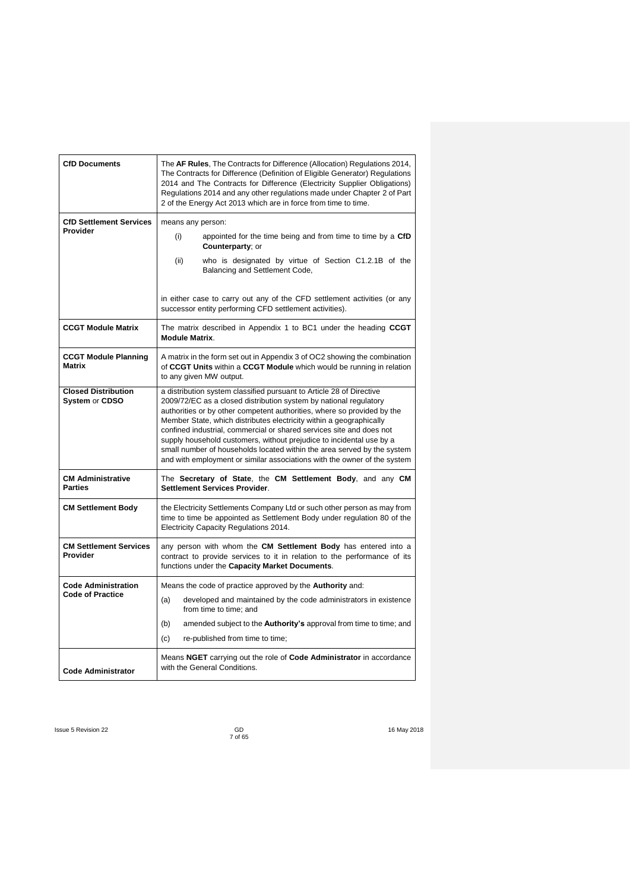| | |
|---|---|
| **CfD Documents** | The **AF Rules**, The Contracts for Difference (Allocation) Regulations 2014, The Contracts for Difference (Definition of Eligible Generator) Regulations 2014 and The Contracts for Difference (Electricity Supplier Obligations) Regulations 2014 and any other regulations made under Chapter 2 of Part 2 of the Energy Act 2013 which are in force from time to time. |
| **CfD Settlement Services Provider** | means any person:<br>(i) appointed for the time being and from time to time by a **CfD Counterparty**; or<br>(ii) who is designated by virtue of Section C1.2.1B of the Balancing and Settlement Code,<br><br>in either case to carry out any of the CFD settlement activities (or any successor entity performing CFD settlement activities). |
| **CCGT Module Matrix** | The matrix described in Appendix 1 to BC1 under the heading **CCGT Module Matrix**. |
| **CCGT Module Planning Matrix** | A matrix in the form set out in Appendix 3 of OC2 showing the combination of **CCGT Units** within a **CCGT Module** which would be running in relation to any given MW output. |
| **Closed Distribution System** or **CDSO** | a distribution system classified pursuant to Article 28 of Directive 2009/72/EC as a closed distribution system by national regulatory authorities or by other competent authorities, where so provided by the Member State, which distributes electricity within a geographically confined industrial, commercial or shared services site and does not supply household customers, without prejudice to incidental use by a small number of households located within the area served by the system and with employment or similar associations with the owner of the system |
| **CM Administrative Parties** | The **Secretary of State**, the **CM Settlement Body**, and any **CM Settlement Services Provider**. |
| **CM Settlement Body** | the Electricity Settlements Company Ltd or such other person as may from time to time be appointed as Settlement Body under regulation 80 of the Electricity Capacity Regulations 2014. |
| **CM Settlement Services Provider** | any person with whom the **CM Settlement Body** has entered into a contract to provide services to it in relation to the performance of its functions under the **Capacity Market Documents**. |
| **Code Administration Code of Practice** | Means the code of practice approved by the **Authority** and:<br>(a) developed and maintained by the code administrators in existence from time to time; and<br>(b) amended subject to the **Authority's** approval from time to time; and<br>(c) re-published from time to time; |
| **Code Administrator** | Means **NGET** carrying out the role of **Code Administrator** in accordance with the General Conditions. |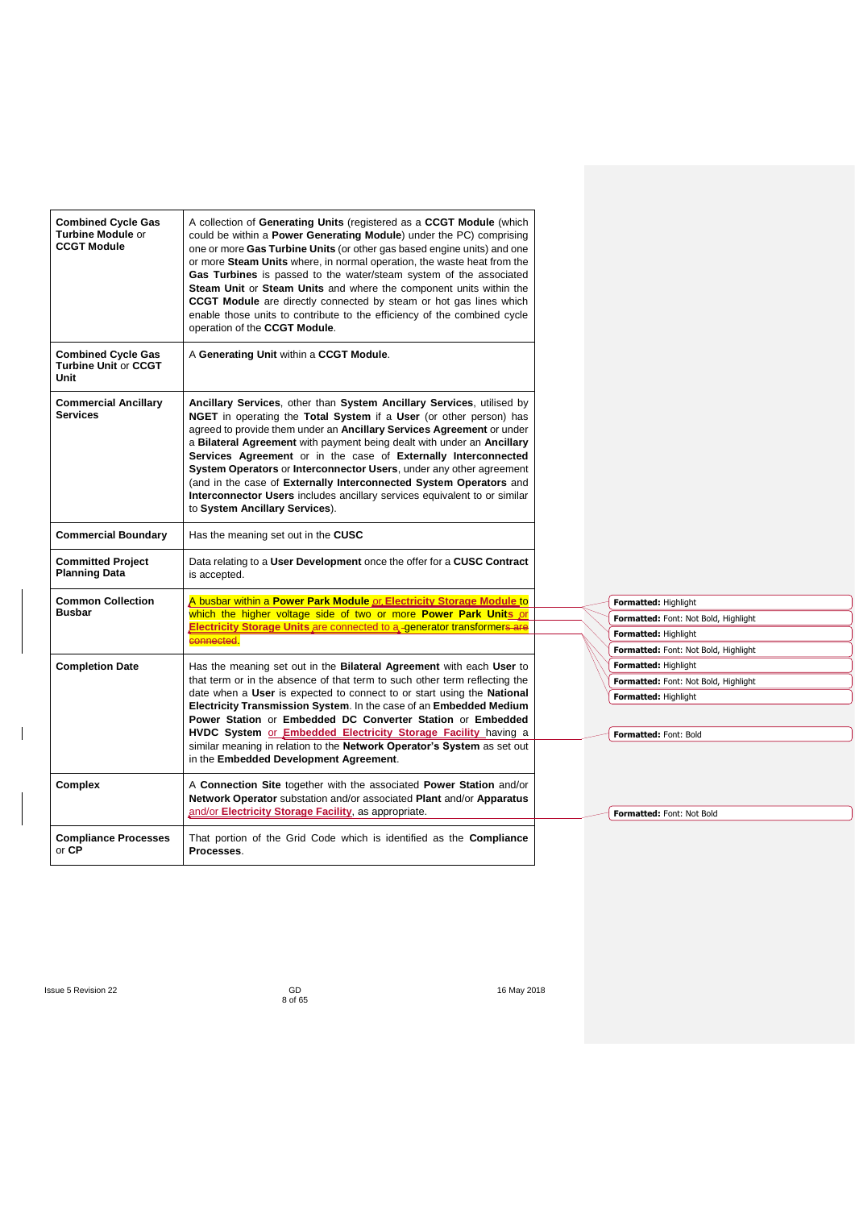| | |
|---|---|
| **Combined Cycle Gas Turbine Module** or **CCGT Module** | A collection of **Generating Units** (registered as a **CCGT Module** (which could be within a **Power Generating Module**) under the PC) comprising one or more **Gas Turbine Units** (or other gas based engine units) and one or more **Steam Units** where, in normal operation, the waste heat from the **Gas Turbines** is passed to the water/steam system of the associated **Steam Unit** or **Steam Units** and where the component units within the **CCGT Module** are directly connected by steam or hot gas lines which enable those units to contribute to the efficiency of the combined cycle operation of the **CCGT Module**. |
| **Combined Cycle Gas Turbine Unit** or **CCGT Unit** | A **Generating Unit** within a **CCGT Module**. |
| **Commercial Ancillary Services** | **Ancillary Services**, other than **System Ancillary Services**, utilised by **NGET** in operating the **Total System** if a **User** (or other person) has agreed to provide them under an **Ancillary Services Agreement** or under a **Bilateral Agreement** with payment being dealt with under an **Ancillary Services Agreement** or in the case of **Externally Interconnected System Operators** or **Interconnector Users**, under any other agreement (and in the case of **Externally Interconnected System Operators** and **Interconnector Users** includes ancillary services equivalent to or similar to **System Ancillary Services**). |
| **Commercial Boundary** | Has the meaning set out in the **CUSC** |
| **Committed Project Planning Data** | Data relating to a **User Development** once the offer for a **CUSC Contract** is accepted. |
| **Common Collection Busbar** | A busbar within a **Power Park Module** or **Electricity Storage Module** to which the higher voltage side of two or more **Power Park Units** or **Electricity Storage Units** are connected to a generator transformer~~s are connected~~. |
| **Completion Date** | Has the meaning set out in the **Bilateral Agreement** with each **User** to that term or in the absence of that term to such other term reflecting the date when a **User** is expected to connect to or start using the **National Electricity Transmission System**. In the case of an **Embedded Medium Power Station** or **Embedded DC Converter Station** or **Embedded HVDC System** or **Embedded Electricity Storage Facility** having a similar meaning in relation to the **Network Operator's System** as set out in the **Embedded Development Agreement**. |
| **Complex** | A **Connection Site** together with the associated **Power Station** and/or **Network Operator** substation and/or associated **Plant** and/or **Apparatus** and/or **Electricity Storage Facility**, as appropriate. |
| **Compliance Processes** or **CP** | That portion of the Grid Code which is identified as the **Compliance Processes**. |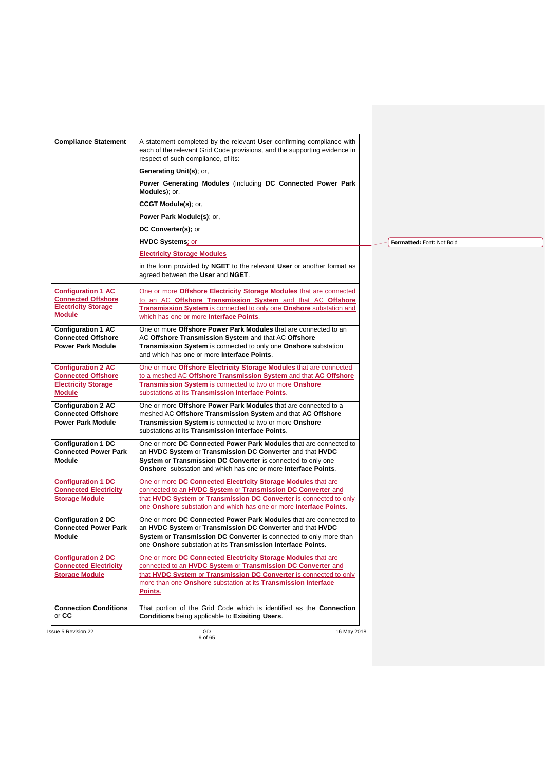| | |
|---|---|
| **Compliance Statement** | A statement completed by the relevant **User** confirming compliance with each of the relevant Grid Code provisions, and the supporting evidence in respect of such compliance, of its:<br><br>**Generating Unit(s)**; or,<br><br>**Power Generating Modules** (including **DC Connected Power Park Modules**); or,<br><br>**CCGT Module(s)**; or,<br><br>**Power Park Module(s)**; or,<br><br>**DC Converter(s);** or<br><br>**HVDC Systems**; or<br><br>**Electricity Storage Modules**<br><br>in the form provided by **NGET** to the relevant **User** or another format as agreed between the **User** and **NGET**. |
| **Configuration 1 AC Connected Offshore Electricity Storage Module** | One or more **Offshore Electricity Storage Modules** that are connected to an AC **Offshore Transmission System** and that AC **Offshore Transmission System** is connected to only one **Onshore** substation and which has one or more **Interface Points**. |
| **Configuration 1 AC Connected Offshore Power Park Module** | One or more **Offshore Power Park Modules** that are connected to an AC **Offshore Transmission System** and that AC **Offshore Transmission System** is connected to only one **Onshore** substation and which has one or more **Interface Points**. |
| **Configuration 2 AC Connected Offshore Electricity Storage Module** | One or more **Offshore Electricity Storage Modules** that are connected to a meshed AC **Offshore Transmission System** and that **AC Offshore Transmission System** is connected to two or more **Onshore** substations at its **Transmission Interface Points**. |
| **Configuration 2 AC Connected Offshore Power Park Module** | One or more **Offshore Power Park Modules** that are connected to a meshed AC **Offshore Transmission System** and that **AC Offshore Transmission System** is connected to two or more **Onshore** substations at its **Transmission Interface Points**. |
| **Configuration 1 DC Connected Power Park Module** | One or more **DC Connected Power Park Modules** that are connected to an **HVDC System** or **Transmission DC Converter** and that **HVDC System** or **Transmission DC Converter** is connected to only one **Onshore** substation and which has one or more **Interface Points**. |
| **Configuration 1 DC Connected Electricity Storage Module** | One or more **DC Connected Electricity Storage Modules** that are connected to an **HVDC System** or **Transmission DC Converter** and that **HVDC System** or **Transmission DC Converter** is connected to only one **Onshore** substation and which has one or more **Interface Points**. |
| **Configuration 2 DC Connected Power Park Module** | One or more **DC Connected Power Park Modules** that are connected to an **HVDC System** or **Transmission DC Converter** and that **HVDC System** or **Transmission DC Converter** is connected to only more than one **Onshore** substation at its **Transmission Interface Points**. |
| **Configuration 2 DC Connected Electricity Storage Module** | One or more **DC Connected Electricity Storage Modules** that are connected to an **HVDC System** or **Transmission DC Converter** and that **HVDC System** or **Transmission DC Converter** is connected to only more than one **Onshore** substation at its **Transmission Interface Points**. |
| **Connection Conditions** or **CC** | That portion of the Grid Code which is identified as the **Connection Conditions** being applicable to **Exisiting Users**. |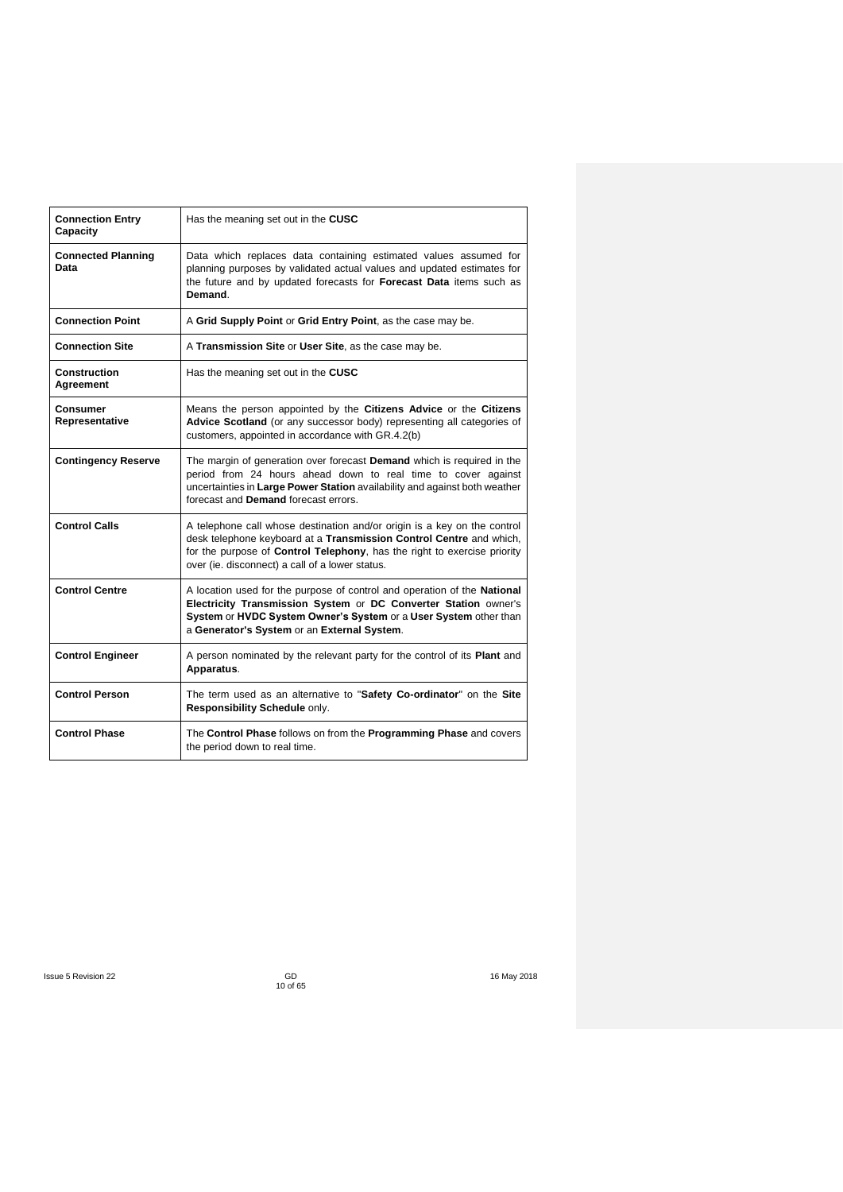| | |
|---|---|
| **Connection Entry Capacity** | Has the meaning set out in the **CUSC** |
| **Connected Planning Data** | Data which replaces data containing estimated values assumed for planning purposes by validated actual values and updated estimates for the future and by updated forecasts for **Forecast Data** items such as **Demand**. |
| **Connection Point** | A **Grid Supply Point** or **Grid Entry Point**, as the case may be. |
| **Connection Site** | A **Transmission Site** or **User Site**, as the case may be. |
| **Construction Agreement** | Has the meaning set out in the **CUSC** |
| **Consumer Representative** | Means the person appointed by the **Citizens Advice** or the **Citizens Advice Scotland** (or any successor body) representing all categories of customers, appointed in accordance with GR.4.2(b) |
| **Contingency Reserve** | The margin of generation over forecast **Demand** which is required in the period from 24 hours ahead down to real time to cover against uncertainties in **Large Power Station** availability and against both weather forecast and **Demand** forecast errors. |
| **Control Calls** | A telephone call whose destination and/or origin is a key on the control desk telephone keyboard at a **Transmission Control Centre** and which, for the purpose of **Control Telephony**, has the right to exercise priority over (ie. disconnect) a call of a lower status. |
| **Control Centre** | A location used for the purpose of control and operation of the **National Electricity Transmission System** or **DC Converter Station** owner's **System** or **HVDC System Owner's System** or a **User System** other than a **Generator's System** or an **External System**. |
| **Control Engineer** | A person nominated by the relevant party for the control of its **Plant** and **Apparatus**. |
| **Control Person** | The term used as an alternative to "**Safety Co-ordinator**" on the **Site Responsibility Schedule** only. |
| **Control Phase** | The **Control Phase** follows on from the **Programming Phase** and covers the period down to real time. |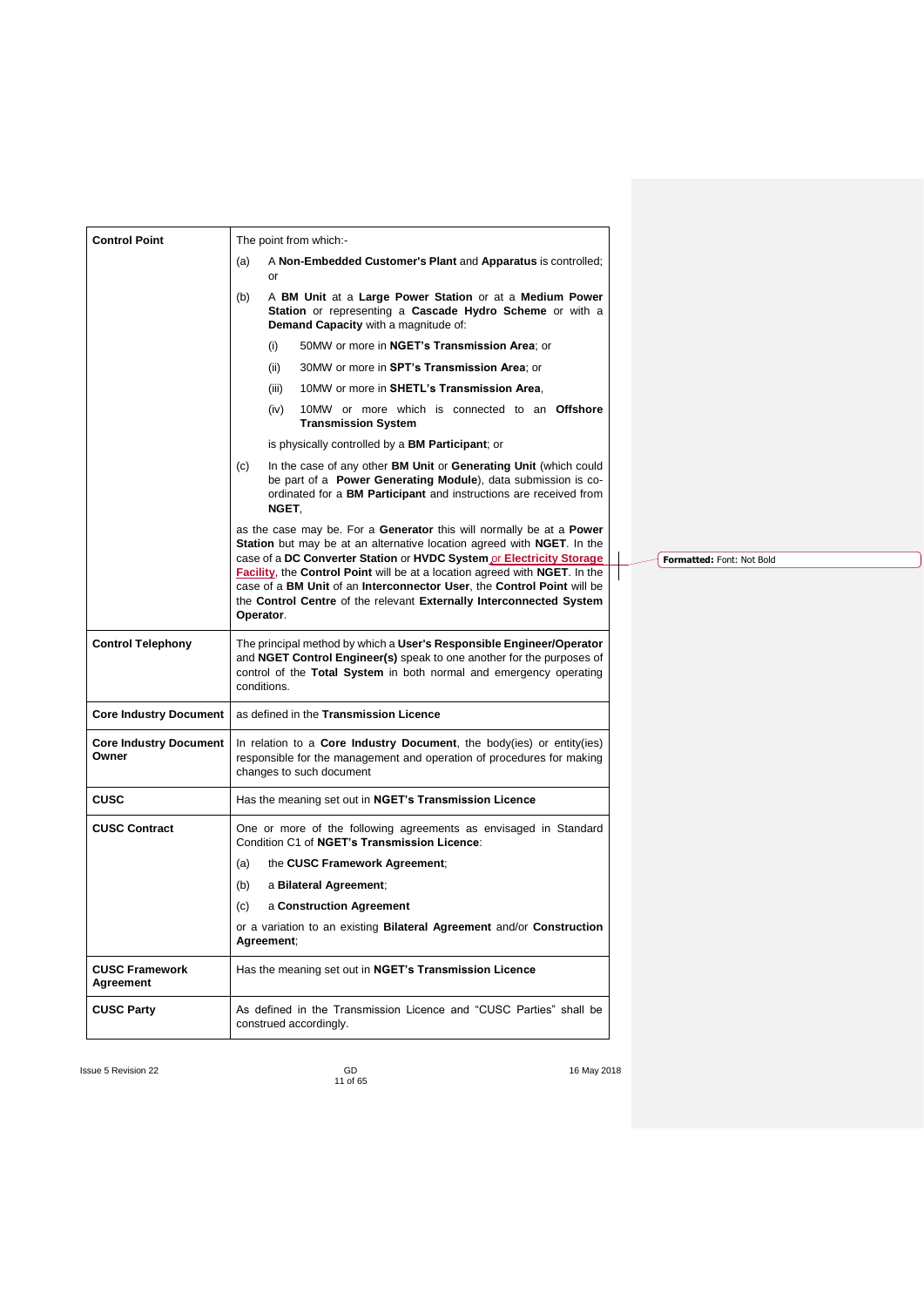| | |
|---|---|
| **Control Point** | The point from which:-<br>(a) A **Non-Embedded Customer's Plant** and **Apparatus** is controlled; or<br>(b) A **BM Unit** at a **Large Power Station** or at a **Medium Power Station** or representing a **Cascade Hydro Scheme** or with a **Demand Capacity** with a magnitude of:<br>(i) 50MW or more in **NGET's Transmission Area**; or<br>(ii) 30MW or more in **SPT's Transmission Area**; or<br>(iii) 10MW or more in **SHETL's Transmission Area**,<br>(iv) 10MW or more which is connected to an **Offshore Transmission System**<br>is physically controlled by a **BM Participant**; or<br>(c) In the case of any other **BM Unit** or **Generating Unit** (which could be part of a **Power Generating Module**), data submission is co-ordinated for a **BM Participant** and instructions are received from **NGET**,<br>as the case may be. For a **Generator** this will normally be at a **Power Station** but may be at an alternative location agreed with **NGET**. In the case of a **DC Converter Station** or **HVDC System** or **Electricity Storage Facility**, the **Control Point** will be at a location agreed with **NGET**. In the case of a **BM Unit** of an **Interconnector User**, the **Control Point** will be the **Control Centre** of the relevant **Externally Interconnected System Operator**. |
| **Control Telephony** | The principal method by which a **User's Responsible Engineer/Operator** and **NGET Control Engineer(s)** speak to one another for the purposes of control of the **Total System** in both normal and emergency operating conditions. |
| **Core Industry Document** | as defined in the **Transmission Licence** |
| **Core Industry Document Owner** | In relation to a **Core Industry Document**, the body(ies) or entity(ies) responsible for the management and operation of procedures for making changes to such document |
| **CUSC** | Has the meaning set out in **NGET's Transmission Licence** |
| **CUSC Contract** | One or more of the following agreements as envisaged in Standard Condition C1 of **NGET's Transmission Licence**:<br>(a) the **CUSC Framework Agreement**;<br>(b) a **Bilateral Agreement**;<br>(c) a **Construction Agreement**<br>or a variation to an existing **Bilateral Agreement** and/or **Construction Agreement**; |
| **CUSC Framework Agreement** | Has the meaning set out in **NGET's Transmission Licence** |
| **CUSC Party** | As defined in the Transmission Licence and "CUSC Parties" shall be construed accordingly. |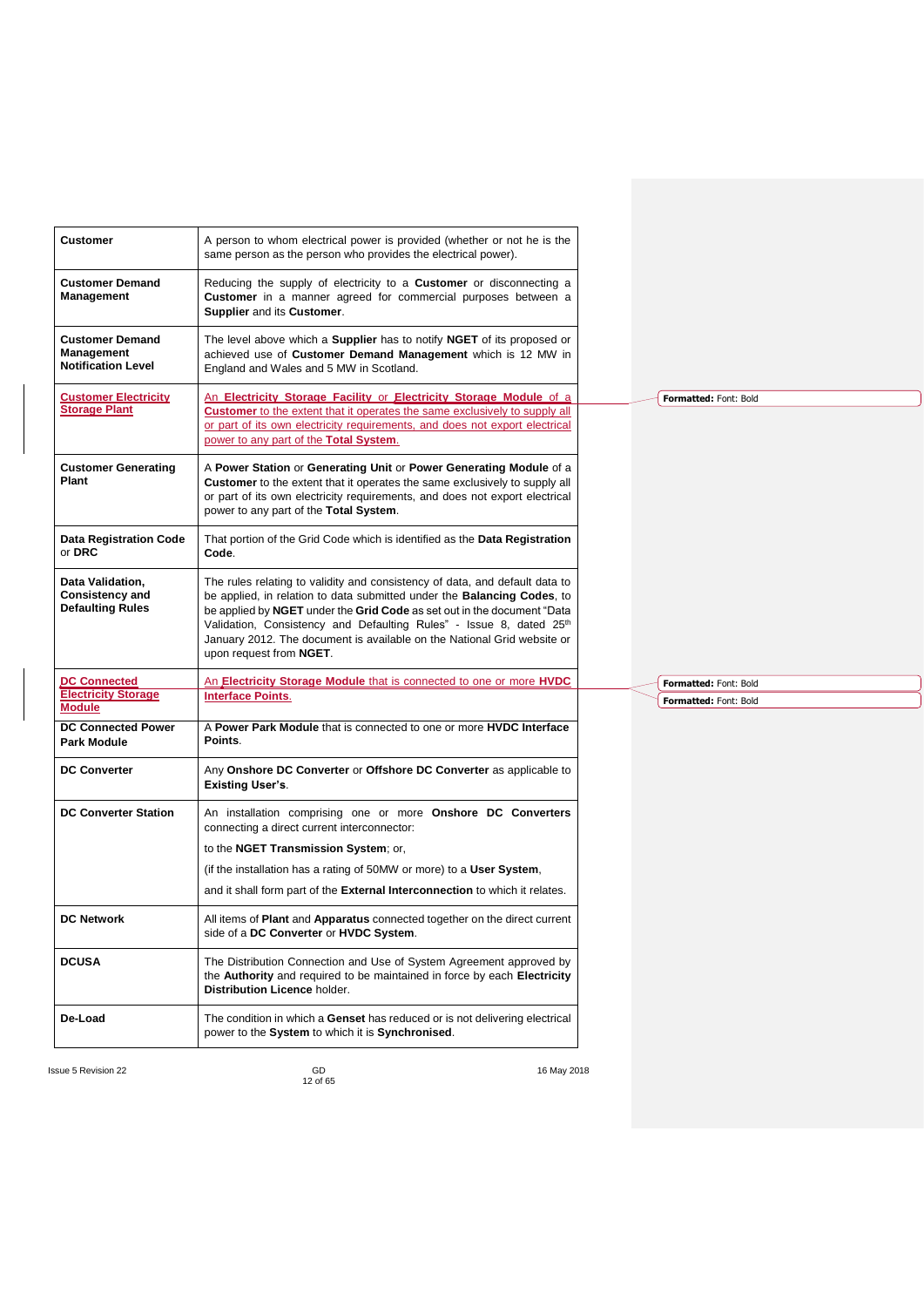| | |
|---|---|
| **Customer** | A person to whom electrical power is provided (whether or not he is the same person as the person who provides the electrical power). |
| **Customer Demand Management** | Reducing the supply of electricity to a **Customer** or disconnecting a **Customer** in a manner agreed for commercial purposes between a **Supplier** and its **Customer**. |
| **Customer Demand Management Notification Level** | The level above which a **Supplier** has to notify **NGET** of its proposed or achieved use of **Customer Demand Management** which is 12 MW in England and Wales and 5 MW in Scotland. |
| **Customer Electricity Storage Plant** | An **Electricity Storage Facility** or **Electricity Storage Module** of a **Customer** to the extent that it operates the same exclusively to supply all or part of its own electricity requirements, and does not export electrical power to any part of the **Total System**. |
| **Customer Generating Plant** | A **Power Station** or **Generating Unit** or **Power Generating Module** of a **Customer** to the extent that it operates the same exclusively to supply all or part of its own electricity requirements, and does not export electrical power to any part of the **Total System**. |
| **Data Registration Code** or **DRC** | That portion of the Grid Code which is identified as the **Data Registration Code**. |
| **Data Validation, Consistency and Defaulting Rules** | The rules relating to validity and consistency of data, and default data to be applied, in relation to data submitted under the **Balancing Codes**, to be applied by **NGET** under the **Grid Code** as set out in the document "Data Validation, Consistency and Defaulting Rules" - Issue 8, dated 25th January 2012. The document is available on the National Grid website or upon request from **NGET**. |
| **DC Connected Electricity Storage Module** | An **Electricity Storage Module** that is connected to one or more **HVDC Interface Points**. |
| **DC Connected Power Park Module** | A **Power Park Module** that is connected to one or more **HVDC Interface Points**. |
| **DC Converter** | Any **Onshore DC Converter** or **Offshore DC Converter** as applicable to **Existing User's**. |
| **DC Converter Station** | An installation comprising one or more **Onshore DC Converters** connecting a direct current interconnector:<br>to the **NGET Transmission System**; or,<br>(if the installation has a rating of 50MW or more) to a **User System**,<br>and it shall form part of the **External Interconnection** to which it relates. |
| **DC Network** | All items of **Plant** and **Apparatus** connected together on the direct current side of a **DC Converter** or **HVDC System**. |
| **DCUSA** | The Distribution Connection and Use of System Agreement approved by the **Authority** and required to be maintained in force by each **Electricity Distribution Licence** holder. |
| **De-Load** | The condition in which a **Genset** has reduced or is not delivering electrical power to the **System** to which it is **Synchronised**. |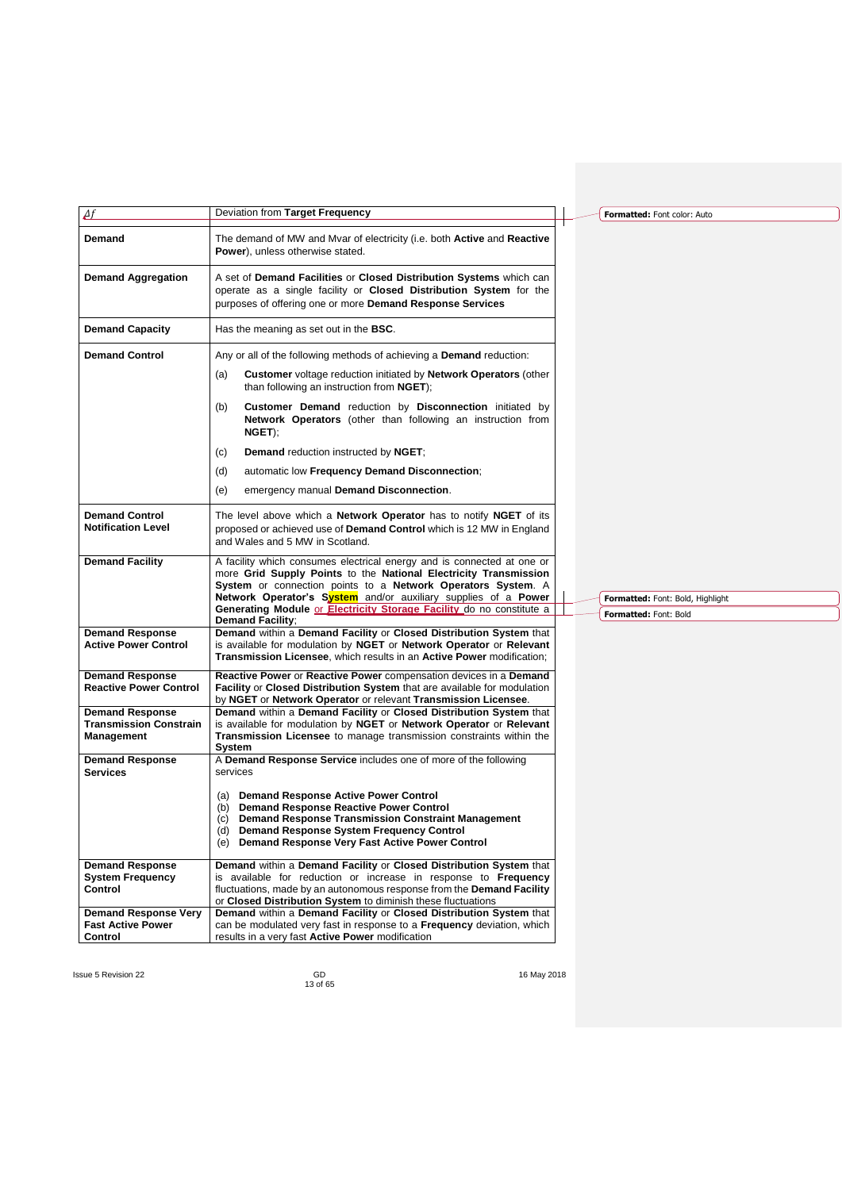| | |
|---|---|
| $\Delta f$ | Deviation from **Target Frequency** |
| **Demand** | The demand of MW and Mvar of electricity (i.e. both **Active** and **Reactive Power**), unless otherwise stated. |
| **Demand Aggregation** | A set of **Demand Facilities** or **Closed Distribution Systems** which can operate as a single facility or **Closed Distribution System** for the purposes of offering one or more **Demand Response Services** |
| **Demand Capacity** | Has the meaning as set out in the **BSC**. |
| **Demand Control** | Any or all of the following methods of achieving a **Demand** reduction:<br>(a) **Customer** voltage reduction initiated by **Network Operators** (other than following an instruction from **NGET**);<br>(b) **Customer Demand** reduction by **Disconnection** initiated by **Network Operators** (other than following an instruction from **NGET**);<br>(c) **Demand** reduction instructed by **NGET**;<br>(d) automatic low **Frequency Demand Disconnection**;<br>(e) emergency manual **Demand Disconnection**. |
| **Demand Control Notification Level** | The level above which a **Network Operator** has to notify **NGET** of its proposed or achieved use of **Demand Control** which is 12 MW in England and Wales and 5 MW in Scotland. |
| **Demand Facility** | A facility which consumes electrical energy and is connected at one or more **Grid Supply Points** to the **National Electricity Transmission System** or connection points to a **Network Operators System**. A **Network Operator's System** and/or auxiliary supplies of a **Power Generating Module** or **Electricity Storage Facility** do no constitute a **Demand Facility**; |
| **Demand Response Active Power Control** | **Demand** within a **Demand Facility** or **Closed Distribution System** that is available for modulation by **NGET** or **Network Operator** or **Relevant Transmission Licensee**, which results in an **Active Power** modification; |
| **Demand Response Reactive Power Control** | **Reactive Power** or **Reactive Power** compensation devices in a **Demand Facility** or **Closed Distribution System** that are available for modulation by **NGET** or **Network Operator** or relevant **Transmission Licensee**. |
| **Demand Response Transmission Constrain Management** | **Demand** within a **Demand Facility** or **Closed Distribution System** that is available for modulation by **NGET** or **Network Operator** or **Relevant Transmission Licensee** to manage transmission constraints within the **System** |
| **Demand Response Services** | A **Demand Response Service** includes one of more of the following services<br>(a) **Demand Response Active Power Control**<br>(b) **Demand Response Reactive Power Control**<br>(c) **Demand Response Transmission Constraint Management**<br>(d) **Demand Response System Frequency Control**<br>(e) **Demand Response Very Fast Active Power Control** |
| **Demand Response System Frequency Control** | **Demand** within a **Demand Facility** or **Closed Distribution System** that is available for reduction or increase in response to **Frequency** fluctuations, made by an autonomous response from the **Demand Facility** or **Closed Distribution System** to diminish these fluctuations |
| **Demand Response Very Fast Active Power Control** | **Demand** within a **Demand Facility** or **Closed Distribution System** that can be modulated very fast in response to a **Frequency** deviation, which results in a very fast **Active Power** modification |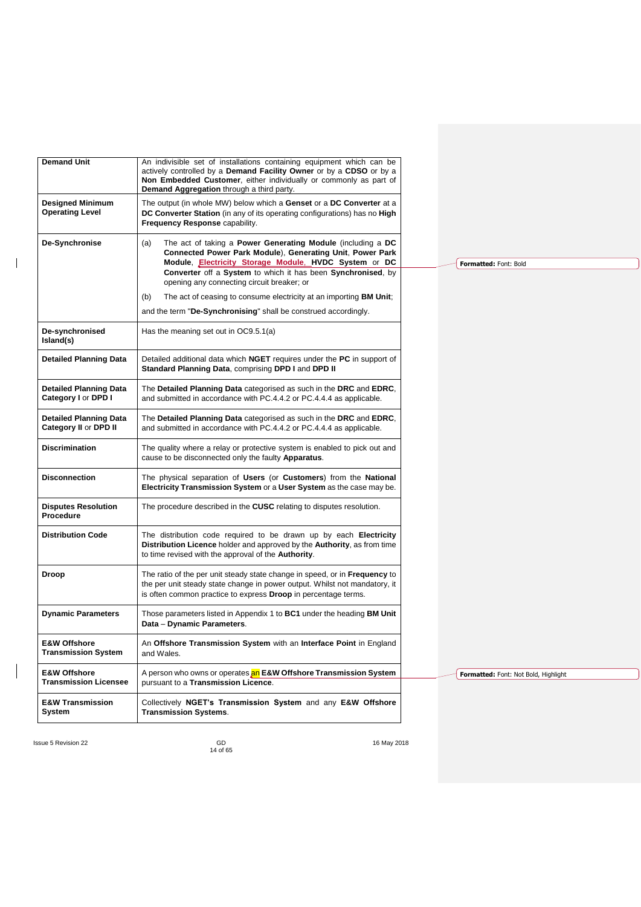| | |
|---|---|
| **Demand Unit** | An indivisible set of installations containing equipment which can be actively controlled by a **Demand Facility Owner** or by a **CDSO** or by a **Non Embedded Customer**, either individually or commonly as part of **Demand Aggregation** through a third party. |
| **Designed Minimum Operating Level** | The output (in whole MW) below which a **Genset** or a **DC Converter** at a **DC Converter Station** (in any of its operating configurations) has no **High Frequency Response** capability. |
| **De-Synchronise** | (a) The act of taking a **Power Generating Module** (including a **DC Connected Power Park Module**), **Generating Unit**, **Power Park Module**, **Electricity Storage Module**, **HVDC System** or **DC Converter** off a **System** to which it has been **Synchronised**, by opening any connecting circuit breaker; or<br>(b) The act of ceasing to consume electricity at an importing **BM Unit**;<br>and the term "**De-Synchronising**" shall be construed accordingly. |
| **De-synchronised Island(s)** | Has the meaning set out in OC9.5.1(a) |
| **Detailed Planning Data** | Detailed additional data which **NGET** requires under the **PC** in support of **Standard Planning Data**, comprising **DPD I** and **DPD II** |
| **Detailed Planning Data Category I** or **DPD I** | The **Detailed Planning Data** categorised as such in the **DRC** and **EDRC**, and submitted in accordance with PC.4.4.2 or PC.4.4.4 as applicable. |
| **Detailed Planning Data Category II** or **DPD II** | The **Detailed Planning Data** categorised as such in the **DRC** and **EDRC**, and submitted in accordance with PC.4.4.2 or PC.4.4.4 as applicable. |
| **Discrimination** | The quality where a relay or protective system is enabled to pick out and cause to be disconnected only the faulty **Apparatus**. |
| **Disconnection** | The physical separation of **Users** (or **Customers**) from the **National Electricity Transmission System** or a **User System** as the case may be. |
| **Disputes Resolution Procedure** | The procedure described in the **CUSC** relating to disputes resolution. |
| **Distribution Code** | The distribution code required to be drawn up by each **Electricity Distribution Licence** holder and approved by the **Authority**, as from time to time revised with the approval of the **Authority**. |
| **Droop** | The ratio of the per unit steady state change in speed, or in **Frequency** to the per unit steady state change in power output. Whilst not mandatory, it is often common practice to express **Droop** in percentage terms. |
| **Dynamic Parameters** | Those parameters listed in Appendix 1 to **BC1** under the heading **BM Unit Data** – **Dynamic Parameters**. |
| **E&W Offshore Transmission System** | An **Offshore Transmission System** with an **Interface Point** in England and Wales. |
| **E&W Offshore Transmission Licensee** | A person who owns or operates an **E&W Offshore Transmission System** pursuant to a **Transmission Licence**. |
| **E&W Transmission System** | Collectively **NGET's Transmission System** and any **E&W Offshore Transmission Systems**. |

Formatted: Font: Bold

Formatted: Font: Not Bold, Highlight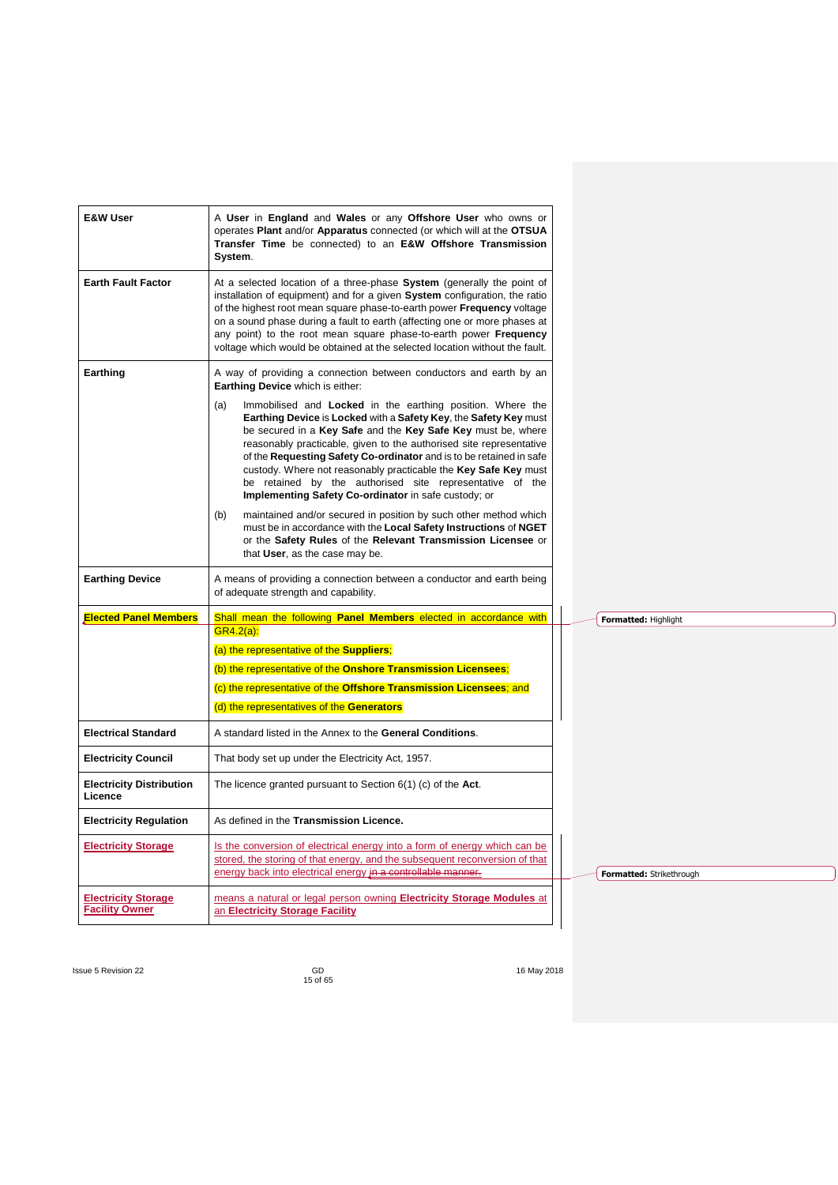| | |
|---|---|
| **E&W User** | A **User** in **England** and **Wales** or any **Offshore User** who owns or operates **Plant** and/or **Apparatus** connected (or which will at the **OTSUA Transfer Time** be connected) to an **E&W Offshore Transmission System**. |
| **Earth Fault Factor** | At a selected location of a three-phase **System** (generally the point of installation of equipment) and for a given **System** configuration, the ratio of the highest root mean square phase-to-earth power **Frequency** voltage on a sound phase during a fault to earth (affecting one or more phases at any point) to the root mean square phase-to-earth power **Frequency** voltage which would be obtained at the selected location without the fault. |
| **Earthing** | A way of providing a connection between conductors and earth by an **Earthing Device** which is either:<br>(a) Immobilised and **Locked** in the earthing position. Where the **Earthing Device** is **Locked** with a **Safety Key**, the **Safety Key** must be secured in a **Key Safe** and the **Key Safe Key** must be, where reasonably practicable, given to the authorised site representative of the **Requesting Safety Co-ordinator** and is to be retained in safe custody. Where not reasonably practicable the **Key Safe Key** must be retained by the authorised site representative of the **Implementing Safety Co-ordinator** in safe custody; or<br>(b) maintained and/or secured in position by such other method which must be in accordance with the **Local Safety Instructions** of **NGET** or the **Safety Rules** of the **Relevant Transmission Licensee** or that **User**, as the case may be. |
| **Earthing Device** | A means of providing a connection between a conductor and earth being of adequate strength and capability. |
| **Elected Panel Members** | Shall mean the following **Panel Members** elected in accordance with GR4.2(a):<br>(a) the representative of the **Suppliers**;<br>(b) the representative of the **Onshore Transmission Licensees**;<br>(c) the representative of the **Offshore Transmission Licensees**; and<br>(d) the representatives of the **Generators** |
| **Electrical Standard** | A standard listed in the Annex to the **General Conditions**. |
| **Electricity Council** | That body set up under the Electricity Act, 1957. |
| **Electricity Distribution Licence** | The licence granted pursuant to Section 6(1) (c) of the **Act**. |
| **Electricity Regulation** | As defined in the **Transmission Licence.** |
| **Electricity Storage** | Is the conversion of electrical energy into a form of energy which can be stored, the storing of that energy, and the subsequent reconversion of that energy back into electrical energy ~~in a controllable manner.~~ |
| **Electricity Storage Facility Owner** | means a natural or legal person owning **Electricity Storage Modules** at an **Electricity Storage Facility** |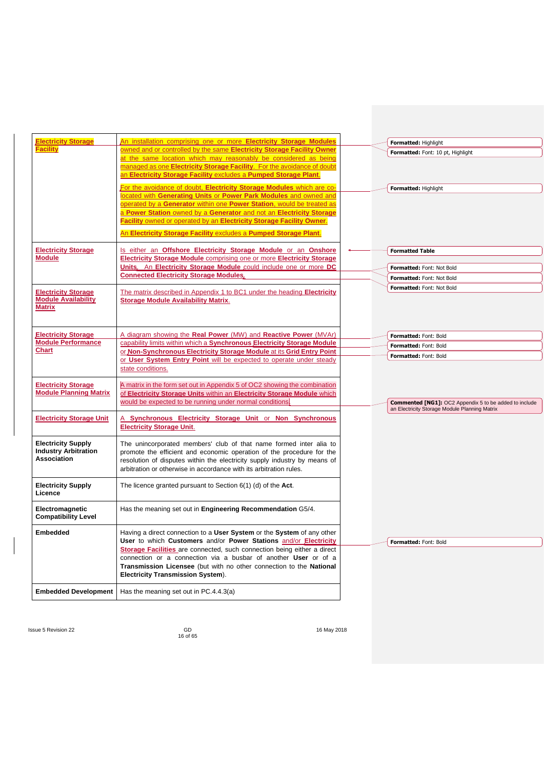| | |
|---|---|
| **Electricity Storage Facility** | An installation comprising one or more **Electricity Storage Modules** owned and or controlled by the same **Electricity Storage Facility Owner** at the same location which may reasonably be considered as being managed as one **Electricity Storage Facility**. For the avoidance of doubt an **Electricity Storage Facility** excludes a **Pumped Storage Plant**.<br><br>For the avoidance of doubt, **Electricity Storage Modules** which are co-located with **Generating Units** or **Power Park Modules** and owned and operated by a **Generator** within one **Power Station**, would be treated as a **Power Station** owned by a **Generator** and not an **Electricity Storage Facility** owned or operated by an **Electricity Storage Facility Owner**.<br><br>An **Electricity Storage Facility** excludes a **Pumped Storage Plant**. |
| **Electricity Storage Module** | Is either an **Offshore Electricity Storage Module** or an **Onshore Electricity Storage Module** comprising one or more **Electricity Storage Units**. An **Electricity Storage Module** could include one or more **DC Connected Electricity Storage Modules**. |
| **Electricity Storage Module Availability Matrix** | The matrix described in Appendix 1 to BC1 under the heading **Electricity Storage Module Availability Matrix**. |
| **Electricity Storage Module Performance Chart** | A diagram showing the **Real Power** (MW) and **Reactive Power** (MVAr) capability limits within which a **Synchronous Electricity Storage Module** or **Non-Synchronous Electricity Storage Module** at its **Grid Entry Point** or **User System Entry Point** will be expected to operate under steady state conditions. |
| **Electricity Storage Module Planning Matrix** | A matrix in the form set out in Appendix 5 of OC2 showing the combination of **Electricity Storage Units** within an **Electricity Storage Module** which would be expected to be running under normal conditions. |
| **Electricity Storage Unit** | A **Synchronous Electricity Storage Unit** or **Non Synchronous Electricity Storage Unit**. |
| **Electricity Supply Industry Arbitration Association** | The unincorporated members' club of that name formed inter alia to promote the efficient and economic operation of the procedure for the resolution of disputes within the electricity supply industry by means of arbitration or otherwise in accordance with its arbitration rules. |
| **Electricity Supply Licence** | The licence granted pursuant to Section 6(1) (d) of the **Act**. |
| **Electromagnetic Compatibility Level** | Has the meaning set out in **Engineering Recommendation** G5/4. |
| **Embedded** | Having a direct connection to a **User System** or the **System** of any other **User** to which **Customers** and/or **Power Stations** and/or **Electricity Storage Facilities** are connected, such connection being either a direct connection or a connection via a busbar of another **User** or of a **Transmission Licensee** (but with no other connection to the **National Electricity Transmission System**). |
| **Embedded Development** | Has the meaning set out in PC.4.4.3(a) |

Commented [NG1]: OC2 Appendix 5 to be added to include an Electricity Storage Module Planning Matrix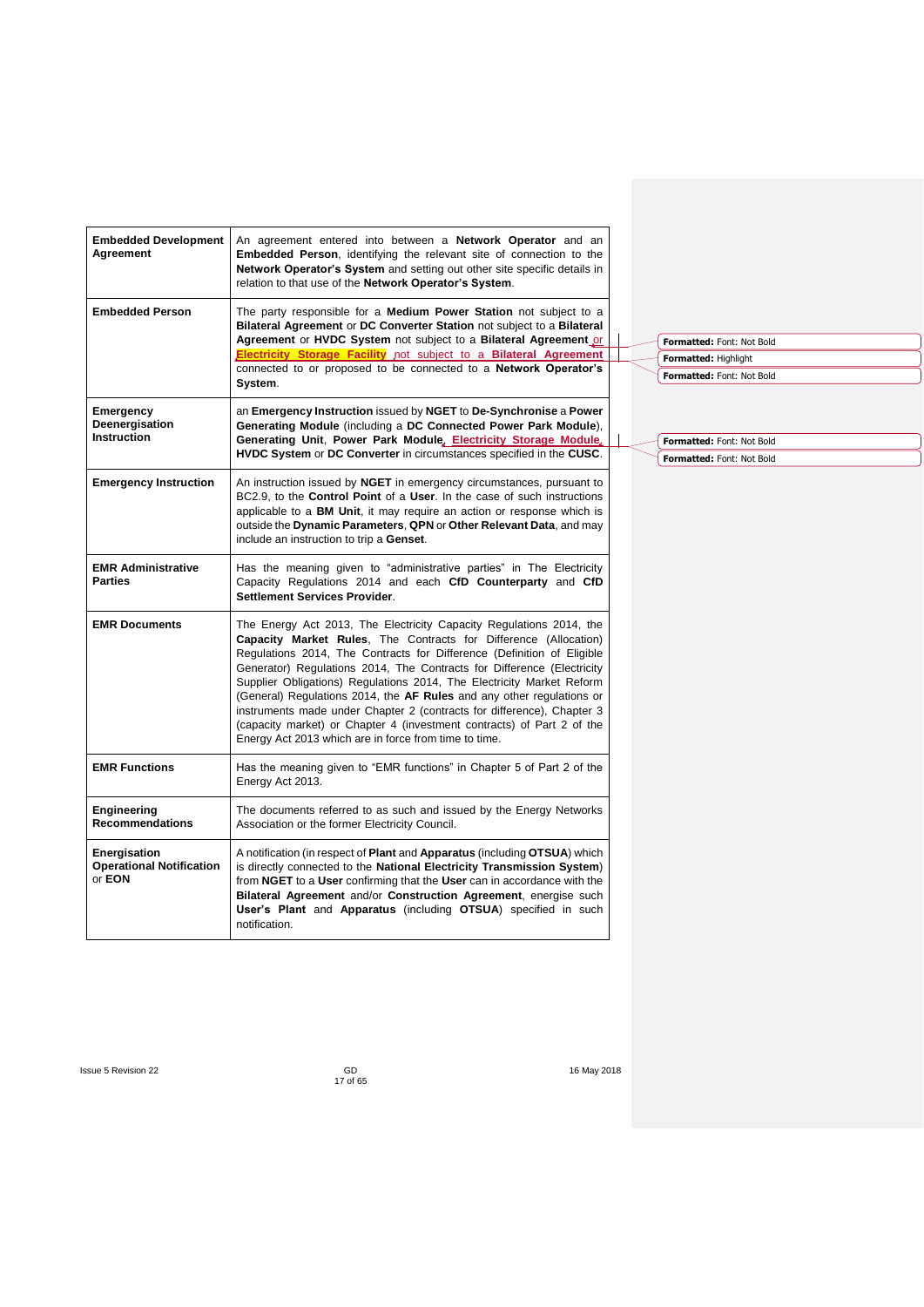| | |
|---|---|
| **Embedded Development Agreement** | An agreement entered into between a **Network Operator** and an **Embedded Person**, identifying the relevant site of connection to the **Network Operator's System** and setting out other site specific details in relation to that use of the **Network Operator's System**. |
| **Embedded Person** | The party responsible for a **Medium Power Station** not subject to a **Bilateral Agreement** or **DC Converter Station** not subject to a **Bilateral Agreement** or **HVDC System** not subject to a **Bilateral Agreement** or **Electricity Storage Facility** not subject to a **Bilateral Agreement** connected to or proposed to be connected to a **Network Operator's System**. |
| **Emergency Deenergisation Instruction** | an **Emergency Instruction** issued by **NGET** to **De-Synchronise** a **Power Generating Module** (including a **DC Connected Power Park Module**), **Generating Unit**, **Power Park Module**, **Electricity Storage Module**, **HVDC System** or **DC Converter** in circumstances specified in the **CUSC**. |
| **Emergency Instruction** | An instruction issued by **NGET** in emergency circumstances, pursuant to BC2.9, to the **Control Point** of a **User**. In the case of such instructions applicable to a **BM Unit**, it may require an action or response which is outside the **Dynamic Parameters**, **QPN** or **Other Relevant Data**, and may include an instruction to trip a **Genset**. |
| **EMR Administrative Parties** | Has the meaning given to "administrative parties" in The Electricity Capacity Regulations 2014 and each **CfD Counterparty** and **CfD Settlement Services Provider**. |
| **EMR Documents** | The Energy Act 2013, The Electricity Capacity Regulations 2014, the **Capacity Market Rules**, The Contracts for Difference (Allocation) Regulations 2014, The Contracts for Difference (Definition of Eligible Generator) Regulations 2014, The Contracts for Difference (Electricity Supplier Obligations) Regulations 2014, The Electricity Market Reform (General) Regulations 2014, the **AF Rules** and any other regulations or instruments made under Chapter 2 (contracts for difference), Chapter 3 (capacity market) or Chapter 4 (investment contracts) of Part 2 of the Energy Act 2013 which are in force from time to time. |
| **EMR Functions** | Has the meaning given to "EMR functions" in Chapter 5 of Part 2 of the Energy Act 2013. |
| **Engineering Recommendations** | The documents referred to as such and issued by the Energy Networks Association or the former Electricity Council. |
| **Energisation Operational Notification** or **EON** | A notification (in respect of **Plant** and **Apparatus** (including **OTSUA**) which is directly connected to the **National Electricity Transmission System**) from **NGET** to a **User** confirming that the **User** can in accordance with the **Bilateral Agreement** and/or **Construction Agreement**, energise such **User's Plant** and **Apparatus** (including **OTSUA**) specified in such notification. |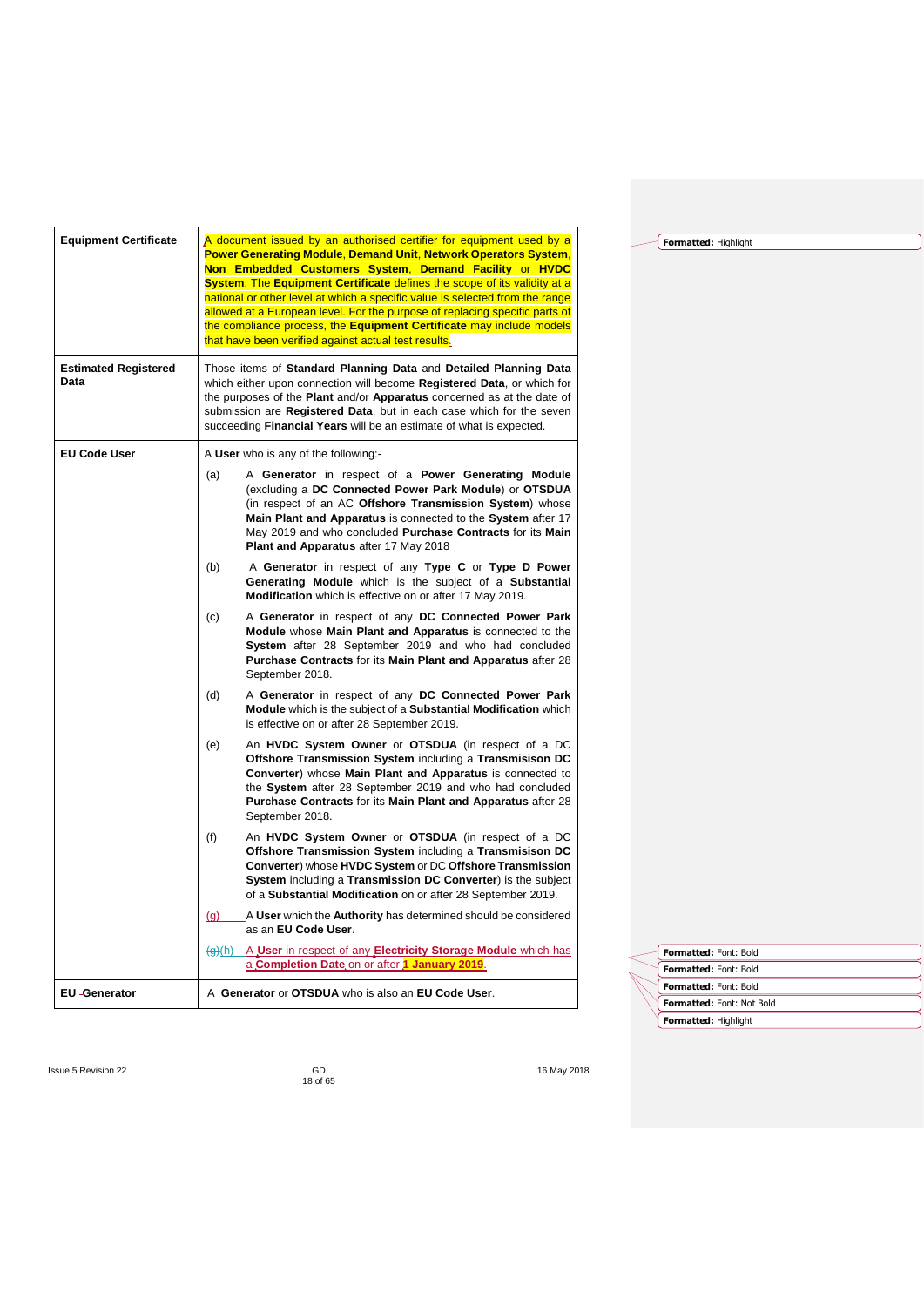| | |
|---|---|
| **Equipment Certificate** | A document issued by an authorised certifier for equipment used by a **Power Generating Module**, **Demand Unit**, **Network Operators System**, **Non Embedded Customers System**, **Demand Facility** or **HVDC System**. The **Equipment Certificate** defines the scope of its validity at a national or other level at which a specific value is selected from the range allowed at a European level. For the purpose of replacing specific parts of the compliance process, the **Equipment Certificate** may include models that have been verified against actual test results. |
| **Estimated Registered Data** | Those items of **Standard Planning Data** and **Detailed Planning Data** which either upon connection will become **Registered Data**, or which for the purposes of the **Plant** and/or **Apparatus** concerned as at the date of submission are **Registered Data**, but in each case which for the seven succeeding **Financial Years** will be an estimate of what is expected. |
| **EU Code User** | A **User** who is any of the following:-<br><br>(a) A **Generator** in respect of a **Power Generating Module** (excluding a **DC Connected Power Park Module**) or **OTSDUA** (in respect of an AC **Offshore Transmission System**) whose **Main Plant and Apparatus** is connected to the **System** after 17 May 2019 and who concluded **Purchase Contracts** for its **Main Plant and Apparatus** after 17 May 2018<br><br>(b) A **Generator** in respect of any **Type C** or **Type D Power Generating Module** which is the subject of a **Substantial Modification** which is effective on or after 17 May 2019.<br><br>(c) A **Generator** in respect of any **DC Connected Power Park Module** whose **Main Plant and Apparatus** is connected to the **System** after 28 September 2019 and who had concluded **Purchase Contracts** for its **Main Plant and Apparatus** after 28 September 2018.<br><br>(d) A **Generator** in respect of any **DC Connected Power Park Module** which is the subject of a **Substantial Modification** which is effective on or after 28 September 2019.<br><br>(e) An **HVDC System Owner** or **OTSDUA** (in respect of a DC **Offshore Transmission System** including a **Transmisison DC Converter**) whose **Main Plant and Apparatus** is connected to the **System** after 28 September 2019 and who had concluded **Purchase Contracts** for its **Main Plant and Apparatus** after 28 September 2018.<br><br>(f) An **HVDC System Owner** or **OTSDUA** (in respect of a DC **Offshore Transmission System** including a **Transmisison DC Converter**) whose **HVDC System** or DC **Offshore Transmission System** including a **Transmission DC Converter**) is the subject of a **Substantial Modification** on or after 28 September 2019.<br><br>(g) A **User** which the **Authority** has determined should be considered as an **EU Code User**.<br><br>~~(g)~~(h) A **User** in respect of any **Electricity Storage Module** which has a **Completion Date** on or after **1 January 2019**. |
| **EU Generator** | A **Generator** or **OTSDUA** who is also an **EU Code User**. |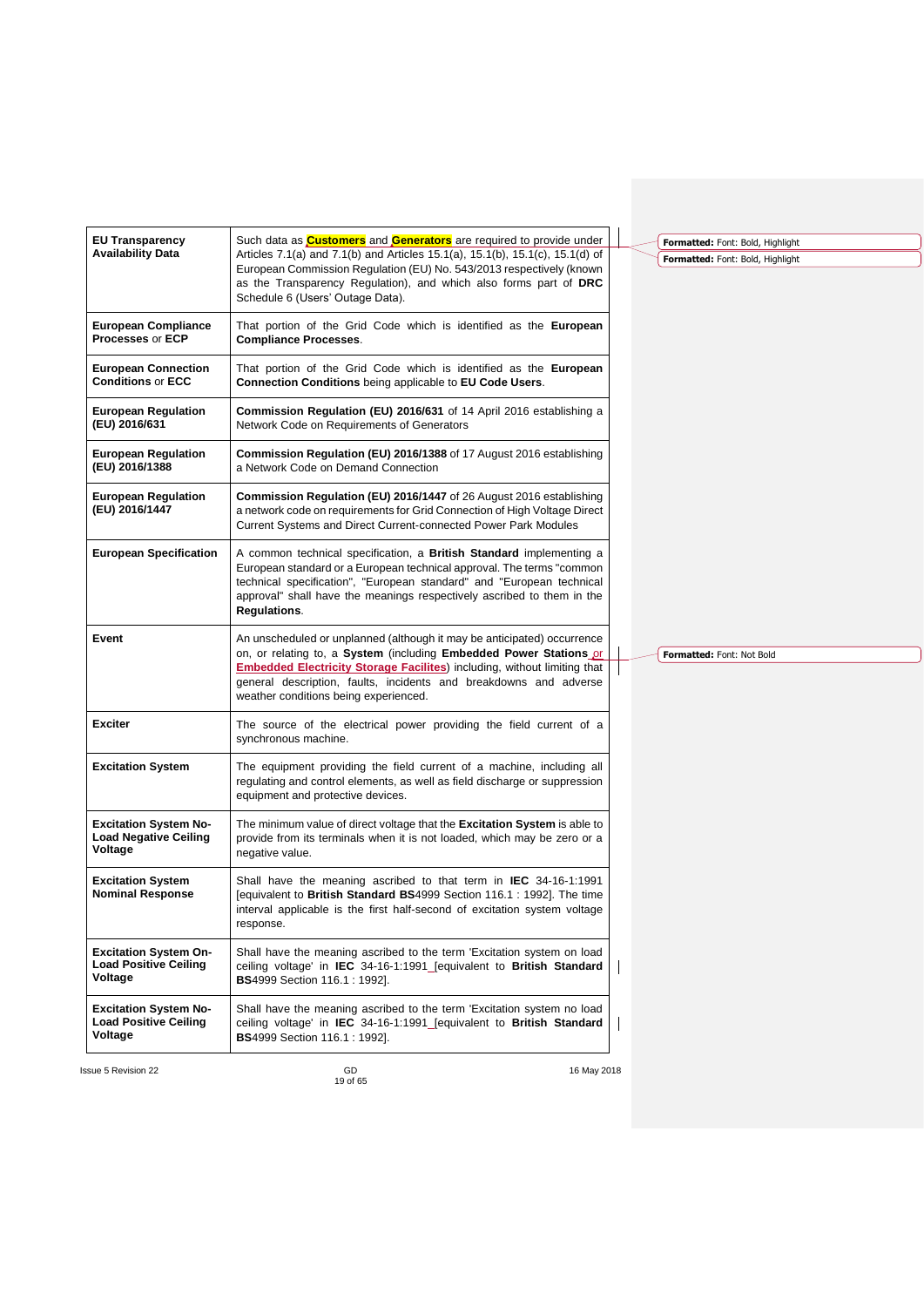| | |
|---|---|
| **EU Transparency Availability Data** | Such data as **Customers** and **Generators** are required to provide under Articles 7.1(a) and 7.1(b) and Articles 15.1(a), 15.1(b), 15.1(c), 15.1(d) of European Commission Regulation (EU) No. 543/2013 respectively (known as the Transparency Regulation), and which also forms part of **DRC** Schedule 6 (Users' Outage Data). |
| **European Compliance Processes** or **ECP** | That portion of the Grid Code which is identified as the **European Compliance Processes**. |
| **European Connection Conditions** or **ECC** | That portion of the Grid Code which is identified as the **European Connection Conditions** being applicable to **EU Code Users**. |
| **European Regulation (EU) 2016/631** | **Commission Regulation (EU) 2016/631** of 14 April 2016 establishing a Network Code on Requirements of Generators |
| **European Regulation (EU) 2016/1388** | **Commission Regulation (EU) 2016/1388** of 17 August 2016 establishing a Network Code on Demand Connection |
| **European Regulation (EU) 2016/1447** | **Commission Regulation (EU) 2016/1447** of 26 August 2016 establishing a network code on requirements for Grid Connection of High Voltage Direct Current Systems and Direct Current-connected Power Park Modules |
| **European Specification** | A common technical specification, a **British Standard** implementing a European standard or a European technical approval. The terms "common technical specification", "European standard" and "European technical approval" shall have the meanings respectively ascribed to them in the **Regulations**. |
| **Event** | An unscheduled or unplanned (although it may be anticipated) occurrence on, or relating to, a **System** (including **Embedded Power Stations** or **Embedded Electricity Storage Facilites**) including, without limiting that general description, faults, incidents and breakdowns and adverse weather conditions being experienced. |
| **Exciter** | The source of the electrical power providing the field current of a synchronous machine. |
| **Excitation System** | The equipment providing the field current of a machine, including all regulating and control elements, as well as field discharge or suppression equipment and protective devices. |
| **Excitation System No-Load Negative Ceiling Voltage** | The minimum value of direct voltage that the **Excitation System** is able to provide from its terminals when it is not loaded, which may be zero or a negative value. |
| **Excitation System Nominal Response** | Shall have the meaning ascribed to that term in **IEC** 34-16-1:1991 [equivalent to **British Standard BS**4999 Section 116.1 : 1992]. The time interval applicable is the first half-second of excitation system voltage response. |
| **Excitation System On-Load Positive Ceiling Voltage** | Shall have the meaning ascribed to the term 'Excitation system on load ceiling voltage' in **IEC** 34-16-1:1991 [equivalent to **British Standard BS**4999 Section 116.1 : 1992]. |
| **Excitation System No-Load Positive Ceiling Voltage** | Shall have the meaning ascribed to the term 'Excitation system no load ceiling voltage' in **IEC** 34-16-1:1991 [equivalent to **British Standard BS**4999 Section 116.1 : 1992]. |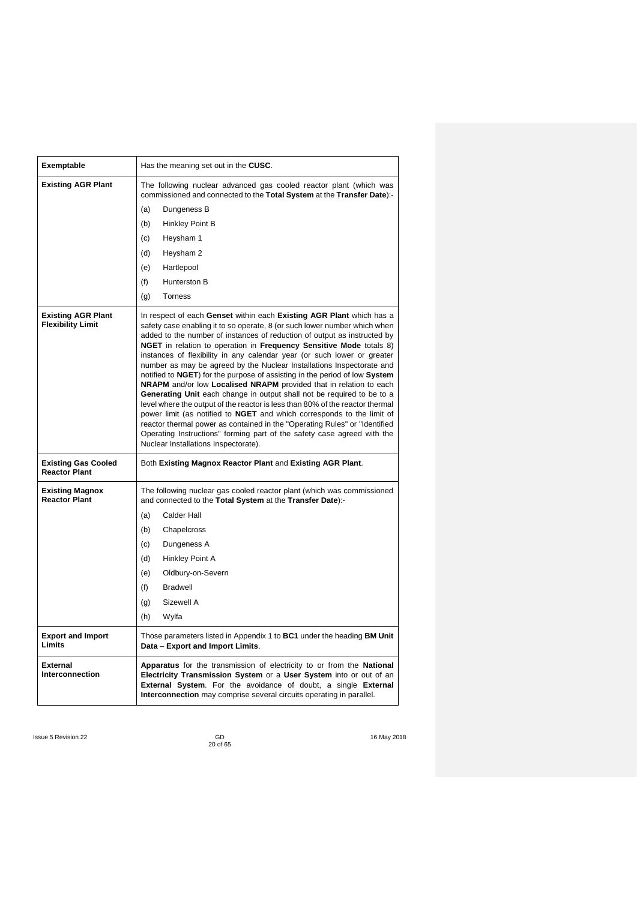| | |
|---|---|
| **Exemptable** | Has the meaning set out in the **CUSC**. |
| **Existing AGR Plant** | The following nuclear advanced gas cooled reactor plant (which was commissioned and connected to the **Total System** at the **Transfer Date**):-<br>(a) Dungeness B<br>(b) Hinkley Point B<br>(c) Heysham 1<br>(d) Heysham 2<br>(e) Hartlepool<br>(f) Hunterston B<br>(g) Torness |
| **Existing AGR Plant Flexibility Limit** | In respect of each **Genset** within each **Existing AGR Plant** which has a safety case enabling it to so operate, 8 (or such lower number which when added to the number of instances of reduction of output as instructed by **NGET** in relation to operation in **Frequency Sensitive Mode** totals 8) instances of flexibility in any calendar year (or such lower or greater number as may be agreed by the Nuclear Installations Inspectorate and notified to **NGET**) for the purpose of assisting in the period of low **System NRAPM** and/or low **Localised NRAPM** provided that in relation to each **Generating Unit** each change in output shall not be required to be to a level where the output of the reactor is less than 80% of the reactor thermal power limit (as notified to **NGET** and which corresponds to the limit of reactor thermal power as contained in the "Operating Rules" or "Identified Operating Instructions" forming part of the safety case agreed with the Nuclear Installations Inspectorate). |
| **Existing Gas Cooled Reactor Plant** | Both **Existing Magnox Reactor Plant** and **Existing AGR Plant**. |
| **Existing Magnox Reactor Plant** | The following nuclear gas cooled reactor plant (which was commissioned and connected to the **Total System** at the **Transfer Date**):-<br>(a) Calder Hall<br>(b) Chapelcross<br>(c) Dungeness A<br>(d) Hinkley Point A<br>(e) Oldbury-on-Severn<br>(f) Bradwell<br>(g) Sizewell A<br>(h) Wylfa |
| **Export and Import Limits** | Those parameters listed in Appendix 1 to **BC1** under the heading **BM Unit Data** – **Export and Import Limits**. |
| **External Interconnection** | **Apparatus** for the transmission of electricity to or from the **National Electricity Transmission System** or a **User System** into or out of an **External System**. For the avoidance of doubt, a single **External Interconnection** may comprise several circuits operating in parallel. |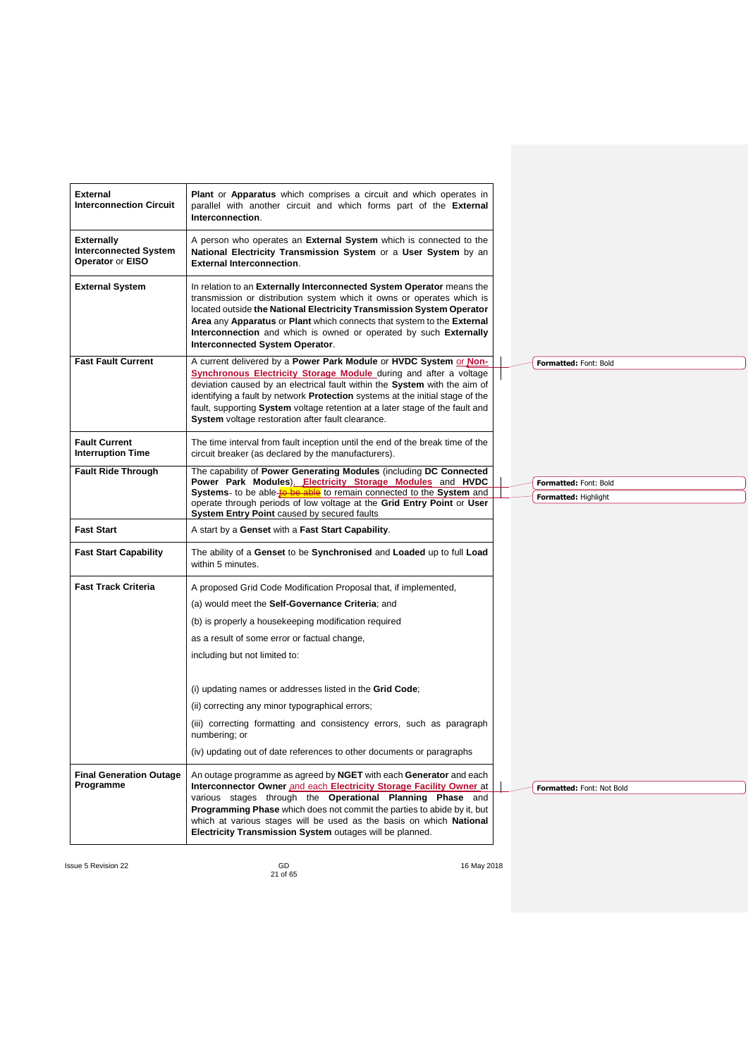| | |
|---|---|
| **External Interconnection Circuit** | **Plant** or **Apparatus** which comprises a circuit and which operates in parallel with another circuit and which forms part of the **External Interconnection**. |
| **Externally Interconnected System Operator** or **EISO** | A person who operates an **External System** which is connected to the **National Electricity Transmission System** or a **User System** by an **External Interconnection**. |
| **External System** | In relation to an **Externally Interconnected System Operator** means the transmission or distribution system which it owns or operates which is located outside **the National Electricity Transmission System Operator Area** any **Apparatus** or **Plant** which connects that system to the **External Interconnection** and which is owned or operated by such **Externally Interconnected System Operator**. |
| **Fast Fault Current** | A current delivered by a **Power Park Module** or **HVDC System** or **Non-Synchronous Electricity Storage Module** during and after a voltage deviation caused by an electrical fault within the **System** with the aim of identifying a fault by network **Protection** systems at the initial stage of the fault, supporting **System** voltage retention at a later stage of the fault and **System** voltage restoration after fault clearance. |
| **Fault Current Interruption Time** | The time interval from fault inception until the end of the break time of the circuit breaker (as declared by the manufacturers). |
| **Fault Ride Through** | The capability of **Power Generating Modules** (including **DC Connected Power Park Modules**), **Electricity Storage Modules** and **HVDC Systems** to be able ~~to be able~~ to remain connected to the **System** and operate through periods of low voltage at the **Grid Entry Point** or **User System Entry Point** caused by secured faults |
| **Fast Start** | A start by a **Genset** with a **Fast Start Capability**. |
| **Fast Start Capability** | The ability of a **Genset** to be **Synchronised** and **Loaded** up to full **Load** within 5 minutes. |
| **Fast Track Criteria** | A proposed Grid Code Modification Proposal that, if implemented,<br>(a) would meet the **Self-Governance Criteria**; and<br>(b) is properly a housekeeping modification required<br>as a result of some error or factual change,<br>including but not limited to:<br><br>(i) updating names or addresses listed in the **Grid Code**;<br>(ii) correcting any minor typographical errors;<br>(iii) correcting formatting and consistency errors, such as paragraph numbering; or<br>(iv) updating out of date references to other documents or paragraphs |
| **Final Generation Outage Programme** | An outage programme as agreed by **NGET** with each **Generator** and each **Interconnector Owner** and each **Electricity Storage Facility Owner** at various stages through the **Operational Planning Phase** and **Programming Phase** which does not commit the parties to abide by it, but which at various stages will be used as the basis on which **National Electricity Transmission System** outages will be planned. |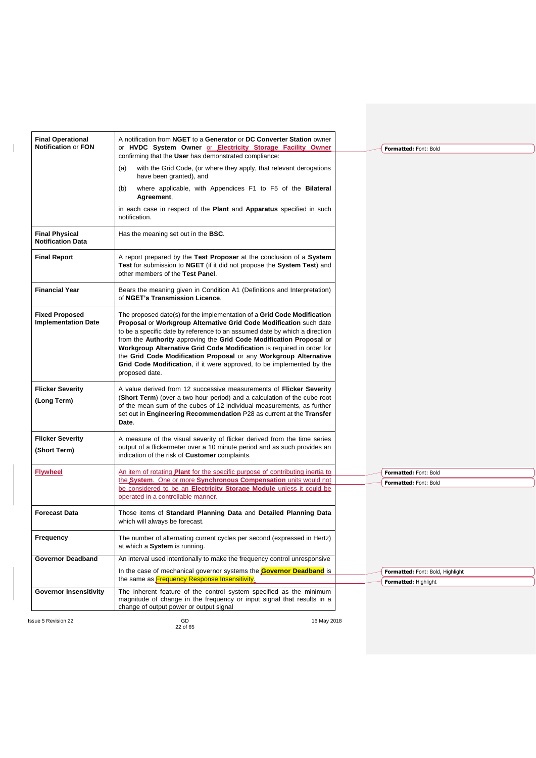| | |
|---|---|
| **Final Operational Notification** or **FON** | A notification from **NGET** to a **Generator** or **DC Converter Station** owner or **HVDC System Owner** or **Electricity Storage Facility Owner** confirming that the **User** has demonstrated compliance:<br>(a) with the Grid Code, (or where they apply, that relevant derogations have been granted), and<br>(b) where applicable, with Appendices F1 to F5 of the **Bilateral Agreement**,<br>in each case in respect of the **Plant** and **Apparatus** specified in such notification. |
| **Final Physical Notification Data** | Has the meaning set out in the **BSC**. |
| **Final Report** | A report prepared by the **Test Proposer** at the conclusion of a **System Test** for submission to **NGET** (if it did not propose the **System Test**) and other members of the **Test Panel**. |
| **Financial Year** | Bears the meaning given in Condition A1 (Definitions and Interpretation) of **NGET's Transmission Licence**. |
| **Fixed Proposed Implementation Date** | The proposed date(s) for the implementation of a **Grid Code Modification Proposal** or **Workgroup Alternative Grid Code Modification** such date to be a specific date by reference to an assumed date by which a direction from the **Authority** approving the **Grid Code Modification Proposal** or **Workgroup Alternative Grid Code Modification** is required in order for the **Grid Code Modification Proposal** or any **Workgroup Alternative Grid Code Modification**, if it were approved, to be implemented by the proposed date. |
| **Flicker Severity (Long Term)** | A value derived from 12 successive measurements of **Flicker Severity** (**Short Term**) (over a two hour period) and a calculation of the cube root of the mean sum of the cubes of 12 individual measurements, as further set out in **Engineering Recommendation** P28 as current at the **Transfer Date**. |
| **Flicker Severity (Short Term)** | A measure of the visual severity of flicker derived from the time series output of a flickermeter over a 10 minute period and as such provides an indication of the risk of **Customer** complaints. |
| **Flywheel** | An item of rotating **Plant** for the specific purpose of contributing inertia to the **System**. One or more **Synchronous Compensation** units would not be considered to be an **Electricity Storage Module** unless it could be operated in a controllable manner. |
| **Forecast Data** | Those items of **Standard Planning Data** and **Detailed Planning Data** which will always be forecast. |
| **Frequency** | The number of alternating current cycles per second (expressed in Hertz) at which a **System** is running. |
| **Governor Deadband** | An interval used intentionally to make the frequency control unresponsive<br>In the case of mechanical governor systems the **Governor Deadband** is the same as Frequency Response Insensitivity. |
| **Governor Insensitivity** | The inherent feature of the control system specified as the minimum magnitude of change in the frequency or input signal that results in a change of output power or output signal |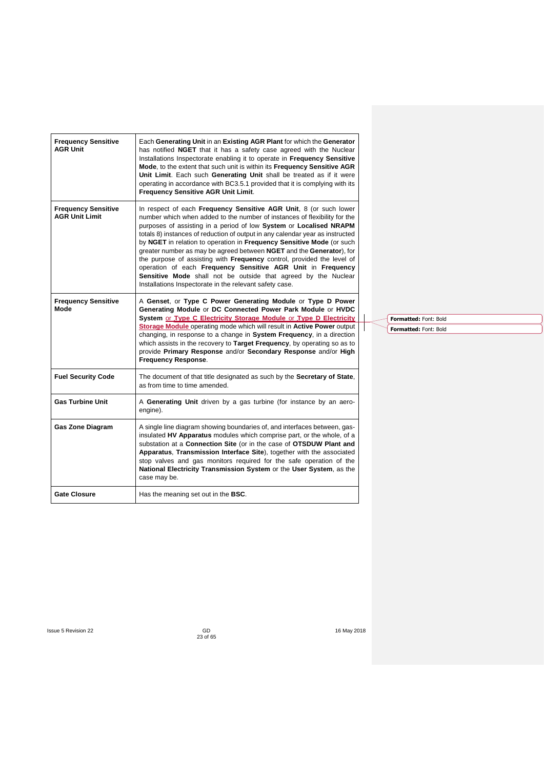| | |
|---|---|
| **Frequency Sensitive AGR Unit** | Each **Generating Unit** in an **Existing AGR Plant** for which the **Generator** has notified **NGET** that it has a safety case agreed with the Nuclear Installations Inspectorate enabling it to operate in **Frequency Sensitive Mode**, to the extent that such unit is within its **Frequency Sensitive AGR Unit Limit**. Each such **Generating Unit** shall be treated as if it were operating in accordance with BC3.5.1 provided that it is complying with its **Frequency Sensitive AGR Unit Limit**. |
| **Frequency Sensitive AGR Unit Limit** | In respect of each **Frequency Sensitive AGR Unit**, 8 (or such lower number which when added to the number of instances of flexibility for the purposes of assisting in a period of low **System** or **Localised NRAPM** totals 8) instances of reduction of output in any calendar year as instructed by **NGET** in relation to operation in **Frequency Sensitive Mode** (or such greater number as may be agreed between **NGET** and the **Generator**), for the purpose of assisting with **Frequency** control, provided the level of operation of each **Frequency Sensitive AGR Unit** in **Frequency Sensitive Mode** shall not be outside that agreed by the Nuclear Installations Inspectorate in the relevant safety case. |
| **Frequency Sensitive Mode** | A **Genset**, or **Type C Power Generating Module** or **Type D Power Generating Module** or **DC Connected Power Park Module** or **HVDC System** or **Type C Electricity Storage Module** or **Type D Electricity Storage Module** operating mode which will result in **Active Power** output changing, in response to a change in **System Frequency**, in a direction which assists in the recovery to **Target Frequency**, by operating so as to provide **Primary Response** and/or **Secondary Response** and/or **High Frequency Response**. |
| **Fuel Security Code** | The document of that title designated as such by the **Secretary of State**, as from time to time amended. |
| **Gas Turbine Unit** | A **Generating Unit** driven by a gas turbine (for instance by an aero-engine). |
| **Gas Zone Diagram** | A single line diagram showing boundaries of, and interfaces between, gas-insulated **HV Apparatus** modules which comprise part, or the whole, of a substation at a **Connection Site** (or in the case of **OTSDUW Plant and Apparatus**, **Transmission Interface Site**), together with the associated stop valves and gas monitors required for the safe operation of the **National Electricity Transmission System** or the **User System**, as the case may be. |
| **Gate Closure** | Has the meaning set out in the **BSC**. |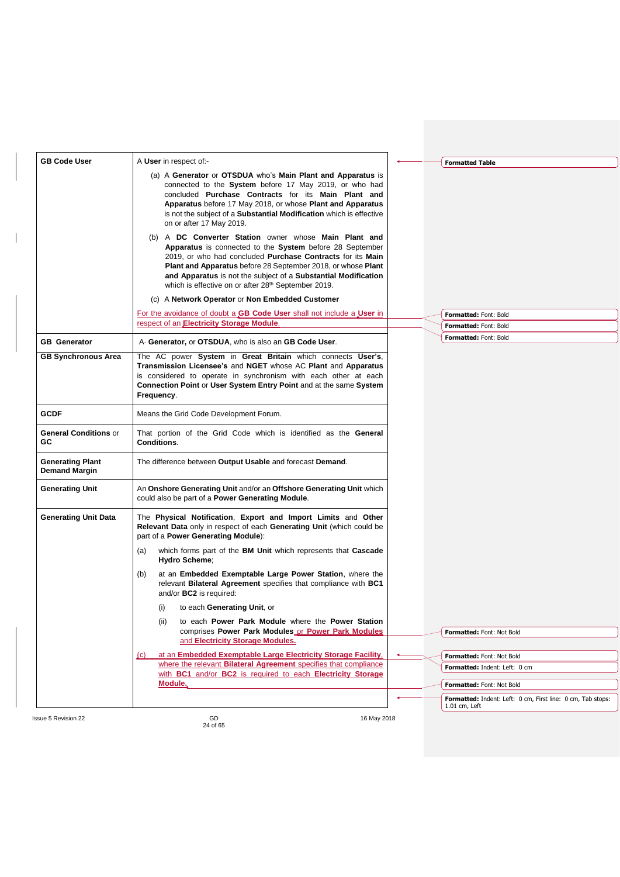| | |
|---|---|
| **GB Code User** | A **User** in respect of:- <br>(a) A **Generator** or **OTSDUA** who's **Main Plant and Apparatus** is connected to the **System** before 17 May 2019, or who had concluded **Purchase Contracts** for its **Main Plant and Apparatus** before 17 May 2018, or whose **Plant and Apparatus** is not the subject of a **Substantial Modification** which is effective on or after 17 May 2019.<br>(b) A **DC Converter Station** owner whose **Main Plant and Apparatus** is connected to the **System** before 28 September 2019, or who had concluded **Purchase Contracts** for its **Main Plant and Apparatus** before 28 September 2018, or whose **Plant and Apparatus** is not the subject of a **Substantial Modification** which is effective on or after 28th September 2019.<br>(c) A **Network Operator** or **Non Embedded Customer**<br>For the avoidance of doubt a **GB Code User** shall not include a **User** in respect of an **Electricity Storage Module**. |
| **GB Generator** | A **Generator,** or **OTSDUA**, who is also an **GB Code User**. |
| **GB Synchronous Area** | The AC power **System** in **Great Britain** which connects **User's**, **Transmission Licensee's** and **NGET** whose AC **Plant** and **Apparatus** is considered to operate in synchronism with each other at each **Connection Point** or **User System Entry Point** and at the same **System Frequency**. |
| **GCDF** | Means the Grid Code Development Forum. |
| **General Conditions** or **GC** | That portion of the Grid Code which is identified as the **General Conditions**. |
| **Generating Plant Demand Margin** | The difference between **Output Usable** and forecast **Demand**. |
| **Generating Unit** | An **Onshore Generating Unit** and/or an **Offshore Generating Unit** which could also be part of a **Power Generating Module**. |
| **Generating Unit Data** | The **Physical Notification**, **Export and Import Limits** and **Other Relevant Data** only in respect of each **Generating Unit** (which could be part of a **Power Generating Module**):<br>(a) which forms part of the **BM Unit** which represents that **Cascade Hydro Scheme**;<br>(b) at an **Embedded Exemptable Large Power Station**, where the relevant **Bilateral Agreement** specifies that compliance with **BC1** and/or **BC2** is required:<br>(i) to each **Generating Unit**, or<br>(ii) to each **Power Park Module** where the **Power Station** comprises **Power Park Modules** or **Power Park Modules** and **Electricity Storage Modules.**<br>(c) at an **Embedded Exemptable Large Electricity Storage Facility**, where the relevant **Bilateral Agreement** specifies that compliance with **BC1** and/or **BC2** is required to each **Electricity Storage Module.** |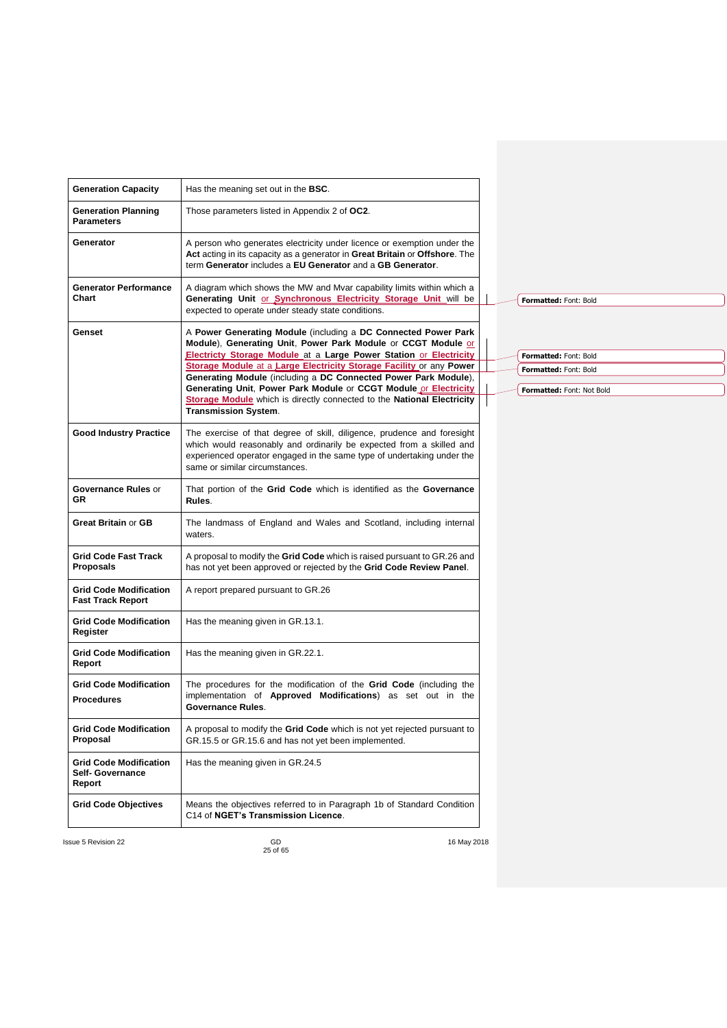| | |
|---|---|
| **Generation Capacity** | Has the meaning set out in the **BSC**. |
| **Generation Planning Parameters** | Those parameters listed in Appendix 2 of **OC2**. |
| **Generator** | A person who generates electricity under licence or exemption under the **Act** acting in its capacity as a generator in **Great Britain** or **Offshore**. The term **Generator** includes a **EU Generator** and a **GB Generator**. |
| **Generator Performance Chart** | A diagram which shows the MW and Mvar capability limits within which a **Generating Unit** or **Synchronous Electricity Storage Unit** will be expected to operate under steady state conditions. |
| **Genset** | A **Power Generating Module** (including a **DC Connected Power Park Module**), **Generating Unit**, **Power Park Module** or **CCGT Module** or **Electricity Storage Module** at a **Large Power Station** or **Electricity Storage Module** at a **Large Electricity Storage Facility** or any **Power Generating Module** (including a **DC Connected Power Park Module**), **Generating Unit**, **Power Park Module** or **CCGT Module** or **Electricity Storage Module** which is directly connected to the **National Electricity Transmission System**. |
| **Good Industry Practice** | The exercise of that degree of skill, diligence, prudence and foresight which would reasonably and ordinarily be expected from a skilled and experienced operator engaged in the same type of undertaking under the same or similar circumstances. |
| **Governance Rules** or **GR** | That portion of the **Grid Code** which is identified as the **Governance Rules**. |
| **Great Britain** or **GB** | The landmass of England and Wales and Scotland, including internal waters. |
| **Grid Code Fast Track Proposals** | A proposal to modify the **Grid Code** which is raised pursuant to GR.26 and has not yet been approved or rejected by the **Grid Code Review Panel**. |
| **Grid Code Modification Fast Track Report** | A report prepared pursuant to GR.26 |
| **Grid Code Modification Register** | Has the meaning given in GR.13.1. |
| **Grid Code Modification Report** | Has the meaning given in GR.22.1. |
| **Grid Code Modification Procedures** | The procedures for the modification of the **Grid Code** (including the implementation of **Approved Modifications**) as set out in the **Governance Rules**. |
| **Grid Code Modification Proposal** | A proposal to modify the **Grid Code** which is not yet rejected pursuant to GR.15.5 or GR.15.6 and has not yet been implemented. |
| **Grid Code Modification Self- Governance Report** | Has the meaning given in GR.24.5 |
| **Grid Code Objectives** | Means the objectives referred to in Paragraph 1b of Standard Condition C14 of **NGET's Transmission Licence**. |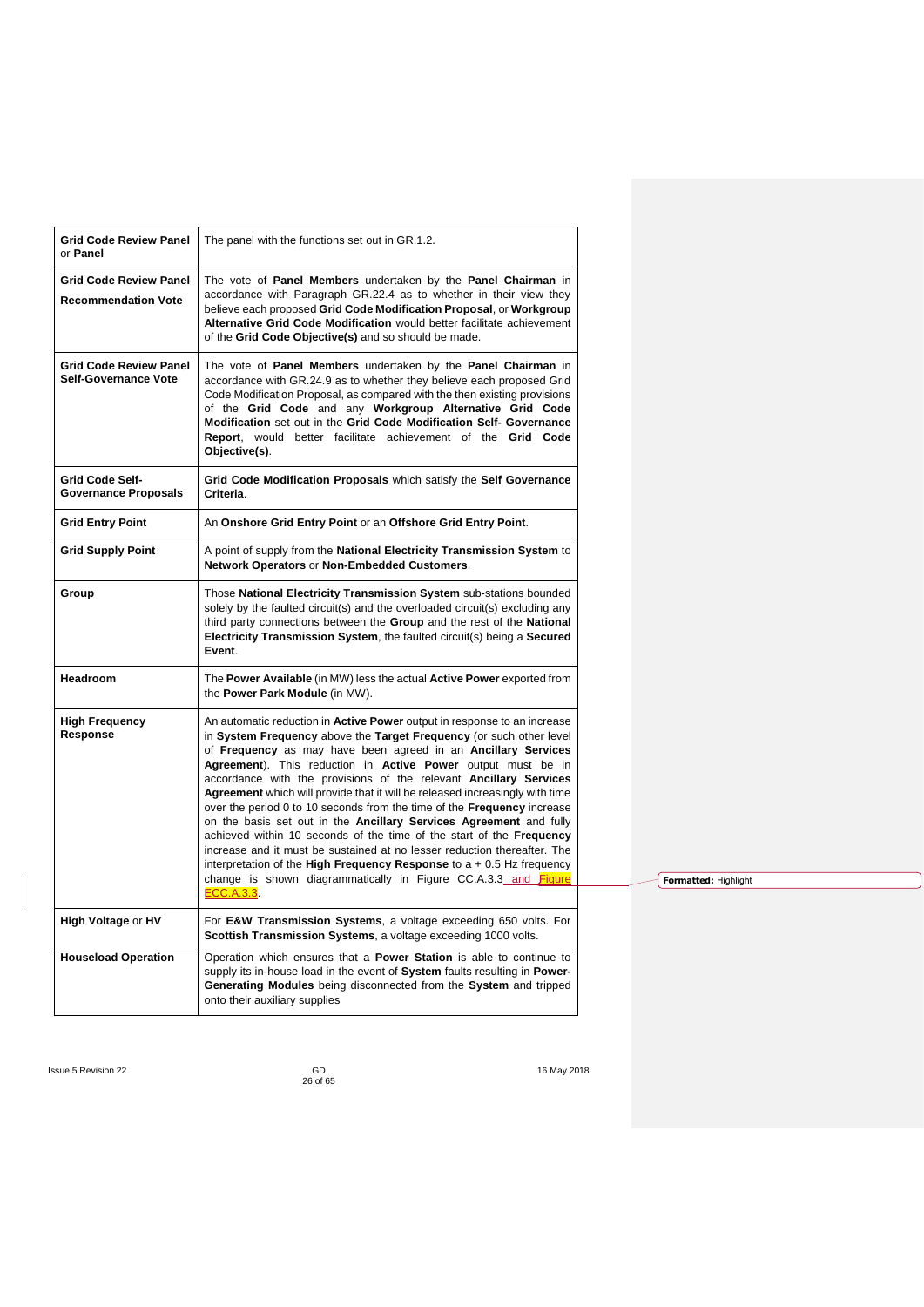| | |
|---|---|
| **Grid Code Review Panel** or **Panel** | The panel with the functions set out in GR.1.2. |
| **Grid Code Review Panel Recommendation Vote** | The vote of **Panel Members** undertaken by the **Panel Chairman** in accordance with Paragraph GR.22.4 as to whether in their view they believe each proposed **Grid Code Modification Proposal**, or **Workgroup Alternative Grid Code Modification** would better facilitate achievement of the **Grid Code Objective(s)** and so should be made. |
| **Grid Code Review Panel Self-Governance Vote** | The vote of **Panel Members** undertaken by the **Panel Chairman** in accordance with GR.24.9 as to whether they believe each proposed Grid Code Modification Proposal, as compared with the then existing provisions of the **Grid Code** and any **Workgroup Alternative Grid Code Modification** set out in the **Grid Code Modification Self- Governance Report**, would better facilitate achievement of the **Grid Code Objective(s)**. |
| **Grid Code Self-Governance Proposals** | **Grid Code Modification Proposals** which satisfy the **Self Governance Criteria**. |
| **Grid Entry Point** | An **Onshore Grid Entry Point** or an **Offshore Grid Entry Point**. |
| **Grid Supply Point** | A point of supply from the **National Electricity Transmission System** to **Network Operators** or **Non-Embedded Customers**. |
| **Group** | Those **National Electricity Transmission System** sub-stations bounded solely by the faulted circuit(s) and the overloaded circuit(s) excluding any third party connections between the **Group** and the rest of the **National Electricity Transmission System**, the faulted circuit(s) being a **Secured Event**. |
| **Headroom** | The **Power Available** (in MW) less the actual **Active Power** exported from the **Power Park Module** (in MW). |
| **High Frequency Response** | An automatic reduction in **Active Power** output in response to an increase in **System Frequency** above the **Target Frequency** (or such other level of **Frequency** as may have been agreed in an **Ancillary Services Agreement**). This reduction in **Active Power** output must be in accordance with the provisions of the relevant **Ancillary Services Agreement** which will provide that it will be released increasingly with time over the period 0 to 10 seconds from the time of the **Frequency** increase on the basis set out in the **Ancillary Services Agreement** and fully achieved within 10 seconds of the time of the start of the **Frequency** increase and it must be sustained at no lesser reduction thereafter. The interpretation of the **High Frequency Response** to a + 0.5 Hz frequency change is shown diagrammatically in Figure CC.A.3.3 and Figure ECC.A.3.3. |
| **High Voltage** or **HV** | For **E&W Transmission Systems**, a voltage exceeding 650 volts. For **Scottish Transmission Systems**, a voltage exceeding 1000 volts. |
| **Houseload Operation** | Operation which ensures that a **Power Station** is able to continue to supply its in-house load in the event of **System** faults resulting in **Power-Generating Modules** being disconnected from the **System** and tripped onto their auxiliary supplies |

Formatted: Highlight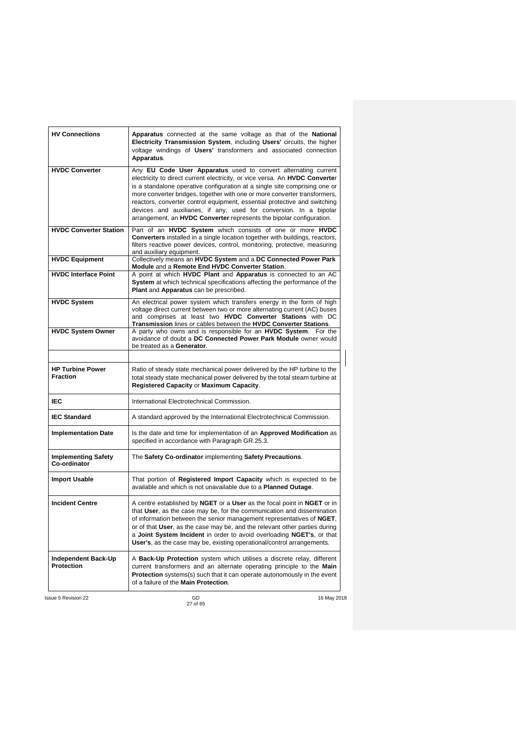| | |
|---|---|
| **HV Connections** | **Apparatus** connected at the same voltage as that of the **National Electricity Transmission System**, including **Users'** circuits, the higher voltage windings of **Users'** transformers and associated connection **Apparatus**. |
| **HVDC Converter** | Any **EU Code User Apparatus** used to convert alternating current electricity to direct current electricity, or vice versa. An **HVDC Converte**r is a standalone operative configuration at a single site comprising one or more converter bridges, together with one or more converter transformers, reactors, converter control equipment, essential protective and switching devices and auxiliaries, if any, used for conversion. In a bipolar arrangement, an **HVDC Converter** represents the bipolar configuration. |
| **HVDC Converter Station** | Part of an **HVDC System** which consists of one or more **HVDC Converters** installed in a single location together with buildings, reactors, filters reactive power devices, control, monitoring, protective, measuring and auxiliary equipment. |
| **HVDC Equipment** | Collectively means an **HVDC System** and a **DC Connected Power Park Module** and a **Remote End HVDC Converter Station**. |
| **HVDC Interface Point** | A point at which **HVDC Plant** and **Apparatus** is connected to an AC **System** at which technical specifications affecting the performance of the **Plant** and **Apparatus** can be prescribed. |
| **HVDC System** | An electrical power system which transfers energy in the form of high voltage direct current between two or more alternating current (AC) buses and comprises at least two **HVDC Converter Stations** with DC **Transmission** lines or cables between the **HVDC Converter Stations**. |
| **HVDC System Owner** | A party who owns and is responsible for an **HVDC System**. For the avoidance of doubt a **DC Connected Power Park Module** owner would be treated as a **Generator**. |
| | |
| **HP Turbine Power Fraction** | Ratio of steady state mechanical power delivered by the HP turbine to the total steady state mechanical power delivered by the total steam turbine at **Registered Capacity** or **Maximum Capacity**. |
| **IEC** | International Electrotechnical Commission. |
| **IEC Standard** | A standard approved by the International Electrotechnical Commission. |
| **Implementation Date** | Is the date and time for implementation of an **Approved Modification** as specified in accordance with Paragraph GR.25.3. |
| **Implementing Safety Co-ordinator** | The **Safety Co-ordinator** implementing **Safety Precautions**. |
| **Import Usable** | That portion of **Registered Import Capacity** which is expected to be available and which is not unavailable due to a **Planned Outage**. |
| **Incident Centre** | A centre established by **NGET** or a **User** as the focal point in **NGET** or in that **User**, as the case may be, for the communication and dissemination of information between the senior management representatives of **NGET**, or of that **User**, as the case may be, and the relevant other parties during a **Joint System Incident** in order to avoid overloading **NGET's**, or that **User's**, as the case may be, existing operational/control arrangements. |
| **Independent Back-Up Protection** | A **Back-Up Protection** system which utilises a discrete relay, different current transformers and an alternate operating principle to the **Main Protection** systems(s) such that it can operate autonomously in the event of a failure of the **Main Protection**. |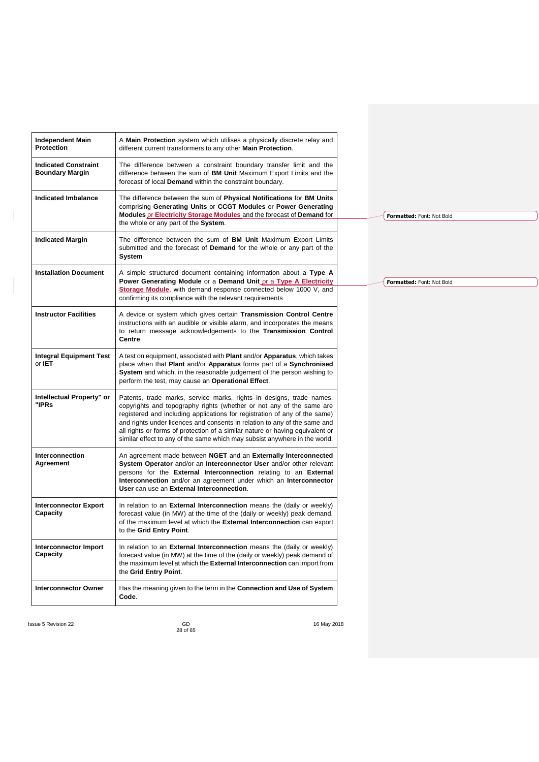| | |
|---|---|
| **Independent Main Protection** | A **Main Protection** system which utilises a physically discrete relay and different current transformers to any other **Main Protection**. |
| **Indicated Constraint Boundary Margin** | The difference between a constraint boundary transfer limit and the difference between the sum of **BM Unit** Maximum Export Limits and the forecast of local **Demand** within the constraint boundary. |
| **Indicated Imbalance** | The difference between the sum of **Physical Notifications** for **BM Units** comprising **Generating Units** or **CCGT Modules** or **Power Generating Modules** or **Electricity Storage Modules** and the forecast of **Demand** for the whole or any part of the **System**. |
| **Indicated Margin** | The difference between the sum of **BM Unit** Maximum Export Limits submitted and the forecast of **Demand** for the whole or any part of the **System** |
| **Installation Document** | A simple structured document containing information about a **Type A Power Generating Module** or a **Demand Unit** or a **Type A Electricity Storage Module**, with demand response connected below 1000 V, and confirming its compliance with the relevant requirements |
| **Instructor Facilities** | A device or system which gives certain **Transmission Control Centre** instructions with an audible or visible alarm, and incorporates the means to return message acknowledgements to the **Transmission Control Centre** |
| **Integral Equipment Test** or **IET** | A test on equipment, associated with **Plant** and/or **Apparatus**, which takes place when that **Plant** and/or **Apparatus** forms part of a **Synchronised System** and which, in the reasonable judgement of the person wishing to perform the test, may cause an **Operational Effect**. |
| **Intellectual Property" or "IPRs** | Patents, trade marks, service marks, rights in designs, trade names, copyrights and topography rights (whether or not any of the same are registered and including applications for registration of any of the same) and rights under licences and consents in relation to any of the same and all rights or forms of protection of a similar nature or having equivalent or similar effect to any of the same which may subsist anywhere in the world. |
| **Interconnection Agreement** | An agreement made between **NGET** and an **Externally Interconnected System Operator** and/or an **Interconnector User** and/or other relevant persons for the **External Interconnection** relating to an **External Interconnection** and/or an agreement under which an **Interconnector User** can use an **External Interconnection**. |
| **Interconnector Export Capacity** | In relation to an **External Interconnection** means the (daily or weekly) forecast value (in MW) at the time of the (daily or weekly) peak demand, of the maximum level at which the **External Interconnection** can export to the **Grid Entry Point**. |
| **Interconnector Import Capacity** | In relation to an **External Interconnection** means the (daily or weekly) forecast value (in MW) at the time of the (daily or weekly) peak demand of the maximum level at which the **External Interconnection** can import from the **Grid Entry Point**. |
| **Interconnector Owner** | Has the meaning given to the term in the **Connection and Use of System Code**. |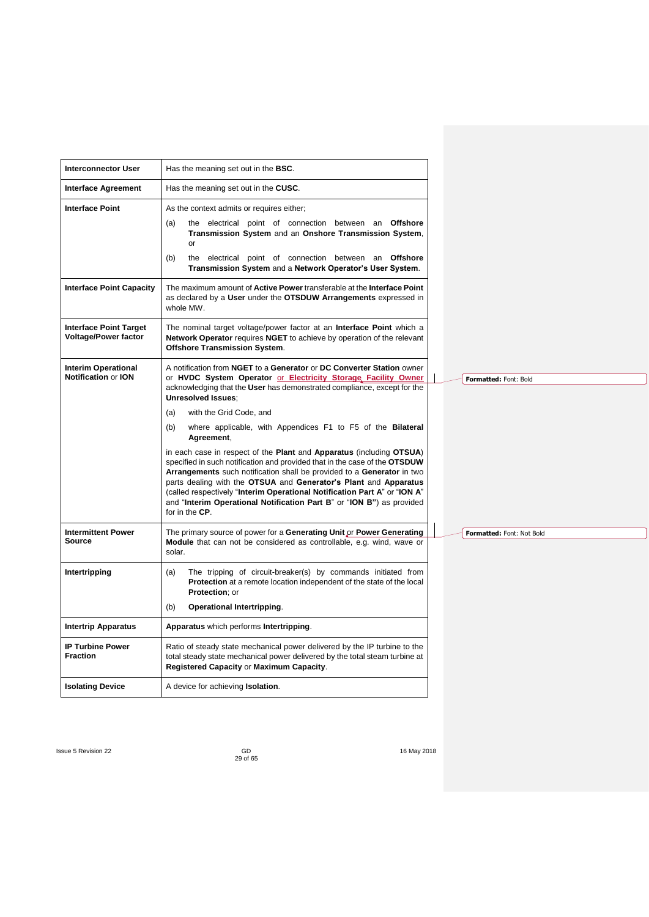| | |
|---|---|
| **Interconnector User** | Has the meaning set out in the **BSC**. |
| **Interface Agreement** | Has the meaning set out in the **CUSC**. |
| **Interface Point** | As the context admits or requires either;<br>(a) the electrical point of connection between an **Offshore Transmission System** and an **Onshore Transmission System**, or<br>(b) the electrical point of connection between an **Offshore Transmission System** and a **Network Operator's User System**. |
| **Interface Point Capacity** | The maximum amount of **Active Power** transferable at the **Interface Point** as declared by a **User** under the **OTSDUW Arrangements** expressed in whole MW. |
| **Interface Point Target Voltage/Power factor** | The nominal target voltage/power factor at an **Interface Point** which a **Network Operator** requires **NGET** to achieve by operation of the relevant **Offshore Transmission System**. |
| **Interim Operational Notification** or **ION** | A notification from **NGET** to a **Generator** or **DC Converter Station** owner or **HVDC System Operator** or **Electricity Storage Facility Owner** acknowledging that the **User** has demonstrated compliance, except for the **Unresolved Issues**;<br>(a) with the Grid Code, and<br>(b) where applicable, with Appendices F1 to F5 of the **Bilateral Agreement**,<br>in each case in respect of the **Plant** and **Apparatus** (including **OTSUA**) specified in such notification and provided that in the case of the **OTSDUW Arrangements** such notification shall be provided to a **Generator** in two parts dealing with the **OTSUA** and **Generator's Plant** and **Apparatus** (called respectively "**Interim Operational Notification Part A**" or "**ION A**" and "**Interim Operational Notification Part B**" or "**ION B"**) as provided for in the **CP**. |
| **Intermittent Power Source** | The primary source of power for a **Generating Unit** or **Power Generating Module** that can not be considered as controllable, e.g. wind, wave or solar. |
| **Intertripping** | (a) The tripping of circuit-breaker(s) by commands initiated from **Protection** at a remote location independent of the state of the local **Protection**; or<br>(b) **Operational Intertripping**. |
| **Intertrip Apparatus** | **Apparatus** which performs **Intertripping**. |
| **IP Turbine Power Fraction** | Ratio of steady state mechanical power delivered by the IP turbine to the total steady state mechanical power delivered by the total steam turbine at **Registered Capacity** or **Maximum Capacity**. |
| **Isolating Device** | A device for achieving **Isolation**. |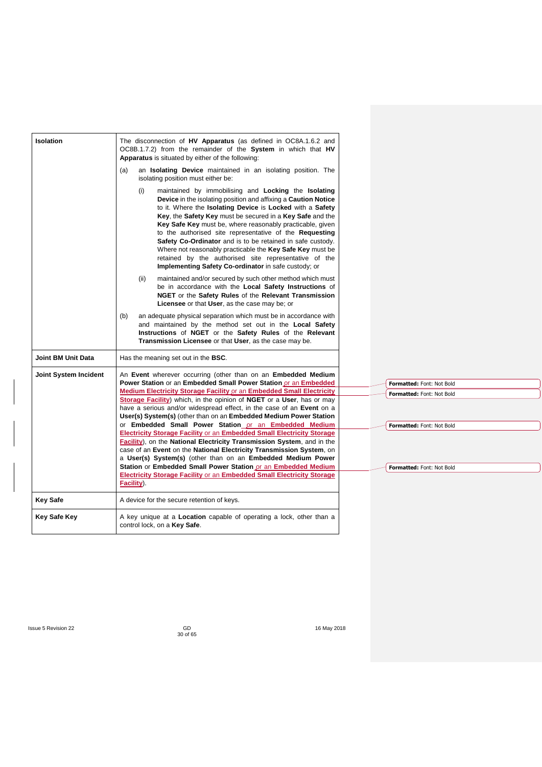| | |
|---|---|
| **Isolation** | The disconnection of **HV Apparatus** (as defined in OC8A.1.6.2 and OC8B.1.7.2) from the remainder of the **System** in which that **HV Apparatus** is situated by either of the following:<br><br>(a) an **Isolating Device** maintained in an isolating position. The isolating position must either be:<br><br>(i) maintained by immobilising and **Locking** the **Isolating Device** in the isolating position and affixing a **Caution Notice** to it. Where the **Isolating Device** is **Locked** with a **Safety Key**, the **Safety Key** must be secured in a **Key Safe** and the **Key Safe Key** must be, where reasonably practicable, given to the authorised site representative of the **Requesting Safety Co-Ordinator** and is to be retained in safe custody. Where not reasonably practicable the **Key Safe Key** must be retained by the authorised site representative of the **Implementing Safety Co-ordinator** in safe custody; or<br><br>(ii) maintained and/or secured by such other method which must be in accordance with the **Local Safety Instructions** of **NGET** or the **Safety Rules** of the **Relevant Transmission Licensee** or that **User**, as the case may be; or<br><br>(b) an adequate physical separation which must be in accordance with and maintained by the method set out in the **Local Safety Instructions** of **NGET** or the **Safety Rules** of the **Relevant Transmission Licensee** or that **User**, as the case may be. |
| **Joint BM Unit Data** | Has the meaning set out in the **BSC**. |
| **Joint System Incident** | An **Event** wherever occurring (other than on an **Embedded Medium Power Station** or an **Embedded Small Power Station** or an **Embedded Medium Electricity Storage Facility** or an **Embedded Small Electricity Storage Facility**) which, in the opinion of **NGET** or a **User**, has or may have a serious and/or widespread effect, in the case of an **Event** on a **User(s) System(s)** (other than on an **Embedded Medium Power Station** or **Embedded Small Power Station** or an **Embedded Medium Electricity Storage Facility** or an **Embedded Small Electricity Storage Facility**), on the **National Electricity Transmission System**, and in the case of an **Event** on the **National Electricity Transmission System**, on a **User(s) System(s)** (other than on an **Embedded Medium Power Station** or **Embedded Small Power Station** or an **Embedded Medium Electricity Storage Facility** or an **Embedded Small Electricity Storage Facility**). |
| **Key Safe** | A device for the secure retention of keys. |
| **Key Safe Key** | A key unique at a **Location** capable of operating a lock, other than a control lock, on a **Key Safe**. |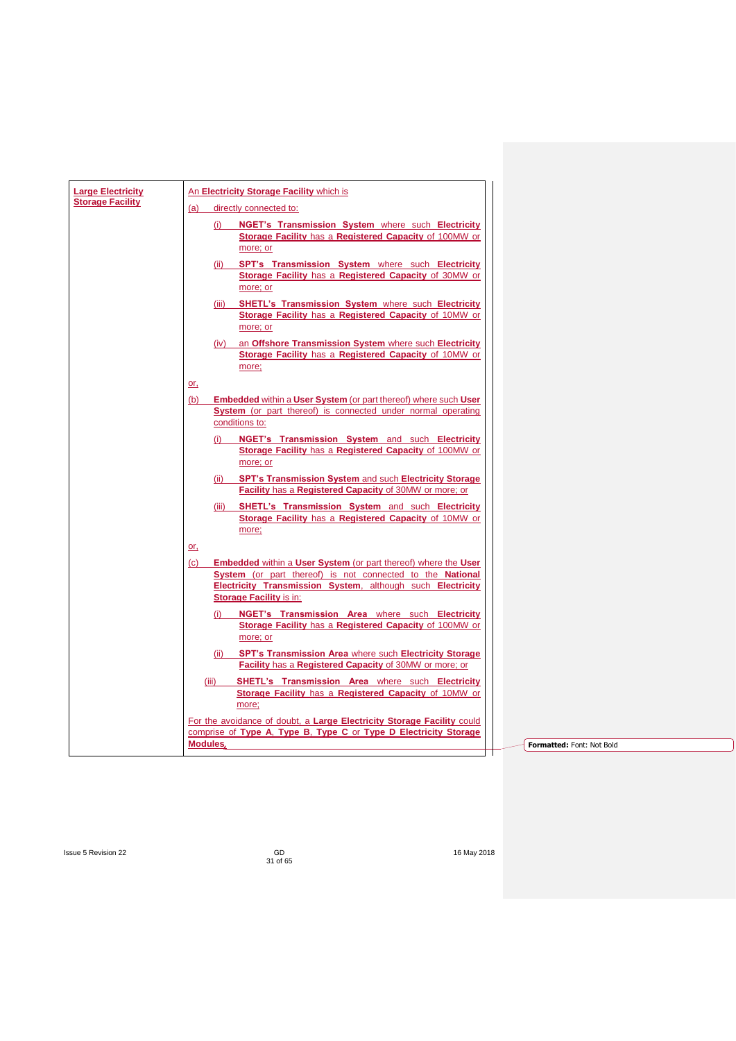| | |
|---|---|
| **Large Electricity Storage Facility** | An **Electricity Storage Facility** which is<br><br>(a) directly connected to:<br><br>(i) **NGET's Transmission System** where such **Electricity Storage Facility** has a **Registered Capacity** of 100MW or more; or<br><br>(ii) **SPT's Transmission System** where such **Electricity Storage Facility** has a **Registered Capacity** of 30MW or more; or<br><br>(iii) **SHETL's Transmission System** where such **Electricity Storage Facility** has a **Registered Capacity** of 10MW or more; or<br><br>(iv) an **Offshore Transmission System** where such **Electricity Storage Facility** has a **Registered Capacity** of 10MW or more;<br><br>or,<br><br>(b) **Embedded** within a **User System** (or part thereof) where such **User System** (or part thereof) is connected under normal operating conditions to:<br><br>(i) **NGET's Transmission System** and such **Electricity Storage Facility** has a **Registered Capacity** of 100MW or more; or<br><br>(ii) **SPT's Transmission System** and such **Electricity Storage Facility** has a **Registered Capacity** of 30MW or more; or<br><br>(iii) **SHETL's Transmission System** and such **Electricity Storage Facility** has a **Registered Capacity** of 10MW or more;<br><br>or,<br><br>(c) **Embedded** within a **User System** (or part thereof) where the **User System** (or part thereof) is not connected to the **National Electricity Transmission System**, although such **Electricity Storage Facility** is in:<br><br>(i) **NGET's Transmission Area** where such **Electricity Storage Facility** has a **Registered Capacity** of 100MW or more; or<br><br>(ii) **SPT's Transmission Area** where such **Electricity Storage Facility** has a **Registered Capacity** of 30MW or more; or<br><br>(iii) **SHETL's Transmission Area** where such **Electricity Storage Facility** has a **Registered Capacity** of 10MW or more;<br><br>For the avoidance of doubt, a **Large Electricity Storage Facility** could comprise of **Type A**, **Type B**, **Type C** or **Type D Electricity Storage Modules**. |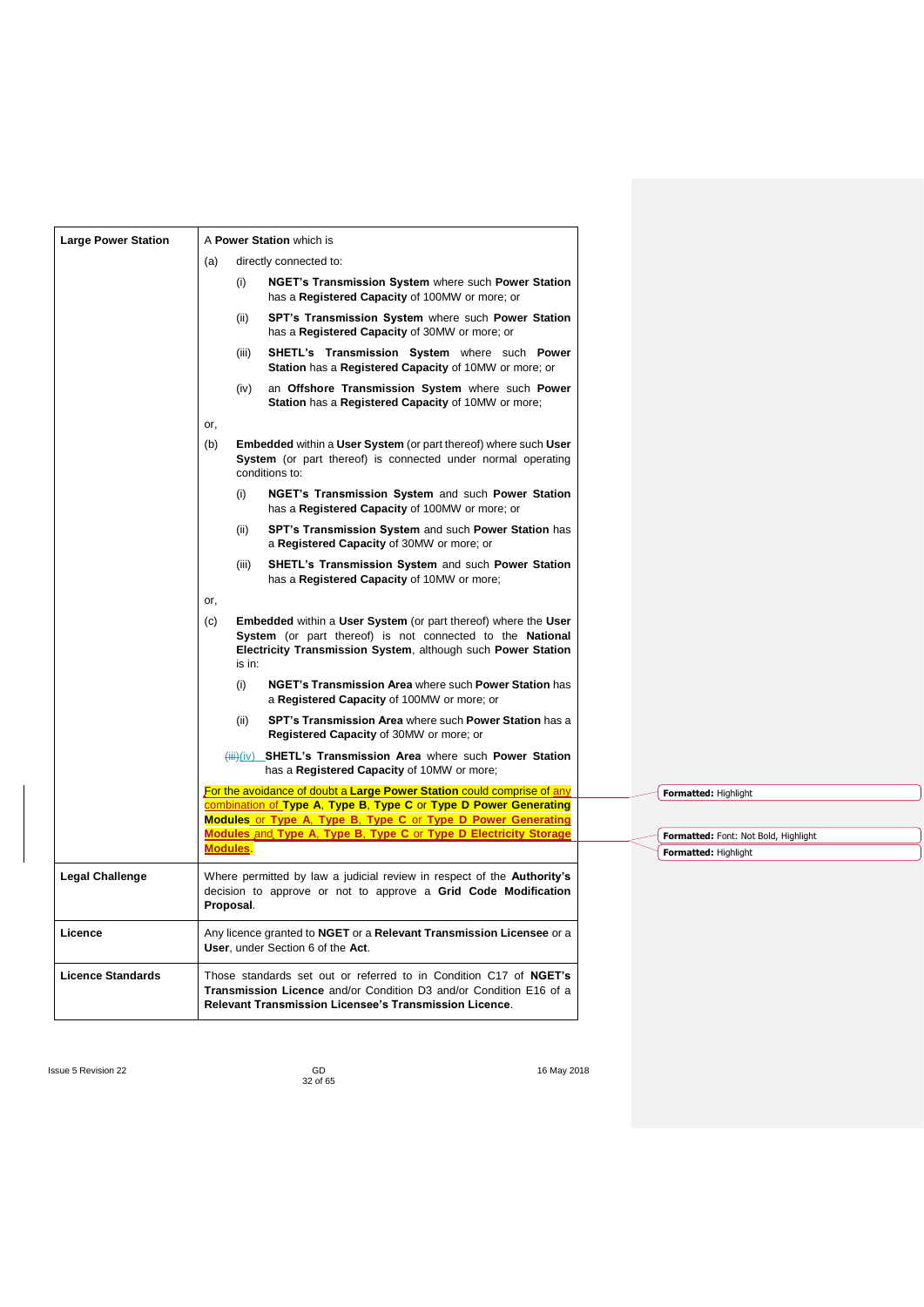| | |
|---|---|
| **Large Power Station** | A **Power Station** which is<br><br>(a) directly connected to:<br><br>(i) **NGET's Transmission System** where such **Power Station** has a **Registered Capacity** of 100MW or more; or<br><br>(ii) **SPT's Transmission System** where such **Power Station** has a **Registered Capacity** of 30MW or more; or<br><br>(iii) **SHETL's Transmission System** where such **Power Station** has a **Registered Capacity** of 10MW or more; or<br><br>(iv) an **Offshore Transmission System** where such **Power Station** has a **Registered Capacity** of 10MW or more;<br><br>or,<br><br>(b) **Embedded** within a **User System** (or part thereof) where such **User System** (or part thereof) is connected under normal operating conditions to:<br><br>(i) **NGET's Transmission System** and such **Power Station** has a **Registered Capacity** of 100MW or more; or<br><br>(ii) **SPT's Transmission System** and such **Power Station** has a **Registered Capacity** of 30MW or more; or<br><br>(iii) **SHETL's Transmission System** and such **Power Station** has a **Registered Capacity** of 10MW or more;<br><br>or,<br><br>(c) **Embedded** within a **User System** (or part thereof) where the **User System** (or part thereof) is not connected to the **National Electricity Transmission System**, although such **Power Station** is in:<br><br>(i) **NGET's Transmission Area** where such **Power Station** has a **Registered Capacity** of 100MW or more; or<br><br>(ii) **SPT's Transmission Area** where such **Power Station** has a **Registered Capacity** of 30MW or more; or<br><br>~~(iii)~~(iv) **SHETL's Transmission Area** where such **Power Station** has a **Registered Capacity** of 10MW or more;<br><br>For the avoidance of doubt a **Large Power Station** could comprise of any combination of **Type A**, **Type B**, **Type C** or **Type D Power Generating Modules** or **Type A**, **Type B**, **Type C** or **Type D Power Generating Modules** and **Type A**, **Type B**, **Type C** or **Type D Electricity Storage Modules**. |
| **Legal Challenge** | Where permitted by law a judicial review in respect of the **Authority's** decision to approve or not to approve a **Grid Code Modification Proposal**. |
| **Licence** | Any licence granted to **NGET** or a **Relevant Transmission Licensee** or a **User**, under Section 6 of the **Act**. |
| **Licence Standards** | Those standards set out or referred to in Condition C17 of **NGET's Transmission Licence** and/or Condition D3 and/or Condition E16 of a **Relevant Transmission Licensee's Transmission Licence**. |

Formatted: Highlight

Formatted: Font: Not Bold, Highlight

Formatted: Highlight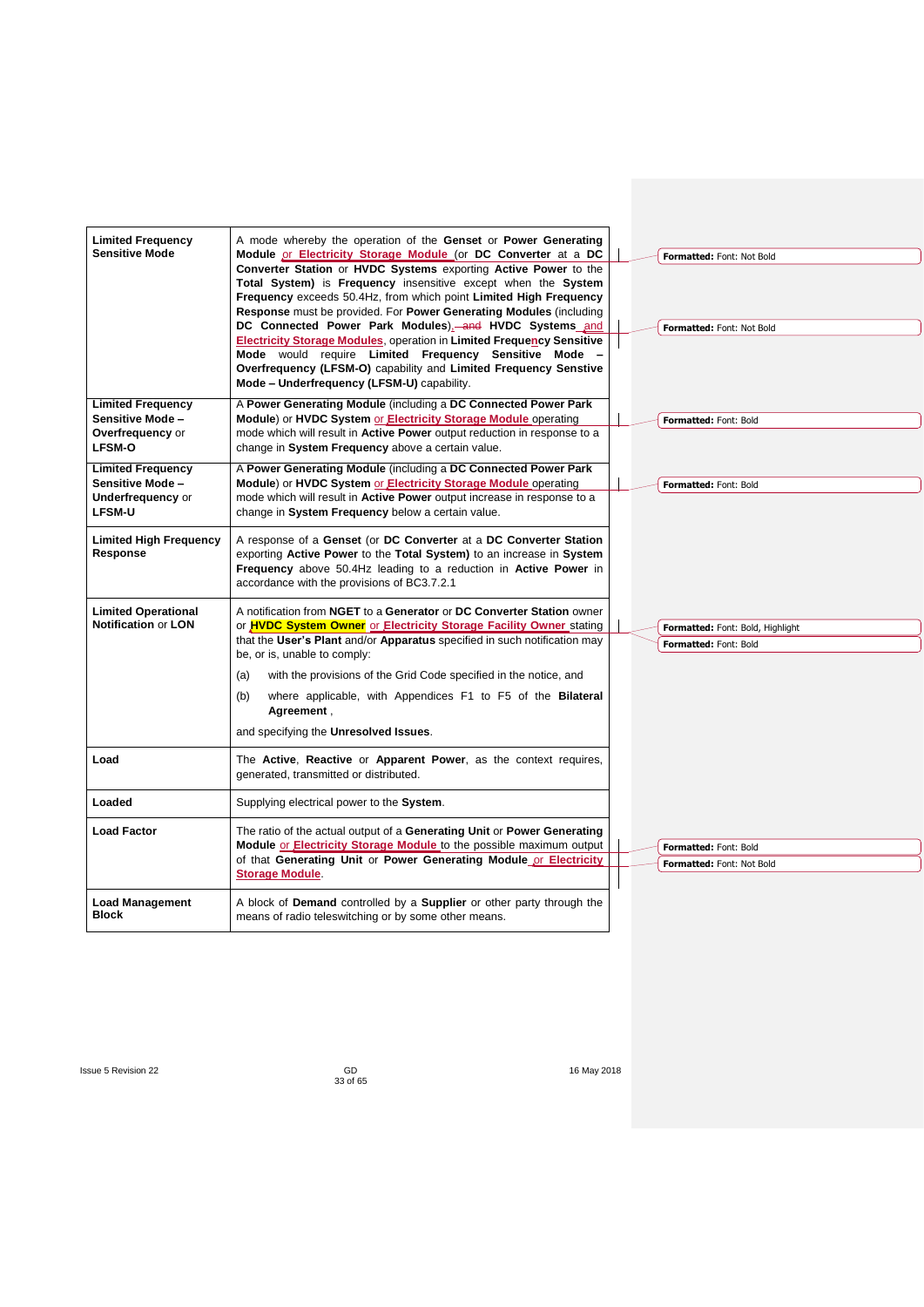| | |
|---|---|
| **Limited Frequency Sensitive Mode** | A mode whereby the operation of the **Genset** or **Power Generating Module** or **Electricity Storage Module** (or **DC Converter** at a **DC Converter Station** or **HVDC Systems** exporting **Active Power** to the **Total System)** is **Frequency** insensitive except when the **System Frequency** exceeds 50.4Hz, from which point **Limited High Frequency Response** must be provided. For **Power Generating Modules** (including **DC Connected Power Park Modules**), and **HVDC Systems** and **Electricity Storage Modules**, operation in **Limited Frequency Sensitive Mode** would require **Limited Frequency Sensitive Mode – Overfrequency (LFSM-O)** capability and **Limited Frequency Sensitive Mode – Underfrequency (LFSM-U)** capability. |
| **Limited Frequency Sensitive Mode – Overfrequency** or **LFSM-O** | A **Power Generating Module** (including a **DC Connected Power Park Module**) or **HVDC System** or **Electricity Storage Module** operating mode which will result in **Active Power** output reduction in response to a change in **System Frequency** above a certain value. |
| **Limited Frequency Sensitive Mode – Underfrequency** or **LFSM-U** | A **Power Generating Module** (including a **DC Connected Power Park Module**) or **HVDC System** or **Electricity Storage Module** operating mode which will result in **Active Power** output increase in response to a change in **System Frequency** below a certain value. |
| **Limited High Frequency Response** | A response of a **Genset** (or **DC Converter** at a **DC Converter Station** exporting **Active Power** to the **Total System)** to an increase in **System Frequency** above 50.4Hz leading to a reduction in **Active Power** in accordance with the provisions of BC3.7.2.1 |
| **Limited Operational Notification** or **LON** | A notification from **NGET** to a **Generator** or **DC Converter Station** owner or **HVDC System Owner** or **Electricity Storage Facility Owner** stating that the **User's Plant** and/or **Apparatus** specified in such notification may be, or is, unable to comply:<br><br>(a) with the provisions of the Grid Code specified in the notice, and<br><br>(b) where applicable, with Appendices F1 to F5 of the **Bilateral Agreement** ,<br><br>and specifying the **Unresolved Issues**. |
| **Load** | The **Active**, **Reactive** or **Apparent Power**, as the context requires, generated, transmitted or distributed. |
| **Loaded** | Supplying electrical power to the **System**. |
| **Load Factor** | The ratio of the actual output of a **Generating Unit** or **Power Generating Module** or **Electricity Storage Module** to the possible maximum output of that **Generating Unit** or **Power Generating Module** or **Electricity Storage Module**. |
| **Load Management Block** | A block of **Demand** controlled by a **Supplier** or other party through the means of radio teleswitching or by some other means. |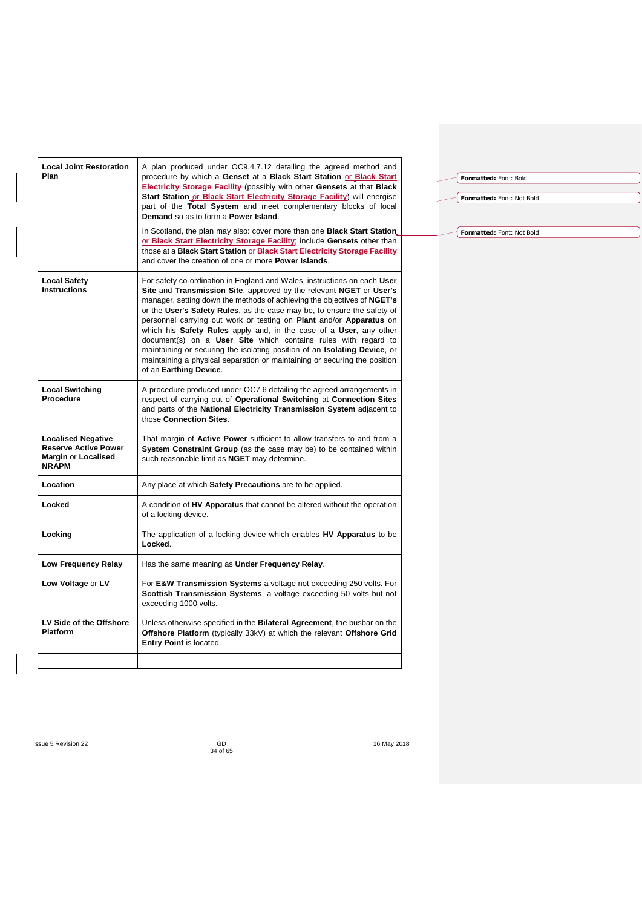| | |
|---|---|
| **Local Joint Restoration Plan** | A plan produced under OC9.4.7.12 detailing the agreed method and procedure by which a **Genset** at a **Black Start Station** or **Black Start Electricity Storage Facility** (possibly with other **Gensets** at that **Black Start Station** or **Black Start Electricity Storage Facility**) will energise part of the **Total System** and meet complementary blocks of local **Demand** so as to form a **Power Island**.<br><br>In Scotland, the plan may also: cover more than one **Black Start Station** or **Black Start Electricity Storage Facility**; include **Gensets** other than those at a **Black Start Station** or **Black Start Electricity Storage Facility** and cover the creation of one or more **Power Islands**. |
| **Local Safety Instructions** | For safety co-ordination in England and Wales, instructions on each **User Site** and **Transmission Site**, approved by the relevant **NGET** or **User's** manager, setting down the methods of achieving the objectives of **NGET's** or the **User's Safety Rules**, as the case may be, to ensure the safety of personnel carrying out work or testing on **Plant** and/or **Apparatus** on which his **Safety Rules** apply and, in the case of a **User**, any other document(s) on a **User Site** which contains rules with regard to maintaining or securing the isolating position of an **Isolating Device**, or maintaining a physical separation or maintaining or securing the position of an **Earthing Device**. |
| **Local Switching Procedure** | A procedure produced under OC7.6 detailing the agreed arrangements in respect of carrying out of **Operational Switching** at **Connection Sites** and parts of the **National Electricity Transmission System** adjacent to those **Connection Sites**. |
| **Localised Negative Reserve Active Power Margin** or **Localised NRAPM** | That margin of **Active Power** sufficient to allow transfers to and from a **System Constraint Group** (as the case may be) to be contained within such reasonable limit as **NGET** may determine. |
| **Location** | Any place at which **Safety Precautions** are to be applied. |
| **Locked** | A condition of **HV Apparatus** that cannot be altered without the operation of a locking device. |
| **Locking** | The application of a locking device which enables **HV Apparatus** to be **Locked**. |
| **Low Frequency Relay** | Has the same meaning as **Under Frequency Relay**. |
| **Low Voltage** or **LV** | For **E&W Transmission Systems** a voltage not exceeding 250 volts. For **Scottish Transmission Systems**, a voltage exceeding 50 volts but not exceeding 1000 volts. |
| **LV Side of the Offshore Platform** | Unless otherwise specified in the **Bilateral Agreement**, the busbar on the **Offshore Platform** (typically 33kV) at which the relevant **Offshore Grid Entry Point** is located. |
| | |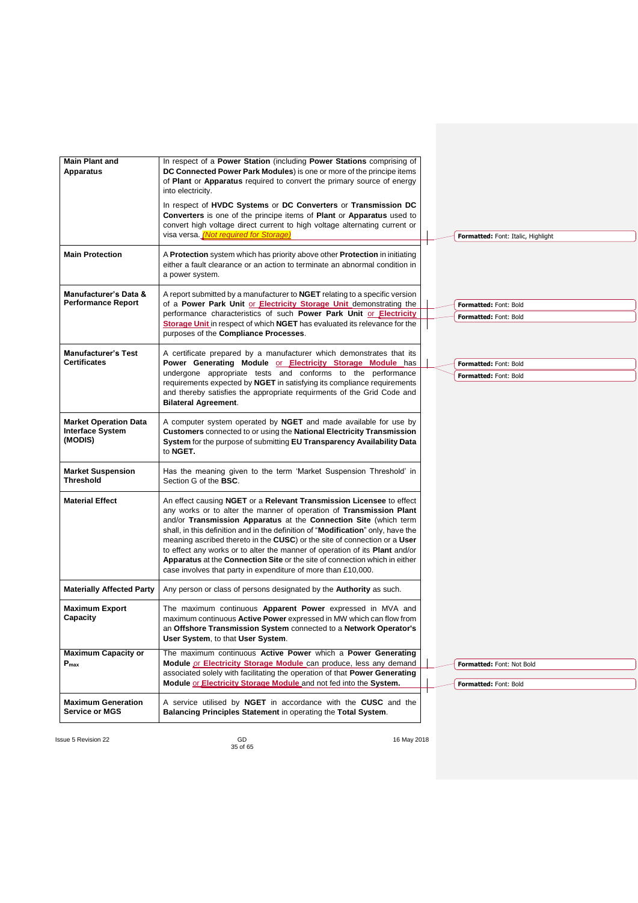| | |
|---|---|
| **Main Plant and Apparatus** | In respect of a **Power Station** (including **Power Stations** comprising of **DC Connected Power Park Modules**) is one or more of the principe items of **Plant** or **Apparatus** required to convert the primary source of energy into electricity.<br><br>In respect of **HVDC Systems** or **DC Converters** or **Transmission DC Converters** is one of the principe items of **Plant** or **Apparatus** used to convert high voltage direct current to high voltage alternating current or visa versa. *(Not required for Storage)* |
| **Main Protection** | A **Protection** system which has priority above other **Protection** in initiating either a fault clearance or an action to terminate an abnormal condition in a power system. |
| **Manufacturer's Data & Performance Report** | A report submitted by a manufacturer to **NGET** relating to a specific version of a **Power Park Unit** or **Electricity Storage Unit** demonstrating the performance characteristics of such **Power Park Unit** or **Electricity Storage Unit** in respect of which **NGET** has evaluated its relevance for the purposes of the **Compliance Processes**. |
| **Manufacturer's Test Certificates** | A certificate prepared by a manufacturer which demonstrates that its **Power Generating Module** or **Electricity Storage Module** has undergone appropriate tests and conforms to the performance requirements expected by **NGET** in satisfying its compliance requirements and thereby satisfies the appropriate requirments of the Grid Code and **Bilateral Agreement**. |
| **Market Operation Data Interface System (MODIS)** | A computer system operated by **NGET** and made available for use by **Customers** connected to or using the **National Electricity Transmission System** for the purpose of submitting **EU Transparency Availability Data** to **NGET.** |
| **Market Suspension Threshold** | Has the meaning given to the term 'Market Suspension Threshold' in Section G of the **BSC**. |
| **Material Effect** | An effect causing **NGET** or a **Relevant Transmission Licensee** to effect any works or to alter the manner of operation of **Transmission Plant** and/or **Transmission Apparatus** at the **Connection Site** (which term shall, in this definition and in the definition of "**Modification**" only, have the meaning ascribed thereto in the **CUSC**) or the site of connection or a **User** to effect any works or to alter the manner of operation of its **Plant** and/or **Apparatus** at the **Connection Site** or the site of connection which in either case involves that party in expenditure of more than £10,000. |
| **Materially Affected Party** | Any person or class of persons designated by the **Authority** as such. |
| **Maximum Export Capacity** | The maximum continuous **Apparent Power** expressed in MVA and maximum continuous **Active Power** expressed in MW which can flow from an **Offshore Transmission System** connected to a **Network Operator's User System**, to that **User System**. |
| **Maximum Capacity or $P_{max}$** | The maximum continuous **Active Power** which a **Power Generating Module** or **Electricity Storage Module** can produce, less any demand associated solely with facilitating the operation of that **Power Generating Module** or **Electricity Storage Module** and not fed into the **System.** |
| **Maximum Generation Service or MGS** | A service utilised by **NGET** in accordance with the **CUSC** and the **Balancing Principles Statement** in operating the **Total System**. |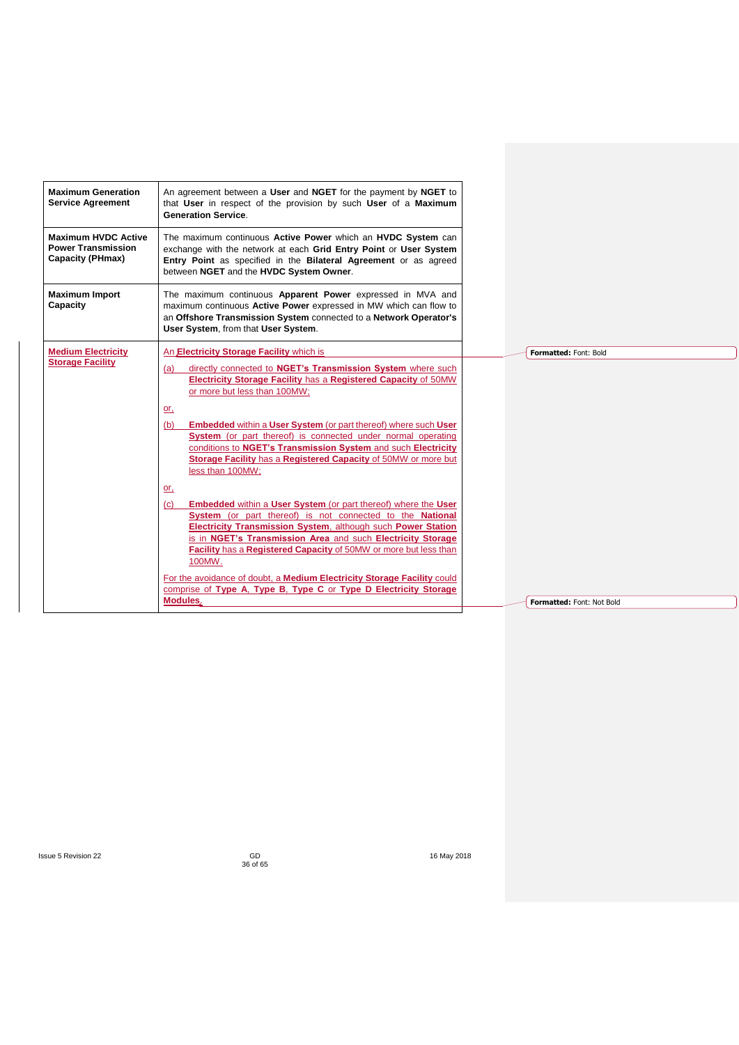| | |
|---|---|
| **Maximum Generation Service Agreement** | An agreement between a **User** and **NGET** for the payment by **NGET** to that **User** in respect of the provision by such **User** of a **Maximum Generation Service**. |
| **Maximum HVDC Active Power Transmission Capacity (PHmax)** | The maximum continuous **Active Power** which an **HVDC System** can exchange with the network at each **Grid Entry Point** or **User System Entry Point** as specified in the **Bilateral Agreement** or as agreed between **NGET** and the **HVDC System Owner**. |
| **Maximum Import Capacity** | The maximum continuous **Apparent Power** expressed in MVA and maximum continuous **Active Power** expressed in MW which can flow to an **Offshore Transmission System** connected to a **Network Operator's User System**, from that **User System**. |
| **Medium Electricity Storage Facility** | An **Electricity Storage Facility** which is<br><br>(a) directly connected to **NGET's Transmission System** where such **Electricity Storage Facility** has a **Registered Capacity** of 50MW or more but less than 100MW;<br><br>or,<br><br>(b) **Embedded** within a **User System** (or part thereof) where such **User System** (or part thereof) is connected under normal operating conditions to **NGET's Transmission System** and such **Electricity Storage Facility** has a **Registered Capacity** of 50MW or more but less than 100MW;<br><br>or,<br><br>(c) **Embedded** within a **User System** (or part thereof) where the **User System** (or part thereof) is not connected to the **National Electricity Transmission System**, although such **Power Station** is in **NGET's Transmission Area** and such **Electricity Storage Facility** has a **Registered Capacity** of 50MW or more but less than 100MW.<br><br>For the avoidance of doubt, a **Medium Electricity Storage Facility** could comprise of **Type A**, **Type B**, **Type C** or **Type D Electricity Storage Modules**. |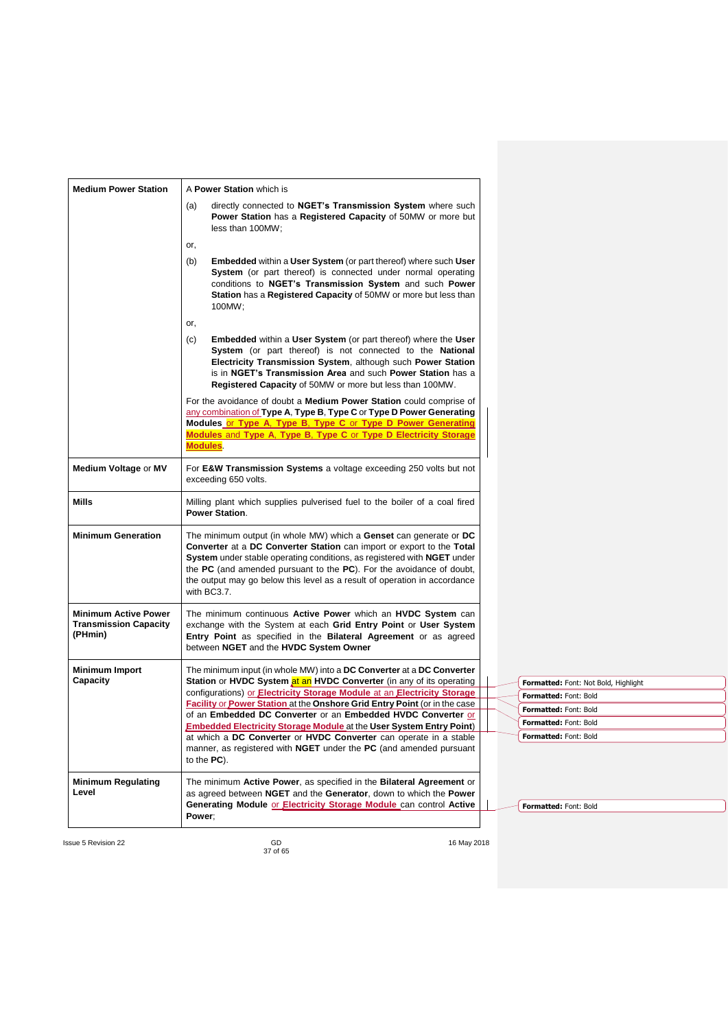| | |
|---|---|
| **Medium Power Station** | A **Power Station** which is<br>(a) directly connected to **NGET's Transmission System** where such **Power Station** has a **Registered Capacity** of 50MW or more but less than 100MW;<br>or,<br>(b) **Embedded** within a **User System** (or part thereof) where such **User System** (or part thereof) is connected under normal operating conditions to **NGET's Transmission System** and such **Power Station** has a **Registered Capacity** of 50MW or more but less than 100MW;<br>or,<br>(c) **Embedded** within a **User System** (or part thereof) where the **User System** (or part thereof) is not connected to the **National Electricity Transmission System**, although such **Power Station** is in **NGET's Transmission Area** and such **Power Station** has a **Registered Capacity** of 50MW or more but less than 100MW.<br>For the avoidance of doubt a **Medium Power Station** could comprise of any combination of **Type A**, **Type B**, **Type C** or **Type D Power Generating Modules** or **Type A**, **Type B**, **Type C** or **Type D Power Generating Modules** and **Type A**, **Type B**, **Type C** or **Type D Electricity Storage Modules**. |
| **Medium Voltage** or **MV** | For **E&W Transmission Systems** a voltage exceeding 250 volts but not exceeding 650 volts. |
| **Mills** | Milling plant which supplies pulverised fuel to the boiler of a coal fired **Power Station**. |
| **Minimum Generation** | The minimum output (in whole MW) which a **Genset** can generate or **DC Converter** at a **DC Converter Station** can import or export to the **Total System** under stable operating conditions, as registered with **NGET** under the **PC** (and amended pursuant to the **PC**). For the avoidance of doubt, the output may go below this level as a result of operation in accordance with BC3.7. |
| **Minimum Active Power Transmission Capacity (PHmin)** | The minimum continuous **Active Power** which an **HVDC System** can exchange with the System at each **Grid Entry Point** or **User System Entry Point** as specified in the **Bilateral Agreement** or as agreed between **NGET** and the **HVDC System Owner** |
| **Minimum Import Capacity** | The minimum input (in whole MW) into a **DC Converter** at a **DC Converter Station** or **HVDC System** at an **HVDC Converter** (in any of its operating configurations) or **Electricity Storage Module** at an **Electricity Storage Facility** or **Power Station** at the **Onshore Grid Entry Point** (or in the case of an **Embedded DC Converter** or an **Embedded HVDC Converter** or **Embedded Electricity Storage Module** at the **User System Entry Point**) at which a **DC Converter** or **HVDC Converter** can operate in a stable manner, as registered with **NGET** under the **PC** (and amended pursuant to the **PC**). |
| **Minimum Regulating Level** | The minimum **Active Power**, as specified in the **Bilateral Agreement** or as agreed between **NGET** and the **Generator**, down to which the **Power Generating Module** or **Electricity Storage Module** can control **Active Power**; |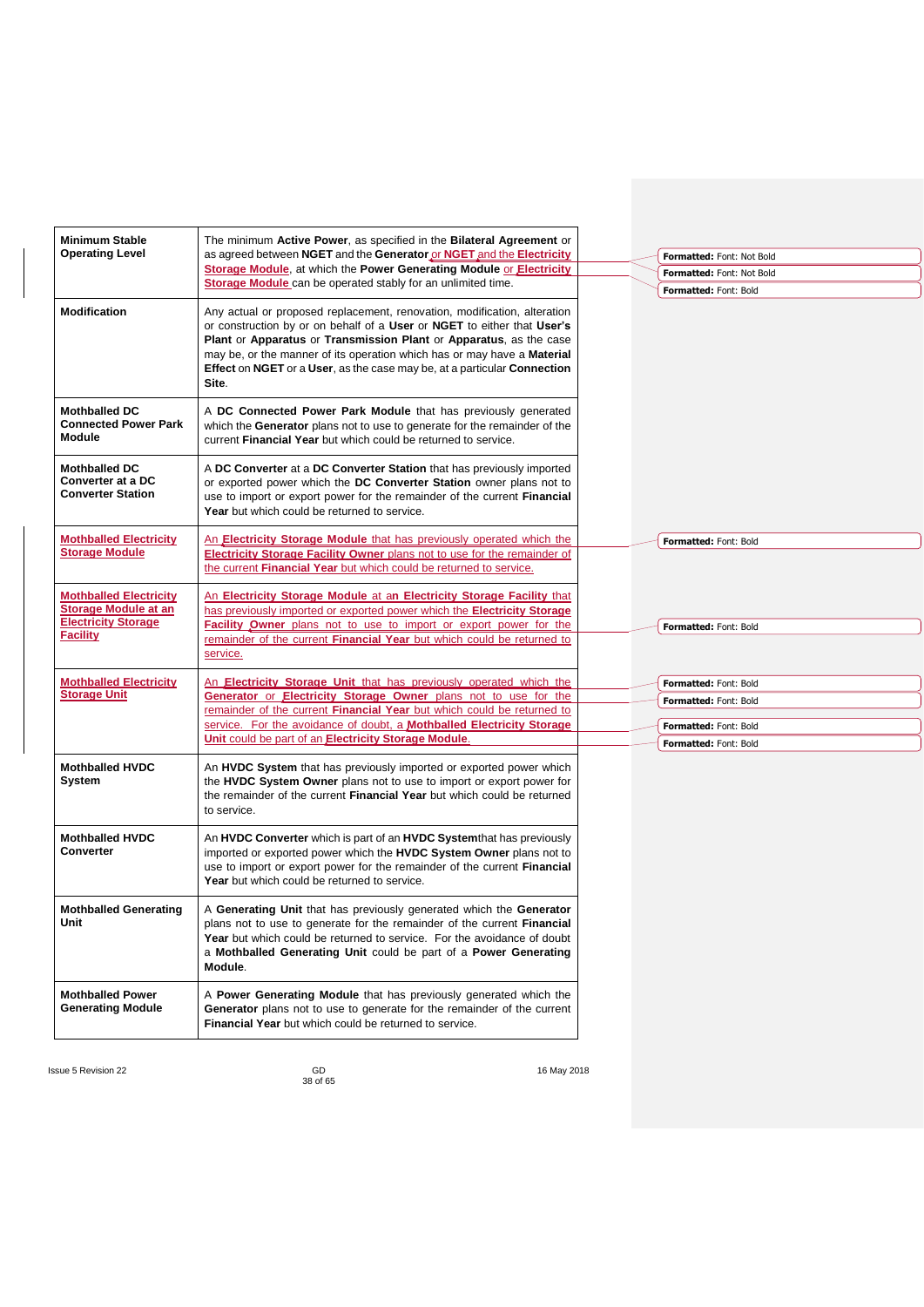| | |
|---|---|
| **Minimum Stable Operating Level** | The minimum **Active Power**, as specified in the **Bilateral Agreement** or as agreed between **NGET** and the **Generator** or **NGET** and the **Electricity Storage Module**, at which the **Power Generating Module** or **Electricity Storage Module** can be operated stably for an unlimited time. |
| **Modification** | Any actual or proposed replacement, renovation, modification, alteration or construction by or on behalf of a **User** or **NGET** to either that **User's Plant** or **Apparatus** or **Transmission Plant** or **Apparatus**, as the case may be, or the manner of its operation which has or may have a **Material Effect** on **NGET** or a **User**, as the case may be, at a particular **Connection Site**. |
| **Mothballed DC Connected Power Park Module** | A **DC Connected Power Park Module** that has previously generated which the **Generator** plans not to use to generate for the remainder of the current **Financial Year** but which could be returned to service. |
| **Mothballed DC Converter at a DC Converter Station** | A **DC Converter** at a **DC Converter Station** that has previously imported or exported power which the **DC Converter Station** owner plans not to use to import or export power for the remainder of the current **Financial Year** but which could be returned to service. |
| **Mothballed Electricity Storage Module** | An **Electricity Storage Module** that has previously operated which the **Electricity Storage Facility Owner** plans not to use for the remainder of the current **Financial Year** but which could be returned to service. |
| **Mothballed Electricity Storage Module at an Electricity Storage Facility** | An **Electricity Storage Module** at an **Electricity Storage Facility** that has previously imported or exported power which the **Electricity Storage Facility Owner** plans not to use to import or export power for the remainder of the current **Financial Year** but which could be returned to service. |
| **Mothballed Electricity Storage Unit** | An **Electricity Storage Unit** that has previously operated which the **Generator** or **Electricity Storage Owner** plans not to use for the remainder of the current **Financial Year** but which could be returned to service. For the avoidance of doubt, a **Mothballed Electricity Storage Unit** could be part of an **Electricity Storage Module**. |
| **Mothballed HVDC System** | An **HVDC System** that has previously imported or exported power which the **HVDC System Owner** plans not to use to import or export power for the remainder of the current **Financial Year** but which could be returned to service. |
| **Mothballed HVDC Converter** | An **HVDC Converter** which is part of an **HVDC System**that has previously imported or exported power which the **HVDC System Owner** plans not to use to import or export power for the remainder of the current **Financial Year** but which could be returned to service. |
| **Mothballed Generating Unit** | A **Generating Unit** that has previously generated which the **Generator** plans not to use to generate for the remainder of the current **Financial Year** but which could be returned to service. For the avoidance of doubt a **Mothballed Generating Unit** could be part of a **Power Generating Module**. |
| **Mothballed Power Generating Module** | A **Power Generating Module** that has previously generated which the **Generator** plans not to use to generate for the remainder of the current **Financial Year** but which could be returned to service. |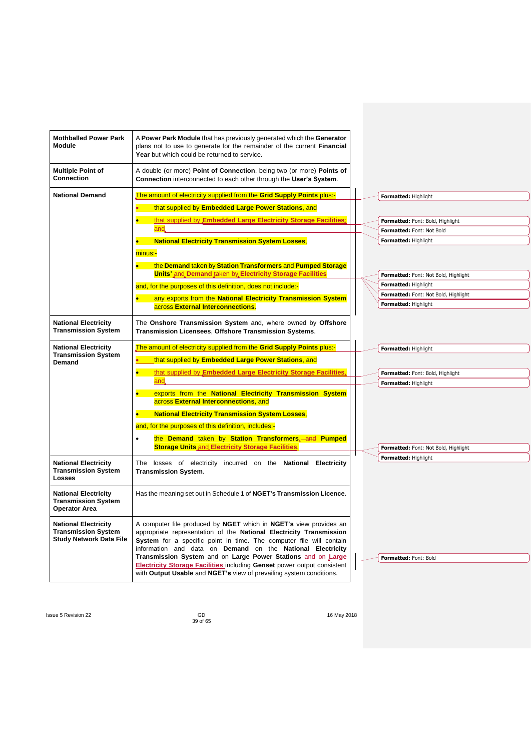| | |
|---|---|
| **Mothballed Power Park Module** | A **Power Park Module** that has previously generated which the **Generator** plans not to use to generate for the remainder of the current **Financial Year** but which could be returned to service. |
| **Multiple Point of Connection** | A double (or more) **Point of Connection**, being two (or more) **Points of Connection** interconnected to each other through the **User's System**. |
| **National Demand** | The amount of electricity supplied from the **Grid Supply Points** plus:-<br>• that supplied by **Embedded Large Power Stations**, and<br>• that supplied by **Embedded Large Electricity Storage Facilities**, and<br>• **National Electricity Transmission System Losses**,<br>minus:-<br>• the **Demand** taken by **Station Transformers** and **Pumped Storage Units'** and **Demand** taken by **Electricity Storage Facilities**<br>and, for the purposes of this definition, does not include:-<br>• any exports from the **National Electricity Transmission System** across **External Interconnections**. |
| **National Electricity Transmission System** | The **Onshore Transmission System** and, where owned by **Offshore Transmission Licensees**, **Offshore Transmission Systems**. |
| **National Electricity Transmission System Demand** | The amount of electricity supplied from the **Grid Supply Points** plus:-<br>• that supplied by **Embedded Large Power Stations**, and<br>• that supplied by **Embedded Large Electricity Storage Facilities**, and<br>• exports from the **National Electricity Transmission System** across **External Interconnections**, and<br>• **National Electricity Transmission System Losses**,<br>and, for the purposes of this definition, includes:-<br>• the **Demand** taken by **Station Transformers**, ~~and~~ **Pumped Storage Units** and **Electricity Storage Facilities**. |
| **National Electricity Transmission System Losses** | The losses of electricity incurred on the **National Electricity Transmission System**. |
| **National Electricity Transmission System Operator Area** | Has the meaning set out in Schedule 1 of **NGET's Transmission Licence**. |
| **National Electricity Transmission System Study Network Data File** | A computer file produced by **NGET** which in **NGET's** view provides an appropriate representation of the **National Electricity Transmission System** for a specific point in time. The computer file will contain information and data on **Demand** on the **National Electricity Transmission System** and on **Large Power Stations** and on **Large Electricity Storage Facilities** including **Genset** power output consistent with **Output Usable** and **NGET's** view of prevailing system conditions. |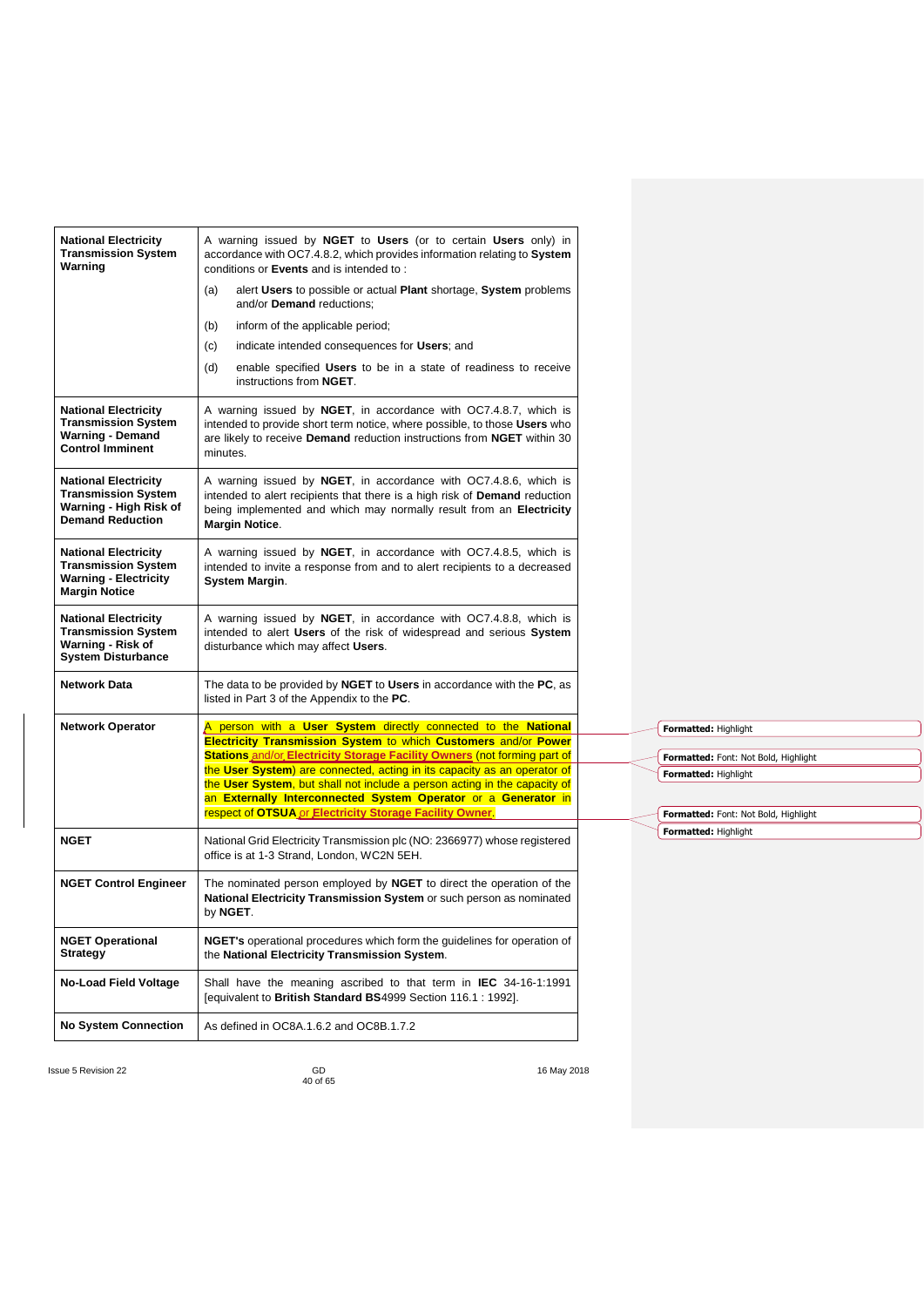| | |
|---|---|
| **National Electricity Transmission System Warning** | A warning issued by **NGET** to **Users** (or to certain **Users** only) in accordance with OC7.4.8.2, which provides information relating to **System** conditions or **Events** and is intended to :<br>(a) alert **Users** to possible or actual **Plant** shortage, **System** problems and/or **Demand** reductions;<br>(b) inform of the applicable period;<br>(c) indicate intended consequences for **Users**; and<br>(d) enable specified **Users** to be in a state of readiness to receive instructions from **NGET**. |
| **National Electricity Transmission System Warning - Demand Control Imminent** | A warning issued by **NGET**, in accordance with OC7.4.8.7, which is intended to provide short term notice, where possible, to those **Users** who are likely to receive **Demand** reduction instructions from **NGET** within 30 minutes. |
| **National Electricity Transmission System Warning - High Risk of Demand Reduction** | A warning issued by **NGET**, in accordance with OC7.4.8.6, which is intended to alert recipients that there is a high risk of **Demand** reduction being implemented and which may normally result from an **Electricity Margin Notice**. |
| **National Electricity Transmission System Warning - Electricity Margin Notice** | A warning issued by **NGET**, in accordance with OC7.4.8.5, which is intended to invite a response from and to alert recipients to a decreased **System Margin**. |
| **National Electricity Transmission System Warning - Risk of System Disturbance** | A warning issued by **NGET**, in accordance with OC7.4.8.8, which is intended to alert **Users** of the risk of widespread and serious **System** disturbance which may affect **Users**. |
| **Network Data** | The data to be provided by **NGET** to **Users** in accordance with the **PC**, as listed in Part 3 of the Appendix to the **PC**. |
| **Network Operator** | A person with a **User System** directly connected to the **National Electricity Transmission System** to which **Customers** and/or **Power Stations** and/or **Electricity Storage Facility Owners** (not forming part of the **User System**) are connected, acting in its capacity as an operator of the **User System**, but shall not include a person acting in the capacity of an **Externally Interconnected System Operator** or a **Generator** in respect of **OTSUA** or **Electricity Storage Facility Owner**. |
| **NGET** | National Grid Electricity Transmission plc (NO: 2366977) whose registered office is at 1-3 Strand, London, WC2N 5EH. |
| **NGET Control Engineer** | The nominated person employed by **NGET** to direct the operation of the **National Electricity Transmission System** or such person as nominated by **NGET**. |
| **NGET Operational Strategy** | **NGET's** operational procedures which form the guidelines for operation of the **National Electricity Transmission System**. |
| **No-Load Field Voltage** | Shall have the meaning ascribed to that term in **IEC** 34-16-1:1991 [equivalent to **British Standard BS**4999 Section 116.1 : 1992]. |
| **No System Connection** | As defined in OC8A.1.6.2 and OC8B.1.7.2 |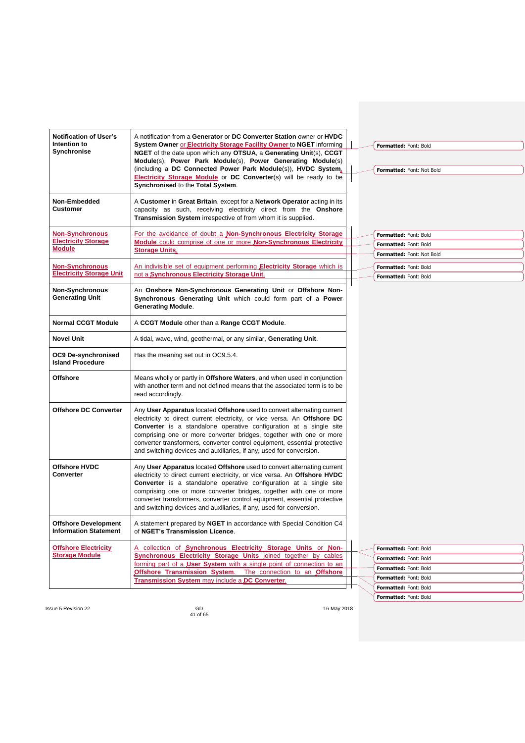| | |
|---|---|
| **Notification of User's Intention to Synchronise** | A notification from a **Generator** or **DC Converter Station** owner or **HVDC System Owner** or **Electricity Storage Facility Owner** to **NGET** informing **NGET** of the date upon which any **OTSUA**, a **Generating Unit**(s), **CCGT Module**(s), **Power Park Module**(s), **Power Generating Module**(s) (including a **DC Connected Power Park Module**(s)), **HVDC System**, **Electricity Storage Module** or **DC Converter**(s) will be ready to be **Synchronised** to the **Total System**. |
| **Non-Embedded Customer** | A **Customer** in **Great Britain**, except for a **Network Operator** acting in its capacity as such, receiving electricity direct from the **Onshore Transmission System** irrespective of from whom it is supplied. |
| **Non-Synchronous Electricity Storage Module** | For the avoidance of doubt a **Non-Synchronous Electricity Storage Module** could comprise of one or more **Non-Synchronous Electricity Storage Units**. |
| **Non-Synchronous Electricity Storage Unit** | An indivisible set of equipment performing **Electricity Storage** which is not a **Synchronous Electricity Storage Unit**. |
| **Non-Synchronous Generating Unit** | An **Onshore Non-Synchronous Generating Unit** or **Offshore Non-Synchronous Generating Unit** which could form part of a **Power Generating Module**. |
| **Normal CCGT Module** | A **CCGT Module** other than a **Range CCGT Module**. |
| **Novel Unit** | A tidal, wave, wind, geothermal, or any similar, **Generating Unit**. |
| **OC9 De-synchronised Island Procedure** | Has the meaning set out in OC9.5.4. |
| **Offshore** | Means wholly or partly in **Offshore Waters**, and when used in conjunction with another term and not defined means that the associated term is to be read accordingly. |
| **Offshore DC Converter** | Any **User Apparatus** located **Offshore** used to convert alternating current electricity to direct current electricity, or vice versa. An **Offshore DC Converter** is a standalone operative configuration at a single site comprising one or more converter bridges, together with one or more converter transformers, converter control equipment, essential protective and switching devices and auxiliaries, if any, used for conversion. |
| **Offshore HVDC Converter** | Any **User Apparatus** located **Offshore** used to convert alternating current electricity to direct current electricity, or vice versa. An **Offshore HVDC Converter** is a standalone operative configuration at a single site comprising one or more converter bridges, together with one or more converter transformers, converter control equipment, essential protective and switching devices and auxiliaries, if any, used for conversion. |
| **Offshore Development Information Statement** | A statement prepared by **NGET** in accordance with Special Condition C4 of **NGET's Transmission Licence**. |
| **Offshore Electricity Storage Module** | A collection of **Synchronous Electricity Storage Units** or **Non-Synchronous Electricity Storage Units** joined together by cables forming part of a **User System** with a single point of connection to an **Offshore Transmission System**. The connection to an **Offshore Transmission System** may include a **DC Converter**. |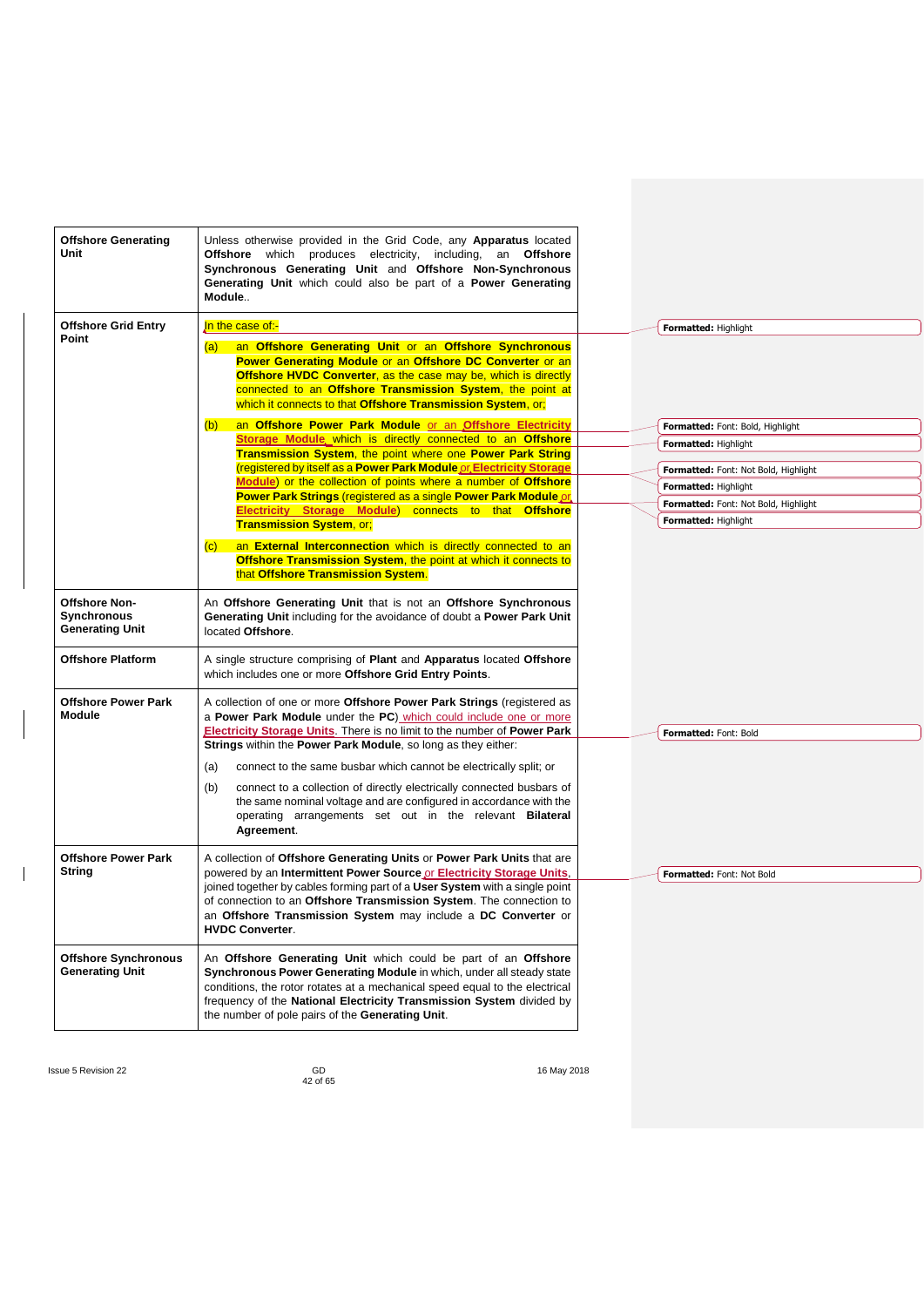| | |
|---|---|
| **Offshore Generating Unit** | Unless otherwise provided in the Grid Code, any **Apparatus** located **Offshore** which produces electricity, including, an **Offshore Synchronous Generating Unit** and **Offshore Non-Synchronous Generating Unit** which could also be part of a **Power Generating Module**.. |
| **Offshore Grid Entry Point** | In the case of:-<br>(a) an **Offshore Generating Unit** or an **Offshore Synchronous Power Generating Module** or an **Offshore DC Converter** or an **Offshore HVDC Converter**, as the case may be, which is directly connected to an **Offshore Transmission System**, the point at which it connects to that **Offshore Transmission System**, or;<br>(b) an **Offshore Power Park Module** or an **Offshore Electricity Storage Module** which is directly connected to an **Offshore Transmission System**, the point where one **Power Park String** (registered by itself as a **Power Park Module** or **Electricity Storage Module**) or the collection of points where a number of **Offshore Power Park Strings** (registered as a single **Power Park Module** or **Electricity Storage Module**) connects to that **Offshore Transmission System**, or;<br>(c) an **External Interconnection** which is directly connected to an **Offshore Transmission System**, the point at which it connects to that **Offshore Transmission System**. |
| **Offshore Non-Synchronous Generating Unit** | An **Offshore Generating Unit** that is not an **Offshore Synchronous Generating Unit** including for the avoidance of doubt a **Power Park Unit** located **Offshore**. |
| **Offshore Platform** | A single structure comprising of **Plant** and **Apparatus** located **Offshore** which includes one or more **Offshore Grid Entry Points**. |
| **Offshore Power Park Module** | A collection of one or more **Offshore Power Park Strings** (registered as a **Power Park Module** under the **PC**) which could include one or more **Electricity Storage Units**. There is no limit to the number of **Power Park Strings** within the **Power Park Module**, so long as they either:<br>(a) connect to the same busbar which cannot be electrically split; or<br>(b) connect to a collection of directly electrically connected busbars of the same nominal voltage and are configured in accordance with the operating arrangements set out in the relevant **Bilateral Agreement**. |
| **Offshore Power Park String** | A collection of **Offshore Generating Units** or **Power Park Units** that are powered by an **Intermittent Power Source** or **Electricity Storage Units**, joined together by cables forming part of a **User System** with a single point of connection to an **Offshore Transmission System**. The connection to an **Offshore Transmission System** may include a **DC Converter** or **HVDC Converter**. |
| **Offshore Synchronous Generating Unit** | An **Offshore Generating Unit** which could be part of an **Offshore Synchronous Power Generating Module** in which, under all steady state conditions, the rotor rotates at a mechanical speed equal to the electrical frequency of the **National Electricity Transmission System** divided by the number of pole pairs of the **Generating Unit**. |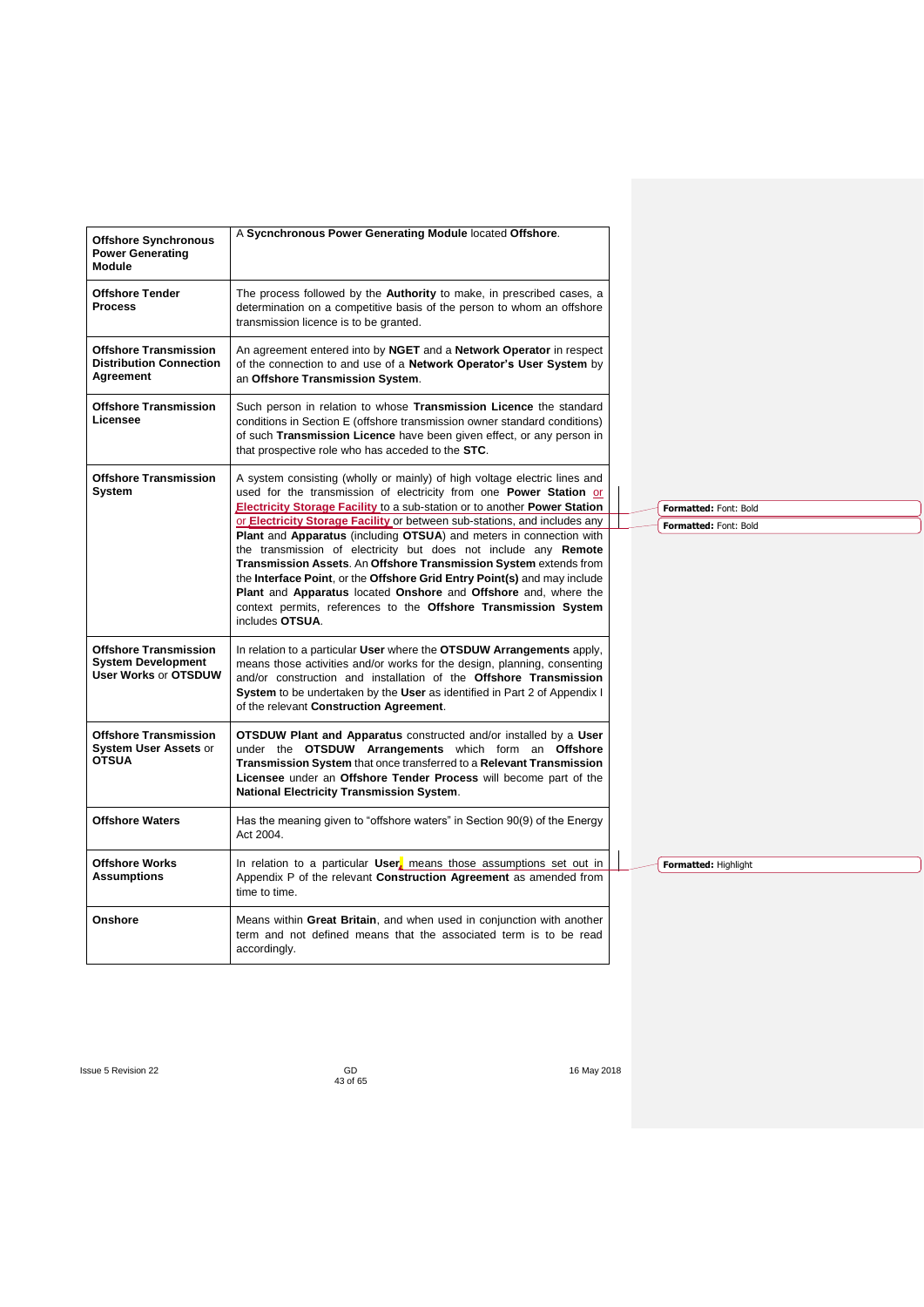| | |
|---|---|
| **Offshore Synchronous Power Generating Module** | A **Sycnchronous Power Generating Module** located **Offshore**. |
| **Offshore Tender Process** | The process followed by the **Authority** to make, in prescribed cases, a determination on a competitive basis of the person to whom an offshore transmission licence is to be granted. |
| **Offshore Transmission Distribution Connection Agreement** | An agreement entered into by **NGET** and a **Network Operator** in respect of the connection to and use of a **Network Operator's User System** by an **Offshore Transmission System**. |
| **Offshore Transmission Licensee** | Such person in relation to whose **Transmission Licence** the standard conditions in Section E (offshore transmission owner standard conditions) of such **Transmission Licence** have been given effect, or any person in that prospective role who has acceded to the **STC**. |
| **Offshore Transmission System** | A system consisting (wholly or mainly) of high voltage electric lines and used for the transmission of electricity from one **Power Station** or **Electricity Storage Facility** to a sub-station or to another **Power Station** or **Electricity Storage Facility** or between sub-stations, and includes any **Plant** and **Apparatus** (including **OTSUA**) and meters in connection with the transmission of electricity but does not include any **Remote Transmission Assets**. An **Offshore Transmission System** extends from the **Interface Point**, or the **Offshore Grid Entry Point(s)** and may include **Plant** and **Apparatus** located **Onshore** and **Offshore** and, where the context permits, references to the **Offshore Transmission System** includes **OTSUA**. |
| **Offshore Transmission System Development User Works** or **OTSDUW** | In relation to a particular **User** where the **OTSDUW Arrangements** apply, means those activities and/or works for the design, planning, consenting and/or construction and installation of the **Offshore Transmission System** to be undertaken by the **User** as identified in Part 2 of Appendix I of the relevant **Construction Agreement**. |
| **Offshore Transmission System User Assets** or **OTSUA** | **OTSDUW Plant and Apparatus** constructed and/or installed by a **User** under the **OTSDUW Arrangements** which form an **Offshore Transmission System** that once transferred to a **Relevant Transmission Licensee** under an **Offshore Tender Process** will become part of the **National Electricity Transmission System**. |
| **Offshore Waters** | Has the meaning given to "offshore waters" in Section 90(9) of the Energy Act 2004. |
| **Offshore Works Assumptions** | In relation to a particular **User**, means those assumptions set out in Appendix P of the relevant **Construction Agreement** as amended from time to time. |
| **Onshore** | Means within **Great Britain**, and when used in conjunction with another term and not defined means that the associated term is to be read accordingly. |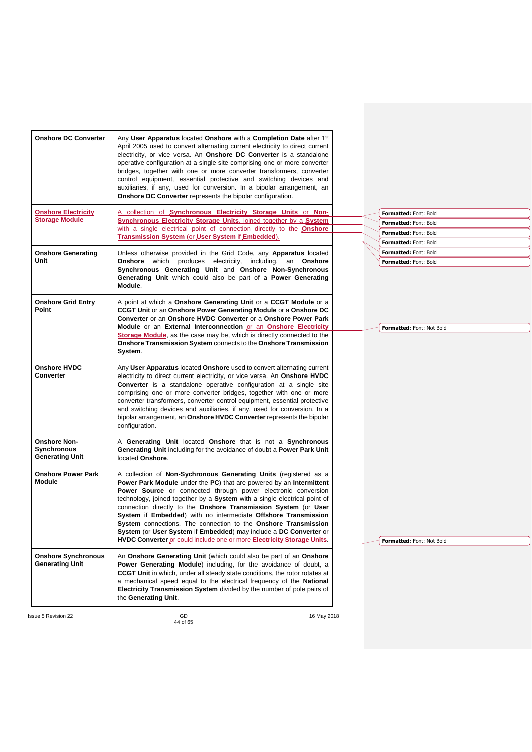| | |
|---|---|
| **Onshore DC Converter** | Any **User Apparatus** located **Onshore** with a **Completion Date** after 1st April 2005 used to convert alternating current electricity to direct current electricity, or vice versa. An **Onshore DC Converter** is a standalone operative configuration at a single site comprising one or more converter bridges, together with one or more converter transformers, converter control equipment, essential protective and switching devices and auxiliaries, if any, used for conversion. In a bipolar arrangement, an **Onshore DC Converter** represents the bipolar configuration. |
| **Onshore Electricity Storage Module** | A collection of **Synchronous Electricity Storage Units** or **Non-Synchronous Electricity Storage Units**, joined together by a **System** with a single electrical point of connection directly to the **Onshore Transmission System** (or **User System** if **Embedded**). |
| **Onshore Generating Unit** | Unless otherwise provided in the Grid Code, any **Apparatus** located **Onshore** which produces electricity, including, an **Onshore Synchronous Generating Unit** and **Onshore Non-Synchronous Generating Unit** which could also be part of a **Power Generating Module**. |
| **Onshore Grid Entry Point** | A point at which a **Onshore Generating Unit** or a **CCGT Module** or a **CCGT Unit** or an **Onshore Power Generating Module** or a **Onshore DC Converter** or an **Onshore HVDC Converter** or a **Onshore Power Park Module** or an **External Interconnection** or an **Onshore Electricity Storage Module**, as the case may be, which is directly connected to the **Onshore Transmission System** connects to the **Onshore Transmission System**. |
| **Onshore HVDC Converter** | Any **User Apparatus** located **Onshore** used to convert alternating current electricity to direct current electricity, or vice versa. An **Onshore HVDC Converter** is a standalone operative configuration at a single site comprising one or more converter bridges, together with one or more converter transformers, converter control equipment, essential protective and switching devices and auxiliaries, if any, used for conversion. In a bipolar arrangement, an **Onshore HVDC Converter** represents the bipolar configuration. |
| **Onshore Non-Synchronous Generating Unit** | A **Generating Unit** located **Onshore** that is not a **Synchronous Generating Unit** including for the avoidance of doubt a **Power Park Unit** located **Onshore**. |
| **Onshore Power Park Module** | A collection of **Non-Sychronous Generating Units** (registered as a **Power Park Module** under the **PC**) that are powered by an **Intermittent Power Source** or connected through power electronic conversion technology, joined together by a **System** with a single electrical point of connection directly to the **Onshore Transmission System** (or **User System** if **Embedded**) with no intermediate **Offshore Transmission System** connections. The connection to the **Onshore Transmission System** (or **User System** if **Embedded**) may include a **DC Converter** or **HVDC Converter** or could include one or more **Electricity Storage Units**. |
| **Onshore Synchronous Generating Unit** | An **Onshore Generating Unit** (which could also be part of an **Onshore Power Generating Module**) including, for the avoidance of doubt, a **CCGT Unit** in which, under all steady state conditions, the rotor rotates at a mechanical speed equal to the electrical frequency of the **National Electricity Transmission System** divided by the number of pole pairs of the **Generating Unit**. |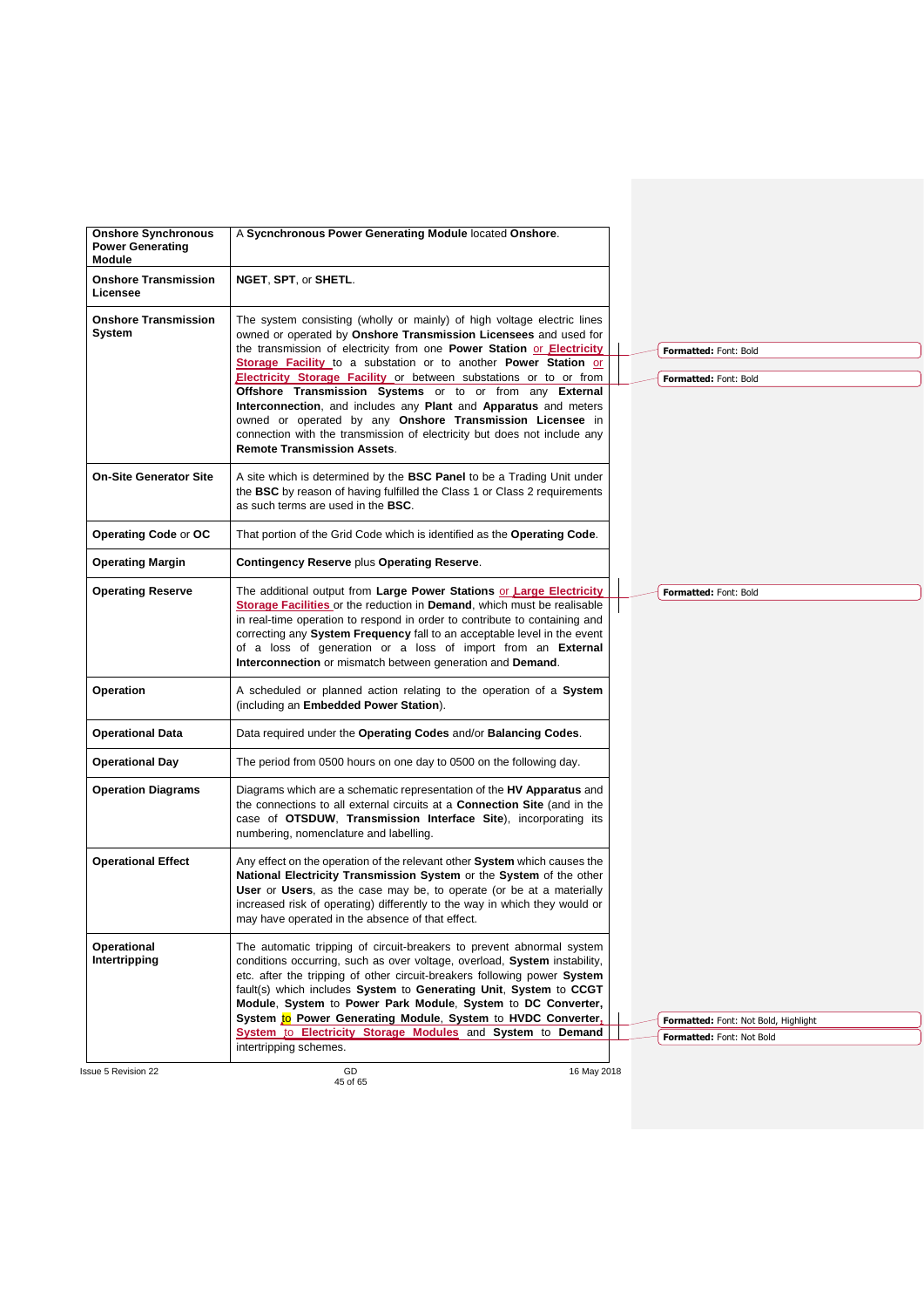| | |
|---|---|
| **Onshore Synchronous Power Generating Module** | A **Sycnchronous Power Generating Module** located **Onshore**. |
| **Onshore Transmission Licensee** | **NGET**, **SPT**, or **SHETL**. |
| **Onshore Transmission System** | The system consisting (wholly or mainly) of high voltage electric lines owned or operated by **Onshore Transmission Licensees** and used for the transmission of electricity from one **Power Station** or **Electricity Storage Facility** to a substation or to another **Power Station** or **Electricity Storage Facility** or between substations or to or from **Offshore Transmission Systems** or to or from any **External Interconnection**, and includes any **Plant** and **Apparatus** and meters owned or operated by any **Onshore Transmission Licensee** in connection with the transmission of electricity but does not include any **Remote Transmission Assets**. |
| **On-Site Generator Site** | A site which is determined by the **BSC Panel** to be a Trading Unit under the **BSC** by reason of having fulfilled the Class 1 or Class 2 requirements as such terms are used in the **BSC**. |
| **Operating Code** or **OC** | That portion of the Grid Code which is identified as the **Operating Code**. |
| **Operating Margin** | **Contingency Reserve** plus **Operating Reserve**. |
| **Operating Reserve** | The additional output from **Large Power Stations** or **Large Electricity Storage Facilities** or the reduction in **Demand**, which must be realisable in real-time operation to respond in order to contribute to containing and correcting any **System Frequency** fall to an acceptable level in the event of a loss of generation or a loss of import from an **External Interconnection** or mismatch between generation and **Demand**. |
| **Operation** | A scheduled or planned action relating to the operation of a **System** (including an **Embedded Power Station**). |
| **Operational Data** | Data required under the **Operating Codes** and/or **Balancing Codes**. |
| **Operational Day** | The period from 0500 hours on one day to 0500 on the following day. |
| **Operation Diagrams** | Diagrams which are a schematic representation of the **HV Apparatus** and the connections to all external circuits at a **Connection Site** (and in the case of **OTSDUW**, **Transmission Interface Site**), incorporating its numbering, nomenclature and labelling. |
| **Operational Effect** | Any effect on the operation of the relevant other **System** which causes the **National Electricity Transmission System** or the **System** of the other **User** or **Users**, as the case may be, to operate (or be at a materially increased risk of operating) differently to the way in which they would or may have operated in the absence of that effect. |
| **Operational Intertripping** | The automatic tripping of circuit-breakers to prevent abnormal system conditions occurring, such as over voltage, overload, **System** instability, etc. after the tripping of other circuit-breakers following power **System** fault(s) which includes **System** to **Generating Unit**, **System** to **CCGT Module**, **System** to **Power Park Module**, **System** to **DC Converter**, **System** to **Power Generating Module**, **System** to **HVDC Converter**, **System** to **Electricity Storage Modules** and **System** to **Demand** intertripping schemes. |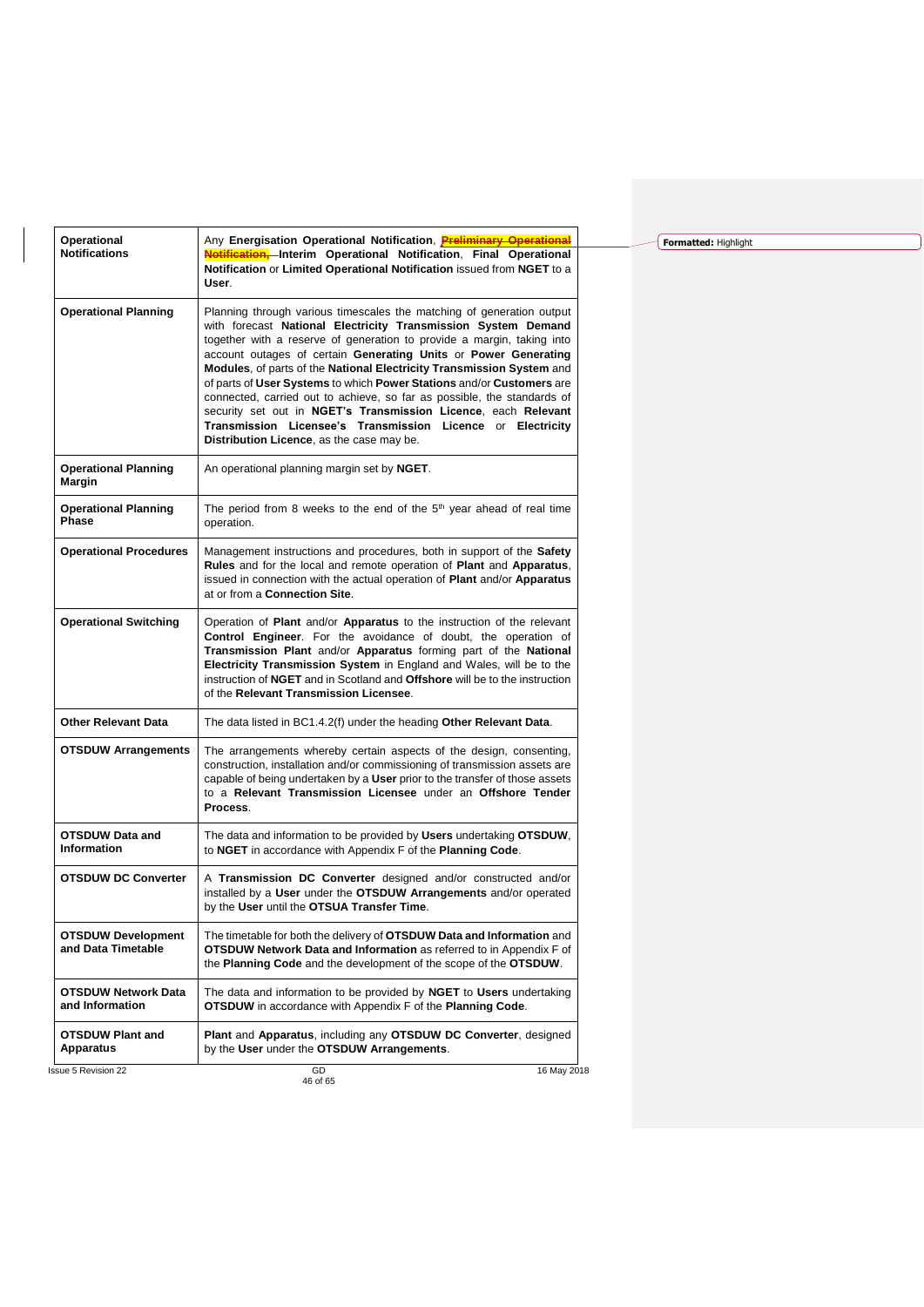| | |
|---|---|
| **Operational Notifications** | Any **Energisation Operational Notification**, ~~**Preliminary Operational Notification,**~~ **Interim Operational Notification**, **Final Operational Notification** or **Limited Operational Notification** issued from **NGET** to a **User**. |
| **Operational Planning** | Planning through various timescales the matching of generation output with forecast **National Electricity Transmission System Demand** together with a reserve of generation to provide a margin, taking into account outages of certain **Generating Units** or **Power Generating Modules**, of parts of the **National Electricity Transmission System** and of parts of **User Systems** to which **Power Stations** and/or **Customers** are connected, carried out to achieve, so far as possible, the standards of security set out in **NGET's Transmission Licence**, each **Relevant Transmission Licensee's Transmission Licence** or **Electricity Distribution Licence**, as the case may be. |
| **Operational Planning Margin** | An operational planning margin set by **NGET**. |
| **Operational Planning Phase** | The period from 8 weeks to the end of the 5th year ahead of real time operation. |
| **Operational Procedures** | Management instructions and procedures, both in support of the **Safety Rules** and for the local and remote operation of **Plant** and **Apparatus**, issued in connection with the actual operation of **Plant** and/or **Apparatus** at or from a **Connection Site**. |
| **Operational Switching** | Operation of **Plant** and/or **Apparatus** to the instruction of the relevant **Control Engineer**. For the avoidance of doubt, the operation of **Transmission Plant** and/or **Apparatus** forming part of the **National Electricity Transmission System** in England and Wales, will be to the instruction of **NGET** and in Scotland and **Offshore** will be to the instruction of the **Relevant Transmission Licensee**. |
| **Other Relevant Data** | The data listed in BC1.4.2(f) under the heading **Other Relevant Data**. |
| **OTSDUW Arrangements** | The arrangements whereby certain aspects of the design, consenting, construction, installation and/or commissioning of transmission assets are capable of being undertaken by a **User** prior to the transfer of those assets to a **Relevant Transmission Licensee** under an **Offshore Tender Process**. |
| **OTSDUW Data and Information** | The data and information to be provided by **Users** undertaking **OTSDUW**, to **NGET** in accordance with Appendix F of the **Planning Code**. |
| **OTSDUW DC Converter** | A **Transmission DC Converter** designed and/or constructed and/or installed by a **User** under the **OTSDUW Arrangements** and/or operated by the **User** until the **OTSUA Transfer Time**. |
| **OTSDUW Development and Data Timetable** | The timetable for both the delivery of **OTSDUW Data and Information** and **OTSDUW Network Data and Information** as referred to in Appendix F of the **Planning Code** and the development of the scope of the **OTSDUW**. |
| **OTSDUW Network Data and Information** | The data and information to be provided by **NGET** to **Users** undertaking **OTSDUW** in accordance with Appendix F of the **Planning Code**. |
| **OTSDUW Plant and Apparatus** | **Plant** and **Apparatus**, including any **OTSDUW DC Converter**, designed by the **User** under the **OTSDUW Arrangements**. |

Formatted: Highlight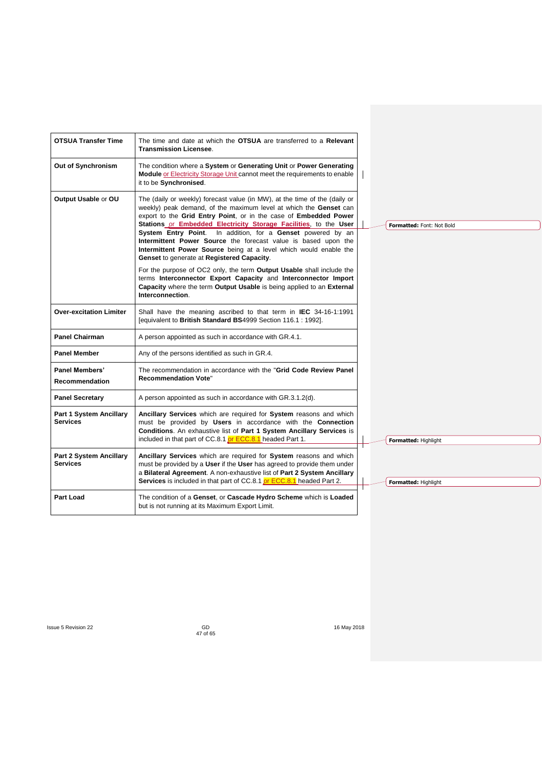| | |
|---|---|
| **OTSUA Transfer Time** | The time and date at which the **OTSUA** are transferred to a **Relevant Transmission Licensee**. |
| **Out of Synchronism** | The condition where a **System** or **Generating Unit** or **Power Generating Module** or Electricity Storage Unit cannot meet the requirements to enable it to be **Synchronised**. |
| **Output Usable** or **OU** | The (daily or weekly) forecast value (in MW), at the time of the (daily or weekly) peak demand, of the maximum level at which the **Genset** can export to the **Grid Entry Point**, or in the case of **Embedded Power Stations** or **Embedded Electricity Storage Facilities**, to the **User System Entry Point**. In addition, for a **Genset** powered by an **Intermittent Power Source** the forecast value is based upon the **Intermittent Power Source** being at a level which would enable the **Genset** to generate at **Registered Capacity**.<br><br>For the purpose of OC2 only, the term **Output Usable** shall include the terms **Interconnector Export Capacity** and **Interconnector Import Capacity** where the term **Output Usable** is being applied to an **External Interconnection**. |
| **Over-excitation Limiter** | Shall have the meaning ascribed to that term in **IEC** 34-16-1:1991 [equivalent to **British Standard BS**4999 Section 116.1 : 1992]. |
| **Panel Chairman** | A person appointed as such in accordance with GR.4.1. |
| **Panel Member** | Any of the persons identified as such in GR.4. |
| **Panel Members' Recommendation** | The recommendation in accordance with the "**Grid Code Review Panel Recommendation Vote**" |
| **Panel Secretary** | A person appointed as such in accordance with GR.3.1.2(d). |
| **Part 1 System Ancillary Services** | **Ancillary Services** which are required for **System** reasons and which must be provided by **Users** in accordance with the **Connection Conditions**. An exhaustive list of **Part 1 System Ancillary Services** is included in that part of CC.8.1 or ECC.8.1 headed Part 1. |
| **Part 2 System Ancillary Services** | **Ancillary Services** which are required for **System** reasons and which must be provided by a **User** if the **User** has agreed to provide them under a **Bilateral Agreement**. A non-exhaustive list of **Part 2 System Ancillary Services** is included in that part of CC.8.1 or ECC.8.1 headed Part 2. |
| **Part Load** | The condition of a **Genset**, or **Cascade Hydro Scheme** which is **Loaded** but is not running at its Maximum Export Limit. |

Formatted: Font: Not Bold

Formatted: Highlight

Formatted: Highlight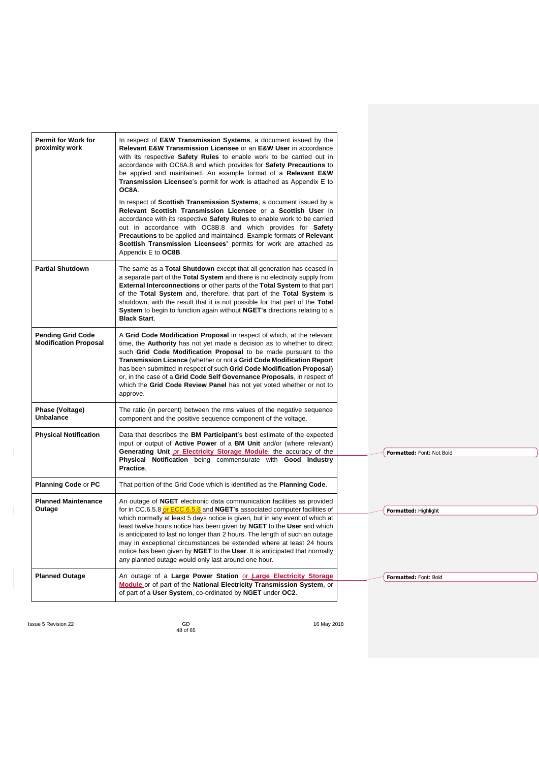| | |
|---|---|
| **Permit for Work for proximity work** | In respect of **E&W Transmission Systems**, a document issued by the **Relevant E&W Transmission Licensee** or an **E&W User** in accordance with its respective **Safety Rules** to enable work to be carried out in accordance with OC8A.8 and which provides for **Safety Precautions** to be applied and maintained. An example format of a **Relevant E&W Transmission Licensee**'s permit for work is attached as Appendix E to **OC8A**.<br><br>In respect of **Scottish Transmission Systems**, a document issued by a **Relevant Scottish Transmission Licensee** or a **Scottish User** in accordance with its respective **Safety Rules** to enable work to be carried out in accordance with OC8B.8 and which provides for **Safety Precautions** to be applied and maintained. Example formats of **Relevant Scottish Transmission Licensees'** permits for work are attached as Appendix E to **OC8B**. |
| **Partial Shutdown** | The same as a **Total Shutdown** except that all generation has ceased in a separate part of the **Total System** and there is no electricity supply from **External Interconnections** or other parts of the **Total System** to that part of the **Total System** and, therefore, that part of the **Total System** is shutdown, with the result that it is not possible for that part of the **Total System** to begin to function again without **NGET's** directions relating to a **Black Start**. |
| **Pending Grid Code Modification Proposal** | A **Grid Code Modification Proposal** in respect of which, at the relevant time, the **Authority** has not yet made a decision as to whether to direct such **Grid Code Modification Proposal** to be made pursuant to the **Transmission Licence** (whether or not a **Grid Code Modification Report** has been submitted in respect of such **Grid Code Modification Proposal**) or, in the case of a **Grid Code Self Governance Proposals**, in respect of which the **Grid Code Review Panel** has not yet voted whether or not to approve. |
| **Phase (Voltage) Unbalance** | The ratio (in percent) between the rms values of the negative sequence component and the positive sequence component of the voltage. |
| **Physical Notification** | Data that describes the **BM Participant**'s best estimate of the expected input or output of **Active Power** of a **BM Unit** and/or (where relevant) **Generating Unit** or **Electricity Storage Module**, the accuracy of the **Physical Notification** being commensurate with **Good Industry Practice**. |
| **Planning Code** or **PC** | That portion of the Grid Code which is identified as the **Planning Code**. |
| **Planned Maintenance Outage** | An outage of **NGET** electronic data communication facilities as provided for in CC.6.5.8 or ECC.6.5.8 and **NGET's** associated computer facilities of which normally at least 5 days notice is given, but in any event of which at least twelve hours notice has been given by **NGET** to the **User** and which is anticipated to last no longer than 2 hours. The length of such an outage may in exceptional circumstances be extended where at least 24 hours notice has been given by **NGET** to the **User**. It is anticipated that normally any planned outage would only last around one hour. |
| **Planned Outage** | An outage of a **Large Power Station** or **Large Electricity Storage Module** or of part of the **National Electricity Transmission System**, or of part of a **User System**, co-ordinated by **NGET** under **OC2**. |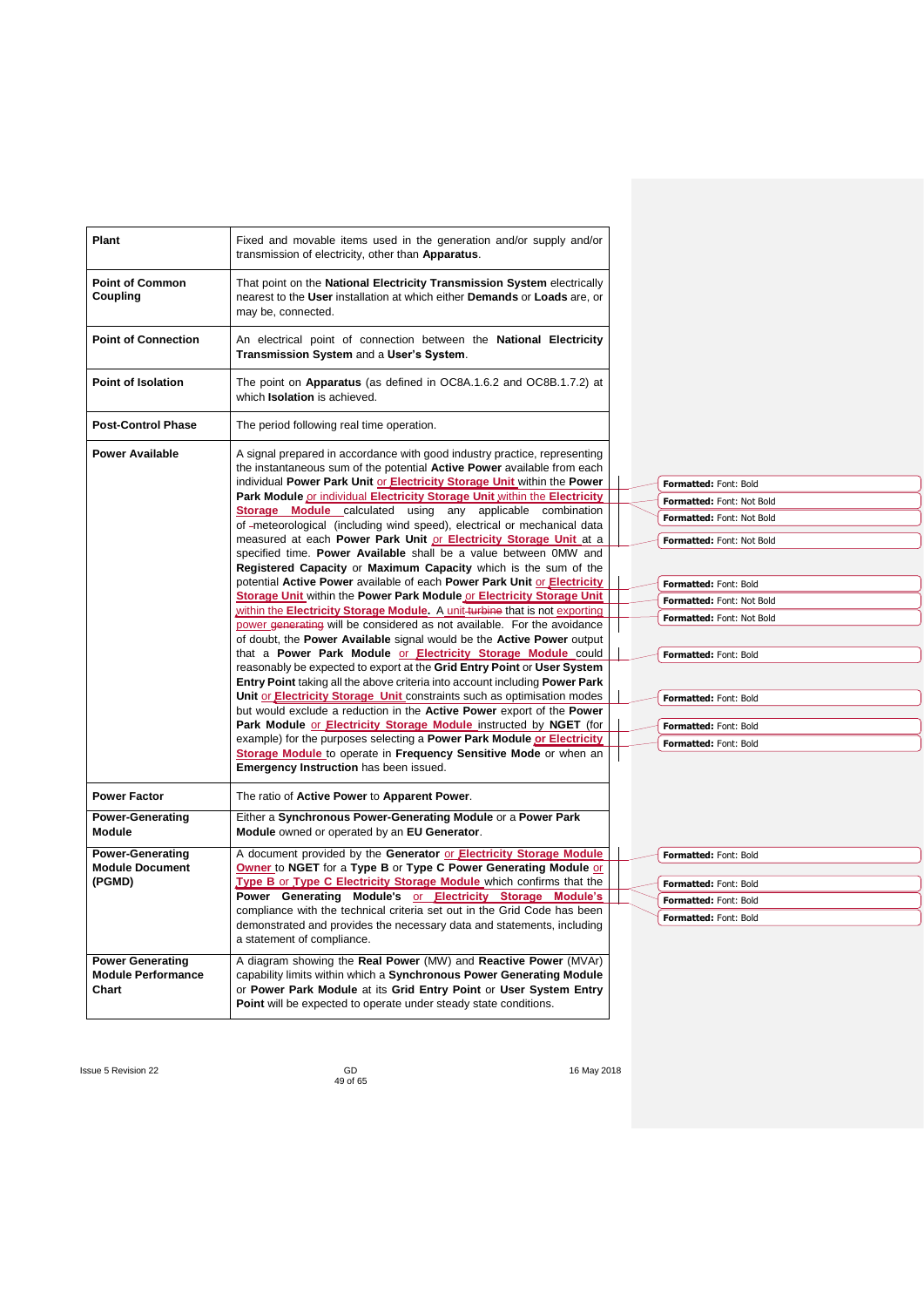| | |
|---|---|
| **Plant** | Fixed and movable items used in the generation and/or supply and/or transmission of electricity, other than **Apparatus**. |
| **Point of Common Coupling** | That point on the **National Electricity Transmission System** electrically nearest to the **User** installation at which either **Demands** or **Loads** are, or may be, connected. |
| **Point of Connection** | An electrical point of connection between the **National Electricity Transmission System** and a **User's System**. |
| **Point of Isolation** | The point on **Apparatus** (as defined in OC8A.1.6.2 and OC8B.1.7.2) at which **Isolation** is achieved. |
| **Post-Control Phase** | The period following real time operation. |
| **Power Available** | A signal prepared in accordance with good industry practice, representing the instantaneous sum of the potential **Active Power** available from each individual **Power Park Unit** or **Electricity Storage Unit** within the **Power Park Module** or individual **Electricity Storage Unit** within the **Electricity Storage Module** calculated using any applicable combination of meteorological (including wind speed), electrical or mechanical data measured at each **Power Park Unit** or **Electricity Storage Unit** at a specified time. **Power Available** shall be a value between 0MW and **Registered Capacity** or **Maximum Capacity** which is the sum of the potential **Active Power** available of each **Power Park Unit** or **Electricity Storage Unit** within the **Power Park Module** or **Electricity Storage Unit** within the **Electricity Storage Module.** A unit ~~turbine~~ that is not exporting power ~~generating~~ will be considered as not available. For the avoidance of doubt, the **Power Available** signal would be the **Active Power** output that a **Power Park Module** or **Electricity Storage Module** could reasonably be expected to export at the **Grid Entry Point** or **User System Entry Point** taking all the above criteria into account including **Power Park Unit** or **Electricity Storage Unit** constraints such as optimisation modes but would exclude a reduction in the **Active Power** export of the **Power Park Module** or **Electricity Storage Module** instructed by **NGET** (for example) for the purposes selecting a **Power Park Module** **or Electricity Storage Module** to operate in **Frequency Sensitive Mode** or when an **Emergency Instruction** has been issued. |
| **Power Factor** | The ratio of **Active Power** to **Apparent Power**. |
| **Power-Generating Module** | Either a **Synchronous Power-Generating Module** or a **Power Park Module** owned or operated by an **EU Generator**. |
| **Power-Generating Module Document (PGMD)** | A document provided by the **Generator** or **Electricity Storage Module Owner** to **NGET** for a **Type B** or **Type C Power Generating Module** or **Type B** or **Type C Electricity Storage Module** which confirms that the **Power Generating Module's** or **Electricity Storage Module's** compliance with the technical criteria set out in the Grid Code has been demonstrated and provides the necessary data and statements, including a statement of compliance. |
| **Power Generating Module Performance Chart** | A diagram showing the **Real Power** (MW) and **Reactive Power** (MVAr) capability limits within which a **Synchronous Power Generating Module** or **Power Park Module** at its **Grid Entry Point** or **User System Entry Point** will be expected to operate under steady state conditions. |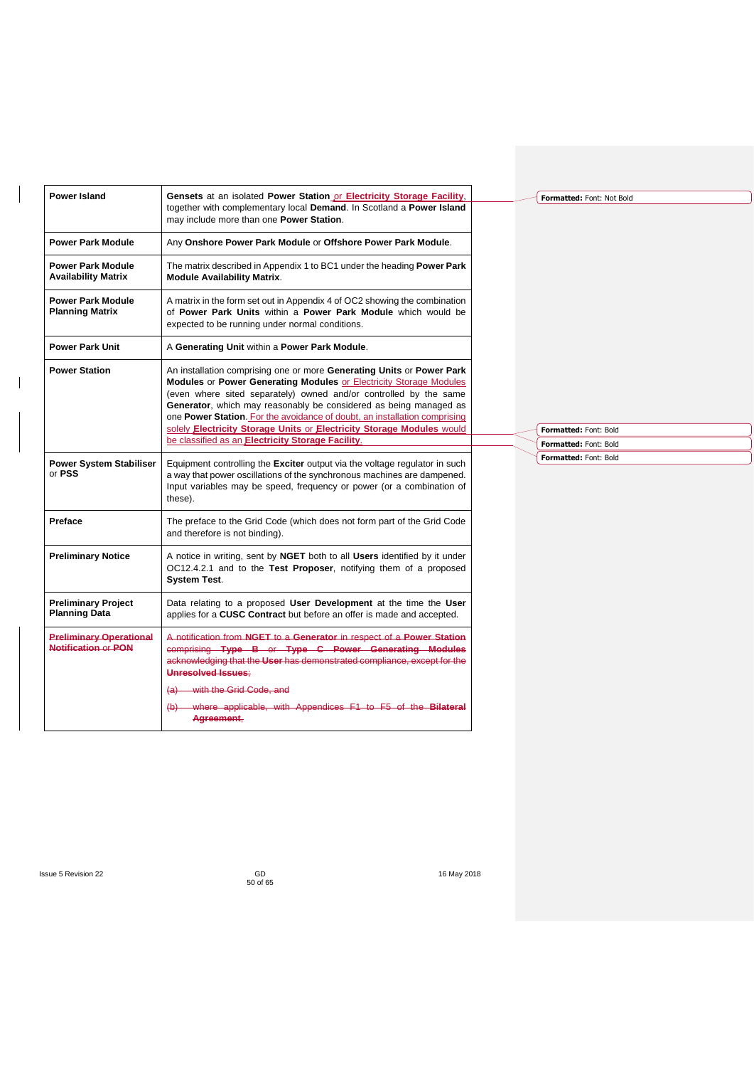| | |
|---|---|
| **Power Island** | **Gensets** at an isolated **Power Station** or **Electricity Storage Facility**, together with complementary local **Demand**. In Scotland a **Power Island** may include more than one **Power Station**. |
| **Power Park Module** | Any **Onshore Power Park Module** or **Offshore Power Park Module**. |
| **Power Park Module Availability Matrix** | The matrix described in Appendix 1 to BC1 under the heading **Power Park Module Availability Matrix**. |
| **Power Park Module Planning Matrix** | A matrix in the form set out in Appendix 4 of OC2 showing the combination of **Power Park Units** within a **Power Park Module** which would be expected to be running under normal conditions. |
| **Power Park Unit** | A **Generating Unit** within a **Power Park Module**. |
| **Power Station** | An installation comprising one or more **Generating Units** or **Power Park Modules** or **Power Generating Modules** or Electricity Storage Modules (even where sited separately) owned and/or controlled by the same **Generator**, which may reasonably be considered as being managed as one **Power Station**. For the avoidance of doubt, an installation comprising solely **Electricity Storage Units** or **Electricity Storage Modules** would be classified as an **Electricity Storage Facility**. |
| **Power System Stabiliser** or **PSS** | Equipment controlling the **Exciter** output via the voltage regulator in such a way that power oscillations of the synchronous machines are dampened. Input variables may be speed, frequency or power (or a combination of these). |
| **Preface** | The preface to the Grid Code (which does not form part of the Grid Code and therefore is not binding). |
| **Preliminary Notice** | A notice in writing, sent by **NGET** both to all **Users** identified by it under OC12.4.2.1 and to the **Test Proposer**, notifying them of a proposed **System Test**. |
| **Preliminary Project Planning Data** | Data relating to a proposed **User Development** at the time the **User** applies for a **CUSC Contract** but before an offer is made and accepted. |
| ~~**Preliminary Operational Notification** or **PON**~~ | ~~A notification from **NGET** to a **Generator** in respect of a **Power Station** comprising **Type B** or **Type C Power Generating Modules** acknowledging that the **User** has demonstrated compliance, except for the **Unresolved Issues**;~~<br>~~(a) with the Grid Code, and~~<br>~~(b) where applicable, with Appendices F1 to F5 of the **Bilateral Agreement**,~~ |

Formatted: Font: Not Bold

Formatted: Font: Bold

Formatted: Font: Bold

Formatted: Font: Bold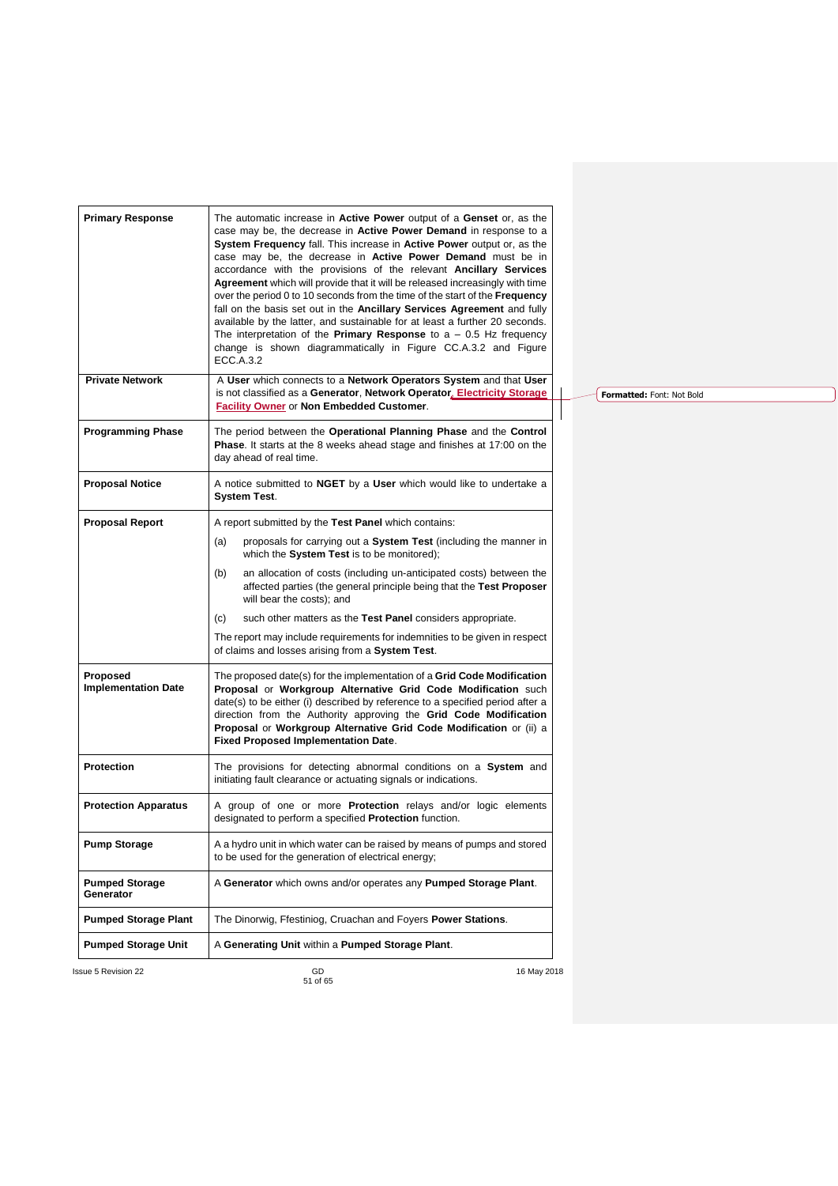| | |
|---|---|
| **Primary Response** | The automatic increase in **Active Power** output of a **Genset** or, as the case may be, the decrease in **Active Power Demand** in response to a **System Frequency** fall. This increase in **Active Power** output or, as the case may be, the decrease in **Active Power Demand** must be in accordance with the provisions of the relevant **Ancillary Services Agreement** which will provide that it will be released increasingly with time over the period 0 to 10 seconds from the time of the start of the **Frequency** fall on the basis set out in the **Ancillary Services Agreement** and fully available by the latter, and sustainable for at least a further 20 seconds. The interpretation of the **Primary Response** to a – 0.5 Hz frequency change is shown diagrammatically in Figure CC.A.3.2 and Figure ECC.A.3.2 |
| **Private Network** | A **User** which connects to a **Network Operators System** and that **User** is not classified as a **Generator**, **Network Operator**, **Electricity Storage Facility Owner** or **Non Embedded Customer**. |
| **Programming Phase** | The period between the **Operational Planning Phase** and the **Control Phase**. It starts at the 8 weeks ahead stage and finishes at 17:00 on the day ahead of real time. |
| **Proposal Notice** | A notice submitted to **NGET** by a **User** which would like to undertake a **System Test**. |
| **Proposal Report** | A report submitted by the **Test Panel** which contains:<br>(a) proposals for carrying out a **System Test** (including the manner in which the **System Test** is to be monitored);<br>(b) an allocation of costs (including un-anticipated costs) between the affected parties (the general principle being that the **Test Proposer** will bear the costs); and<br>(c) such other matters as the **Test Panel** considers appropriate.<br>The report may include requirements for indemnities to be given in respect of claims and losses arising from a **System Test**. |
| **Proposed Implementation Date** | The proposed date(s) for the implementation of a **Grid Code Modification Proposal** or **Workgroup Alternative Grid Code Modification** such date(s) to be either (i) described by reference to a specified period after a direction from the Authority approving the **Grid Code Modification Proposal** or **Workgroup Alternative Grid Code Modification** or (ii) a **Fixed Proposed Implementation Date**. |
| **Protection** | The provisions for detecting abnormal conditions on a **System** and initiating fault clearance or actuating signals or indications. |
| **Protection Apparatus** | A group of one or more **Protection** relays and/or logic elements designated to perform a specified **Protection** function. |
| **Pump Storage** | A a hydro unit in which water can be raised by means of pumps and stored to be used for the generation of electrical energy; |
| **Pumped Storage Generator** | A **Generator** which owns and/or operates any **Pumped Storage Plant**. |
| **Pumped Storage Plant** | The Dinorwig, Ffestiniog, Cruachan and Foyers **Power Stations**. |
| **Pumped Storage Unit** | A **Generating Unit** within a **Pumped Storage Plant**. |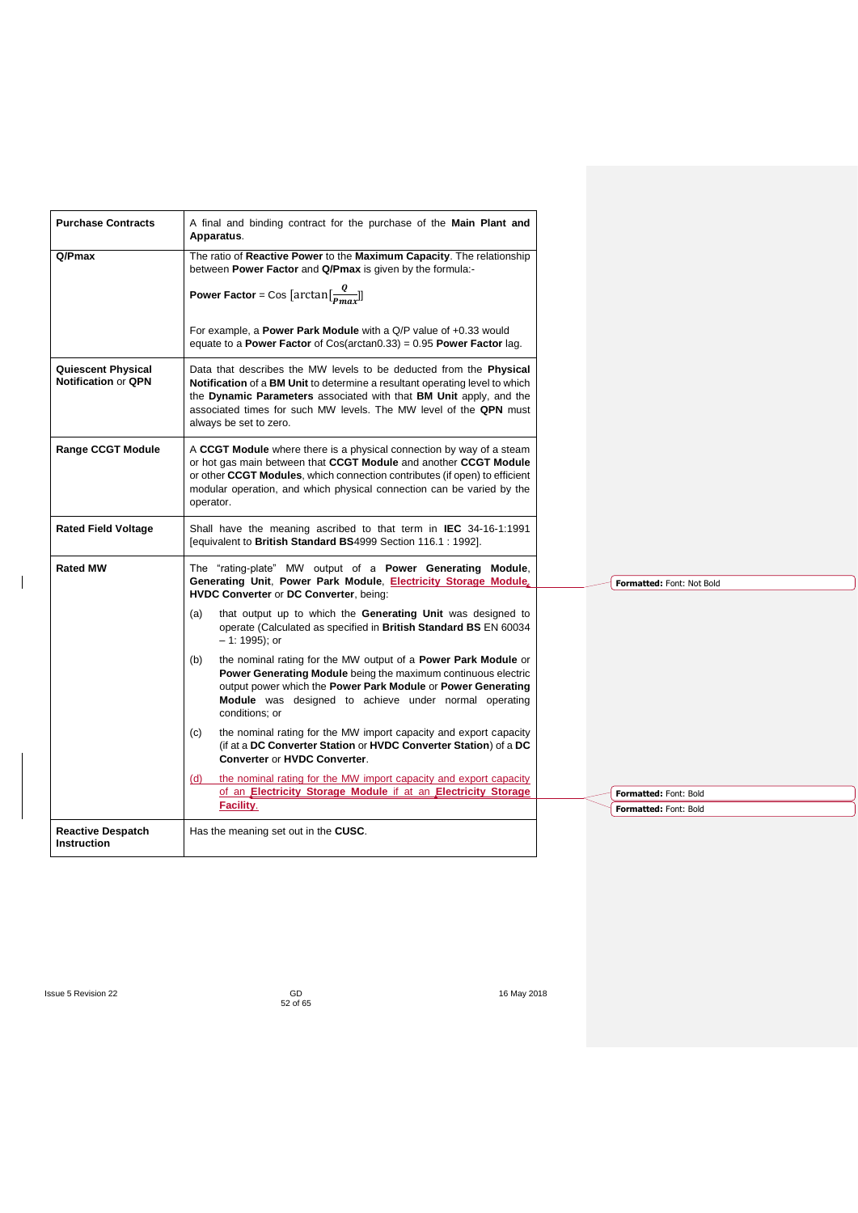| | |
|---|---|
| **Purchase Contracts** | A final and binding contract for the purchase of the **Main Plant and Apparatus**. |
| **Q/Pmax** | The ratio of **Reactive Power** to the **Maximum Capacity**. The relationship between **Power Factor** and **Q/Pmax** is given by the formula:-<br><br>**Power Factor** = Cos $[\arctan[\frac{Q}{Pmax}]]$<br><br>For example, a **Power Park Module** with a Q/P value of +0.33 would equate to a **Power Factor** of Cos(arctan0.33) = 0.95 **Power Factor** lag. |
| **Quiescent Physical Notification** or **QPN** | Data that describes the MW levels to be deducted from the **Physical Notification** of a **BM Unit** to determine a resultant operating level to which the **Dynamic Parameters** associated with that **BM Unit** apply, and the associated times for such MW levels. The MW level of the **QPN** must always be set to zero. |
| **Range CCGT Module** | A **CCGT Module** where there is a physical connection by way of a steam or hot gas main between that **CCGT Module** and another **CCGT Module** or other **CCGT Modules**, which connection contributes (if open) to efficient modular operation, and which physical connection can be varied by the operator. |
| **Rated Field Voltage** | Shall have the meaning ascribed to that term in **IEC** 34-16-1:1991 [equivalent to **British Standard BS**4999 Section 116.1 : 1992]. |
| **Rated MW** | The "rating-plate" MW output of a **Power Generating Module**, **Generating Unit**, **Power Park Module**, **Electricity Storage Module**, **HVDC Converter** or **DC Converter**, being:<br><br>(a) that output up to which the **Generating Unit** was designed to operate (Calculated as specified in **British Standard BS** EN 60034 – 1: 1995); or<br><br>(b) the nominal rating for the MW output of a **Power Park Module** or **Power Generating Module** being the maximum continuous electric output power which the **Power Park Module** or **Power Generating Module** was designed to achieve under normal operating conditions; or<br><br>(c) the nominal rating for the MW import capacity and export capacity (if at a **DC Converter Station** or **HVDC Converter Station**) of a **DC Converter** or **HVDC Converter**.<br><br>(d) the nominal rating for the MW import capacity and export capacity of an **Electricity Storage Module** if at an **Electricity Storage Facility**. |
| **Reactive Despatch Instruction** | Has the meaning set out in the **CUSC**. |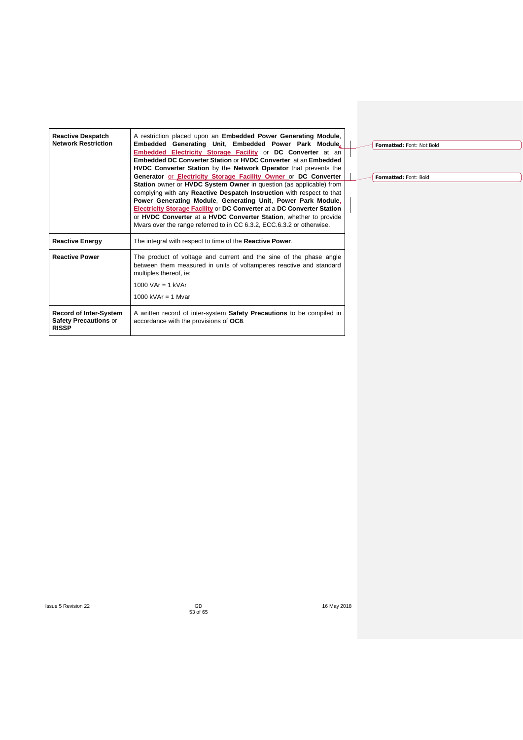| | |
|---|---|
| **Reactive Despatch Network Restriction** | A restriction placed upon an **Embedded Power Generating Module**, **Embedded Generating Unit**, **Embedded Power Park Module**, **Embedded Electricity Storage Facility** or **DC Converter** at an **Embedded DC Converter Station** or **HVDC Converter** at an **Embedded HVDC Converter Station** by the **Network Operator** that prevents the **Generator** or **Electricity Storage Facility Owner** or **DC Converter Station** owner or **HVDC System Owner** in question (as applicable) from complying with any **Reactive Despatch Instruction** with respect to that **Power Generating Module**, **Generating Unit**, **Power Park Module**, **Electricity Storage Facility** or **DC Converter** at a **DC Converter Station** or **HVDC Converter** at a **HVDC Converter Station**, whether to provide Mvars over the range referred to in CC 6.3.2, ECC.6.3.2 or otherwise. |
| **Reactive Energy** | The integral with respect to time of the **Reactive Power**. |
| **Reactive Power** | The product of voltage and current and the sine of the phase angle between them measured in units of voltamperes reactive and standard multiples thereof, ie:<br><br>1000 VAr = 1 kVAr<br><br>1000 kVAr = 1 Mvar |
| **Record of Inter-System Safety Precautions** or **RISSP** | A written record of inter-system **Safety Precautions** to be compiled in accordance with the provisions of **OC8**. |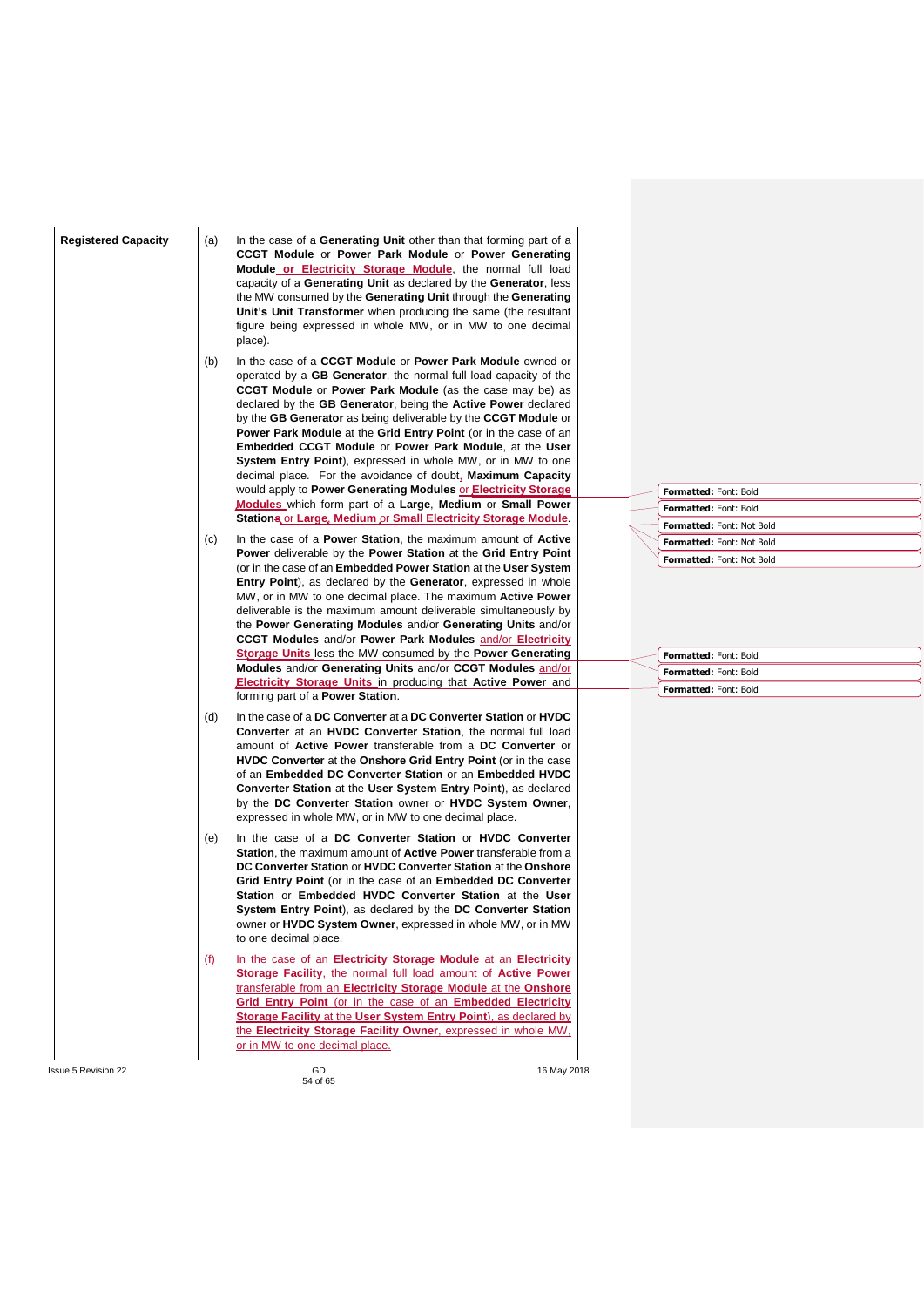| Registered Capacity | (a) | In the case of a **Generating Unit** other than that forming part of a **CCGT Module** or **Power Park Module** or **Power Generating Module** or **Electricity Storage Module**, the normal full load capacity of a **Generating Unit** as declared by the **Generator**, less the MW consumed by the **Generating Unit** through the **Generating Unit's Unit Transformer** when producing the same (the resultant figure being expressed in whole MW, or in MW to one decimal place). |
|---|---|---|
| | (b) | In the case of a **CCGT Module** or **Power Park Module** owned or operated by a **GB Generator**, the normal full load capacity of the **CCGT Module** or **Power Park Module** (as the case may be) as declared by the **GB Generator**, being the **Active Power** declared by the **GB Generator** as being deliverable by the **CCGT Module** or **Power Park Module** at the **Grid Entry Point** (or in the case of an **Embedded CCGT Module** or **Power Park Module**, at the **User System Entry Point**), expressed in whole MW, or in MW to one decimal place. For the avoidance of doubt, **Maximum Capacity** would apply to **Power Generating Modules** or **Electricity Storage Modules** which form part of a **Large**, **Medium** or **Small Power Stations** or **Large**, **Medium** or **Small Electricity Storage Module**. |
| | (c) | In the case of a **Power Station**, the maximum amount of **Active Power** deliverable by the **Power Station** at the **Grid Entry Point** (or in the case of an **Embedded Power Station** at the **User System Entry Point**), as declared by the **Generator**, expressed in whole MW, or in MW to one decimal place. The maximum **Active Power** deliverable is the maximum amount deliverable simultaneously by the **Power Generating Modules** and/or **Generating Units** and/or **CCGT Modules** and/or **Power Park Modules** and/or **Electricity Storage Units** less the MW consumed by the **Power Generating Modules** and/or **Generating Units** and/or **CCGT Modules** and/or **Electricity Storage Units** in producing that **Active Power** and forming part of a **Power Station**. |
| | (d) | In the case of a **DC Converter** at a **DC Converter Station** or **HVDC Converter** at an **HVDC Converter Station**, the normal full load amount of **Active Power** transferable from a **DC Converter** or **HVDC Converter** at the **Onshore Grid Entry Point** (or in the case of an **Embedded DC Converter Station** or an **Embedded HVDC Converter Station** at the **User System Entry Point**), as declared by the **DC Converter Station** owner or **HVDC System Owner**, expressed in whole MW, or in MW to one decimal place. |
| | (e) | In the case of a **DC Converter Station** or **HVDC Converter Station**, the maximum amount of **Active Power** transferable from a **DC Converter Station** or **HVDC Converter Station** at the **Onshore Grid Entry Point** (or in the case of an **Embedded DC Converter Station** or **Embedded HVDC Converter Station** at the **User System Entry Point**), as declared by the **DC Converter Station** owner or **HVDC System Owner**, expressed in whole MW, or in MW to one decimal place. |
| | (f) | In the case of an **Electricity Storage Module** at an **Electricity Storage Facility**, the normal full load amount of **Active Power** transferable from an **Electricity Storage Module** at the **Onshore Grid Entry Point** (or in the case of an **Embedded Electricity Storage Facility** at the **User System Entry Point**), as declared by the **Electricity Storage Facility Owner**, expressed in whole MW, or in MW to one decimal place. |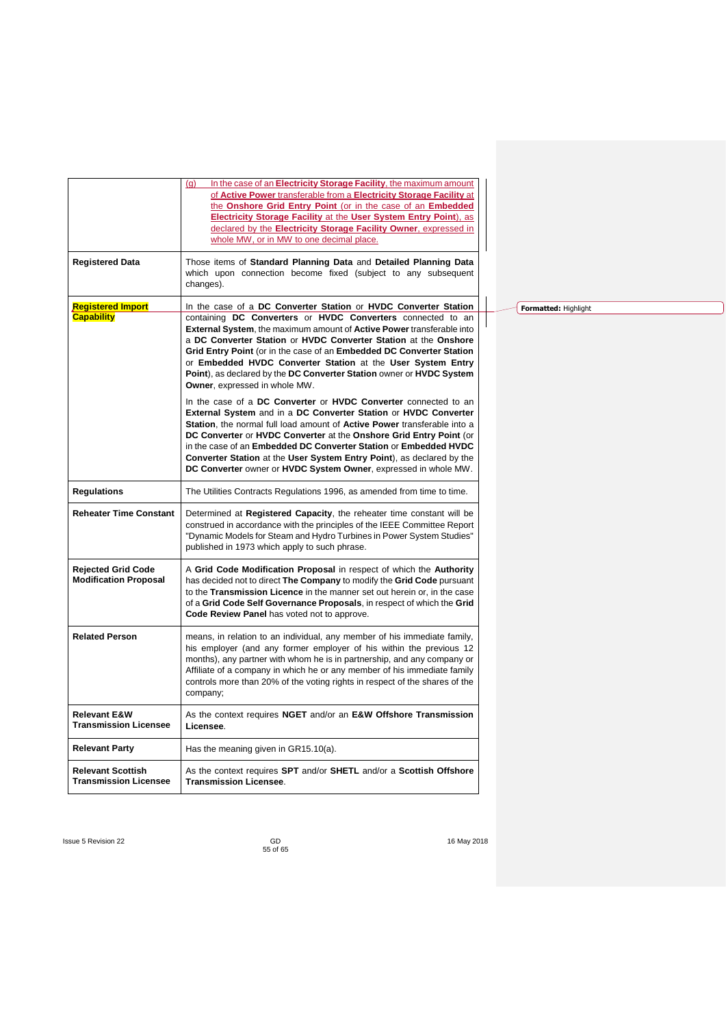| | |
|---|---|
| | (g) In the case of an **Electricity Storage Facility**, the maximum amount of **Active Power** transferable from a **Electricity Storage Facility** at the **Onshore Grid Entry Point** (or in the case of an **Embedded Electricity Storage Facility** at the **User System Entry Point**), as declared by the **Electricity Storage Facility Owner**, expressed in whole MW, or in MW to one decimal place. |
| **Registered Data** | Those items of **Standard Planning Data** and **Detailed Planning Data** which upon connection become fixed (subject to any subsequent changes). |
| **Registered Import Capability** | In the case of a **DC Converter Station** or **HVDC Converter Station** containing **DC Converters** or **HVDC Converters** connected to an **External System**, the maximum amount of **Active Power** transferable into a **DC Converter Station** or **HVDC Converter Station** at the **Onshore Grid Entry Point** (or in the case of an **Embedded DC Converter Station** or **Embedded HVDC Converter Station** at the **User System Entry Point**), as declared by the **DC Converter Station** owner or **HVDC System Owner**, expressed in whole MW.<br><br>In the case of a **DC Converter** or **HVDC Converter** connected to an **External System** and in a **DC Converter Station** or **HVDC Converter Station**, the normal full load amount of **Active Power** transferable into a **DC Converter** or **HVDC Converter** at the **Onshore Grid Entry Point** (or in the case of an **Embedded DC Converter Station** or **Embedded HVDC Converter Station** at the **User System Entry Point**), as declared by the **DC Converter** owner or **HVDC System Owner**, expressed in whole MW. |
| **Regulations** | The Utilities Contracts Regulations 1996, as amended from time to time. |
| **Reheater Time Constant** | Determined at **Registered Capacity**, the reheater time constant will be construed in accordance with the principles of the IEEE Committee Report "Dynamic Models for Steam and Hydro Turbines in Power System Studies" published in 1973 which apply to such phrase. |
| **Rejected Grid Code Modification Proposal** | A **Grid Code Modification Proposal** in respect of which the **Authority** has decided not to direct **The Company** to modify the **Grid Code** pursuant to the **Transmission Licence** in the manner set out herein or, in the case of a **Grid Code Self Governance Proposals**, in respect of which the **Grid Code Review Panel** has voted not to approve. |
| **Related Person** | means, in relation to an individual, any member of his immediate family, his employer (and any former employer of his within the previous 12 months), any partner with whom he is in partnership, and any company or Affiliate of a company in which he or any member of his immediate family controls more than 20% of the voting rights in respect of the shares of the company; |
| **Relevant E&W Transmission Licensee** | As the context requires **NGET** and/or an **E&W Offshore Transmission Licensee**. |
| **Relevant Party** | Has the meaning given in GR15.10(a). |
| **Relevant Scottish Transmission Licensee** | As the context requires **SPT** and/or **SHETL** and/or a **Scottish Offshore Transmission Licensee**. |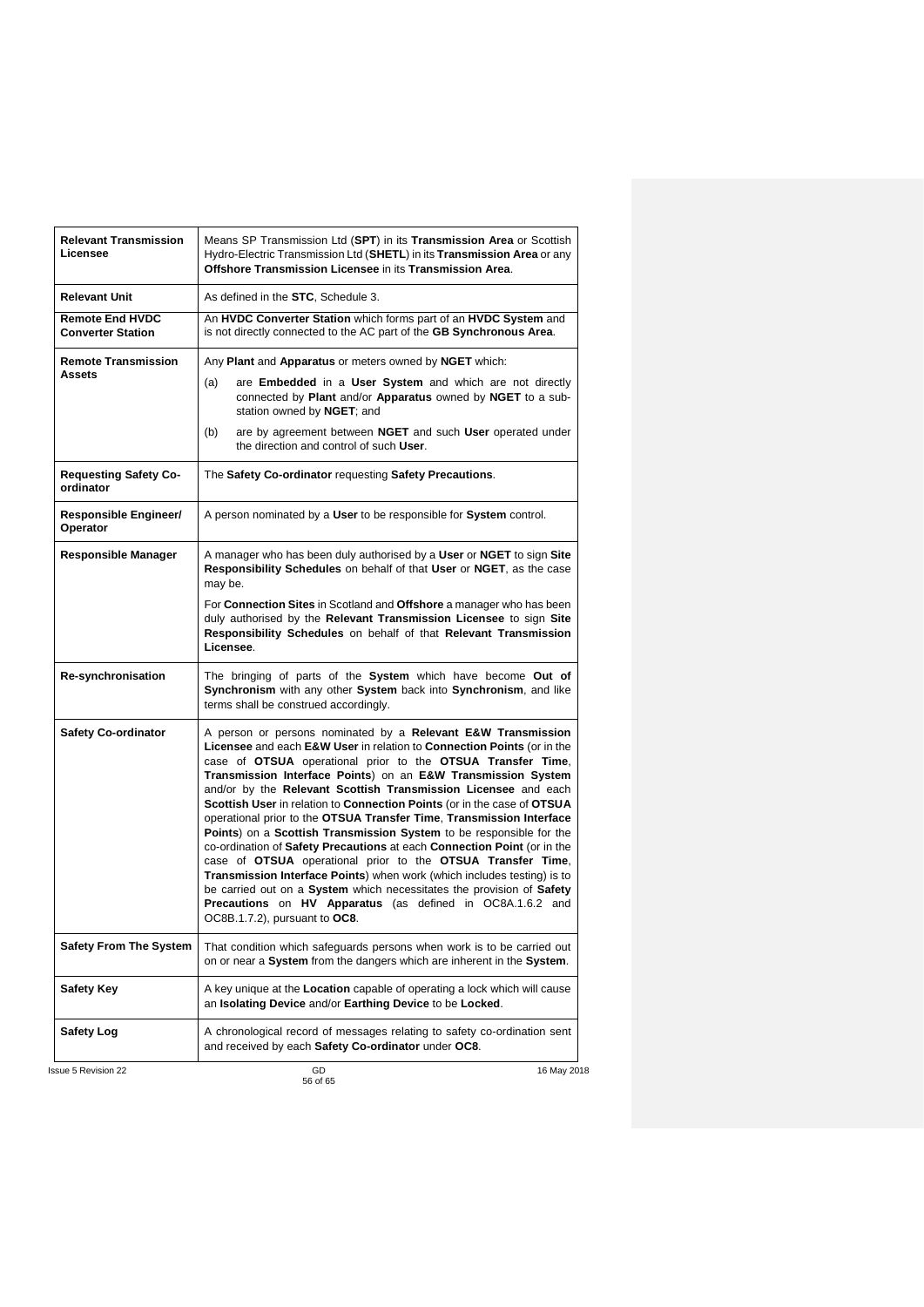| | |
|---|---|
| **Relevant Transmission Licensee** | Means SP Transmission Ltd (**SPT**) in its **Transmission Area** or Scottish Hydro-Electric Transmission Ltd (**SHETL**) in its **Transmission Area** or any **Offshore Transmission Licensee** in its **Transmission Area**. |
| **Relevant Unit** | As defined in the **STC**, Schedule 3. |
| **Remote End HVDC Converter Station** | An **HVDC Converter Station** which forms part of an **HVDC System** and is not directly connected to the AC part of the **GB Synchronous Area**. |
| **Remote Transmission Assets** | Any **Plant** and **Apparatus** or meters owned by **NGET** which:<br>(a) are **Embedded** in a **User System** and which are not directly connected by **Plant** and/or **Apparatus** owned by **NGET** to a sub-station owned by **NGET**; and<br>(b) are by agreement between **NGET** and such **User** operated under the direction and control of such **User**. |
| **Requesting Safety Co-ordinator** | The **Safety Co-ordinator** requesting **Safety Precautions**. |
| **Responsible Engineer/ Operator** | A person nominated by a **User** to be responsible for **System** control. |
| **Responsible Manager** | A manager who has been duly authorised by a **User** or **NGET** to sign **Site Responsibility Schedules** on behalf of that **User** or **NGET**, as the case may be.<br>For **Connection Sites** in Scotland and **Offshore** a manager who has been duly authorised by the **Relevant Transmission Licensee** to sign **Site Responsibility Schedules** on behalf of that **Relevant Transmission Licensee**. |
| **Re-synchronisation** | The bringing of parts of the **System** which have become **Out of Synchronism** with any other **System** back into **Synchronism**, and like terms shall be construed accordingly. |
| **Safety Co-ordinator** | A person or persons nominated by a **Relevant E&W Transmission Licensee** and each **E&W User** in relation to **Connection Points** (or in the case of **OTSUA** operational prior to the **OTSUA Transfer Time**, **Transmission Interface Points**) on an **E&W Transmission System** and/or by the **Relevant Scottish Transmission Licensee** and each **Scottish User** in relation to **Connection Points** (or in the case of **OTSUA** operational prior to the **OTSUA Transfer Time**, **Transmission Interface Points**) on a **Scottish Transmission System** to be responsible for the co-ordination of **Safety Precautions** at each **Connection Point** (or in the case of **OTSUA** operational prior to the **OTSUA Transfer Time**, **Transmission Interface Points**) when work (which includes testing) is to be carried out on a **System** which necessitates the provision of **Safety Precautions** on **HV Apparatus** (as defined in OC8A.1.6.2 and OC8B.1.7.2), pursuant to **OC8**. |
| **Safety From The System** | That condition which safeguards persons when work is to be carried out on or near a **System** from the dangers which are inherent in the **System**. |
| **Safety Key** | A key unique at the **Location** capable of operating a lock which will cause an **Isolating Device** and/or **Earthing Device** to be **Locked**. |
| **Safety Log** | A chronological record of messages relating to safety co-ordination sent and received by each **Safety Co-ordinator** under **OC8**. |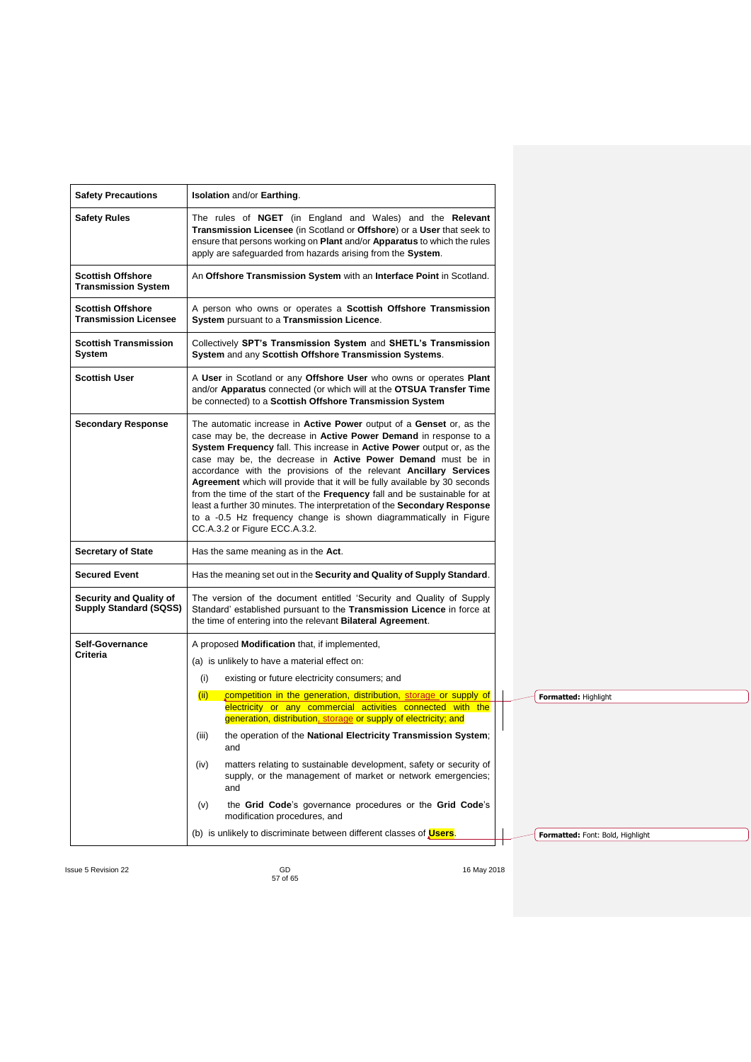| | |
|---|---|
| **Safety Precautions** | **Isolation** and/or **Earthing**. |
| **Safety Rules** | The rules of **NGET** (in England and Wales) and the **Relevant Transmission Licensee** (in Scotland or **Offshore**) or a **User** that seek to ensure that persons working on **Plant** and/or **Apparatus** to which the rules apply are safeguarded from hazards arising from the **System**. |
| **Scottish Offshore Transmission System** | An **Offshore Transmission System** with an **Interface Point** in Scotland. |
| **Scottish Offshore Transmission Licensee** | A person who owns or operates a **Scottish Offshore Transmission System** pursuant to a **Transmission Licence**. |
| **Scottish Transmission System** | Collectively **SPT's Transmission System** and **SHETL's Transmission System** and any **Scottish Offshore Transmission Systems**. |
| **Scottish User** | A **User** in Scotland or any **Offshore User** who owns or operates **Plant** and/or **Apparatus** connected (or which will at the **OTSUA Transfer Time** be connected) to a **Scottish Offshore Transmission System** |
| **Secondary Response** | The automatic increase in **Active Power** output of a **Genset** or, as the case may be, the decrease in **Active Power Demand** in response to a **System Frequency** fall. This increase in **Active Power** output or, as the case may be, the decrease in **Active Power Demand** must be in accordance with the provisions of the relevant **Ancillary Services Agreement** which will provide that it will be fully available by 30 seconds from the time of the start of the **Frequency** fall and be sustainable for at least a further 30 minutes. The interpretation of the **Secondary Response** to a -0.5 Hz frequency change is shown diagrammatically in Figure CC.A.3.2 or Figure ECC.A.3.2. |
| **Secretary of State** | Has the same meaning as in the **Act**. |
| **Secured Event** | Has the meaning set out in the **Security and Quality of Supply Standard**. |
| **Security and Quality of Supply Standard (SQSS)** | The version of the document entitled 'Security and Quality of Supply Standard' established pursuant to the **Transmission Licence** in force at the time of entering into the relevant **Bilateral Agreement**. |
| **Self-Governance Criteria** | A proposed **Modification** that, if implemented,<br>(a) is unlikely to have a material effect on:<br>(i) existing or future electricity consumers; and<br>(ii) competition in the generation, distribution, storage or supply of electricity or any commercial activities connected with the generation, distribution, storage or supply of electricity; and<br>(iii) the operation of the **National Electricity Transmission System**; and<br>(iv) matters relating to sustainable development, safety or security of supply, or the management of market or network emergencies; and<br>(v) the **Grid Code**'s governance procedures or the **Grid Code**'s modification procedures, and<br>(b) is unlikely to discriminate between different classes of **Users**. |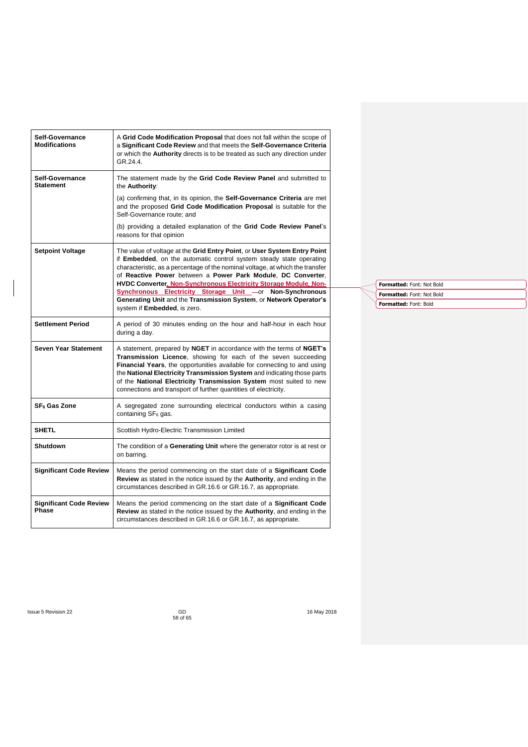| | |
|---|---|
| **Self-Governance Modifications** | A **Grid Code Modification Proposal** that does not fall within the scope of a **Significant Code Review** and that meets the **Self-Governance Criteria** or which the **Authority** directs is to be treated as such any direction under GR.24.4. |
| **Self-Governance Statement** | The statement made by the **Grid Code Review Panel** and submitted to the **Authority**:<br><br>(a) confirming that, in its opinion, the **Self-Governance Criteria** are met and the proposed **Grid Code Modification Proposal** is suitable for the Self-Governance route; and<br><br>(b) providing a detailed explanation of the **Grid Code Review Panel**'s reasons for that opinion |
| **Setpoint Voltage** | The value of voltage at the **Grid Entry Point**, or **User System Entry Point** if **Embedded**, on the automatic control system steady state operating characteristic, as a percentage of the nominal voltage, at which the transfer of **Reactive Power** between a **Power Park Module**, **DC Converter**, **HVDC Converter**, **Non-Synchronous Electricity Storage Module**, **Non-Synchronous Electricity Storage Unit** or **Non-Synchronous Generating Unit** and the **Transmission System**, or **Network Operator's** system if **Embedded**, is zero. |
| **Settlement Period** | A period of 30 minutes ending on the hour and half-hour in each hour during a day. |
| **Seven Year Statement** | A statement, prepared by **NGET** in accordance with the terms of **NGET's Transmission Licence**, showing for each of the seven succeeding **Financial Years**, the opportunities available for connecting to and using the **National Electricity Transmission System** and indicating those parts of the **National Electricity Transmission System** most suited to new connections and transport of further quantities of electricity. |
| **$SF_6$ Gas Zone** | A segregated zone surrounding electrical conductors within a casing containing $SF_6$ gas. |
| **SHETL** | Scottish Hydro-Electric Transmission Limited |
| **Shutdown** | The condition of a **Generating Unit** where the generator rotor is at rest or on barring. |
| **Significant Code Review** | Means the period commencing on the start date of a **Significant Code Review** as stated in the notice issued by the **Authority**, and ending in the circumstances described in GR.16.6 or GR.16.7, as appropriate. |
| **Significant Code Review Phase** | Means the period commencing on the start date of a **Significant Code Review** as stated in the notice issued by the **Authority**, and ending in the circumstances described in GR.16.6 or GR.16.7, as appropriate. |

Formatted: Font: Not Bold

Formatted: Font: Not Bold

Formatted: Font: Bold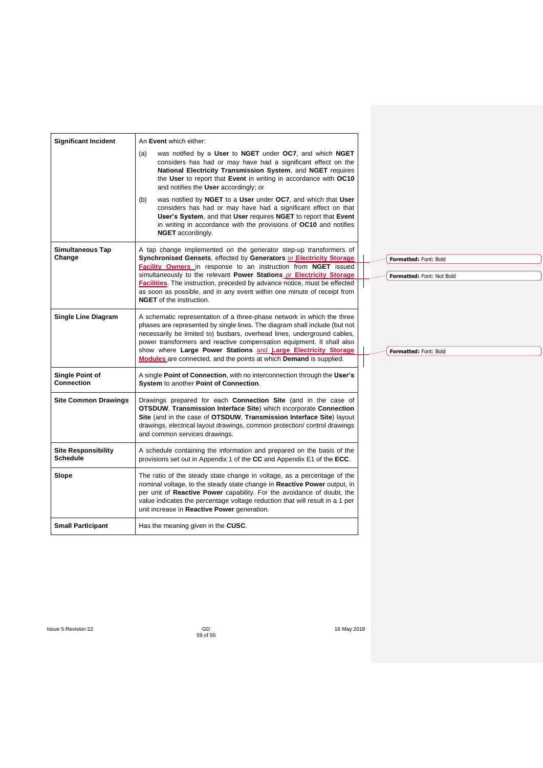| | |
|---|---|
| **Significant Incident** | An **Event** which either:<br>(a) was notified by a **User** to **NGET** under **OC7**, and which **NGET** considers has had or may have had a significant effect on the **National Electricity Transmission System**, and **NGET** requires the **User** to report that **Event** in writing in accordance with **OC10** and notifies the **User** accordingly; or<br>(b) was notified by **NGET** to a **User** under **OC7**, and which that **User** considers has had or may have had a significant effect on that **User's System**, and that **User** requires **NGET** to report that **Event** in writing in accordance with the provisions of **OC10** and notifies **NGET** accordingly. |
| **Simultaneous Tap Change** | A tap change implemented on the generator step-up transformers of **Synchronised Gensets**, effected by **Generators** or **Electricity Storage Facility Owners** in response to an instruction from **NGET** issued simultaneously to the relevant **Power Stations** or **Electricity Storage Facilities**. The instruction, preceded by advance notice, must be effected as soon as possible, and in any event within one minute of receipt from **NGET** of the instruction. |
| **Single Line Diagram** | A schematic representation of a three-phase network in which the three phases are represented by single lines. The diagram shall include (but not necessarily be limited to) busbars, overhead lines, underground cables, power transformers and reactive compensation equipment. It shall also show where **Large Power Stations** and **Large Electricity Storage Modules** are connected, and the points at which **Demand** is supplied. |
| **Single Point of Connection** | A single **Point of Connection**, with no interconnection through the **User's System** to another **Point of Connection**. |
| **Site Common Drawings** | Drawings prepared for each **Connection Site** (and in the case of **OTSDUW**, **Transmission Interface Site**) which incorporate **Connection Site** (and in the case of **OTSDUW**, **Transmission Interface Site**) layout drawings, electrical layout drawings, common protection/ control drawings and common services drawings. |
| **Site Responsibility Schedule** | A schedule containing the information and prepared on the basis of the provisions set out in Appendix 1 of the **CC** and Appendix E1 of the **ECC**. |
| **Slope** | The ratio of the steady state change in voltage, as a percentage of the nominal voltage, to the steady state change in **Reactive Power** output, in per unit of **Reactive Power** capability. For the avoidance of doubt, the value indicates the percentage voltage reduction that will result in a 1 per unit increase in **Reactive Power** generation. |
| **Small Participant** | Has the meaning given in the **CUSC**. |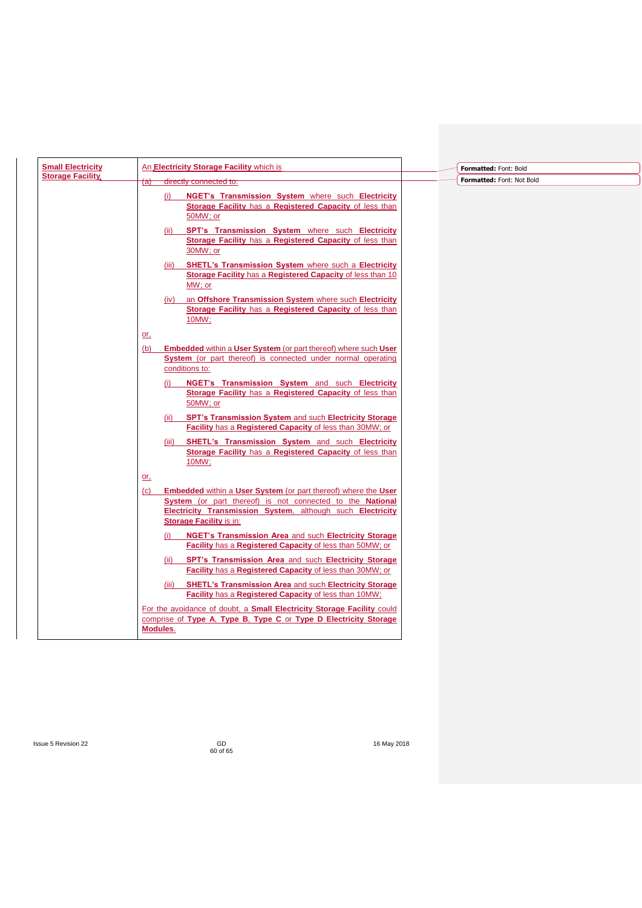| **Small Electricity Storage Facility** | An **Electricity Storage Facility** which is<br><br>~~(a) directly connected to:~~<br><br>(i) **NGET's Transmission System** where such **Electricity Storage Facility** has a **Registered Capacity** of less than 50MW; or<br><br>(ii) **SPT's Transmission System** where such **Electricity Storage Facility** has a **Registered Capacity** of less than 30MW; or<br><br>(iii) **SHETL's Transmission System** where such a **Electricity Storage Facility** has a **Registered Capacity** of less than 10 MW; or<br><br>(iv) an **Offshore Transmission System** where such **Electricity Storage Facility** has a **Registered Capacity** of less than 10MW;<br><br>or,<br><br>(b) **Embedded** within a **User System** (or part thereof) where such **User System** (or part thereof) is connected under normal operating conditions to:<br><br>(i) **NGET's Transmission System** and such **Electricity Storage Facility** has a **Registered Capacity** of less than 50MW; or<br><br>(ii) **SPT's Transmission System** and such **Electricity Storage Facility** has a **Registered Capacity** of less than 30MW; or<br><br>(iii) **SHETL's Transmission System** and such **Electricity Storage Facility** has a **Registered Capacity** of less than 10MW;<br><br>or,<br><br>(c) **Embedded** within a **User System** (or part thereof) where the **User System** (or part thereof) is not connected to the **National Electricity Transmission System**, although such **Electricity Storage Facility** is in:<br><br>(i) **NGET's Transmission Area** and such **Electricity Storage Facility** has a **Registered Capacity** of less than 50MW; or<br><br>(ii) **SPT's Transmission Area** and such **Electricity Storage Facility** has a **Registered Capacity** of less than 30MW; or<br><br>(iii) **SHETL's Transmission Area** and such **Electricity Storage Facility** has a **Registered Capacity** of less than 10MW;<br><br>For the avoidance of doubt, a **Small Electricity Storage Facility** could comprise of **Type A**, **Type B**, **Type C** or **Type D Electricity Storage Modules**. |
|---|---|

**Formatted:** Font: Bold

**Formatted:** Font: Not Bold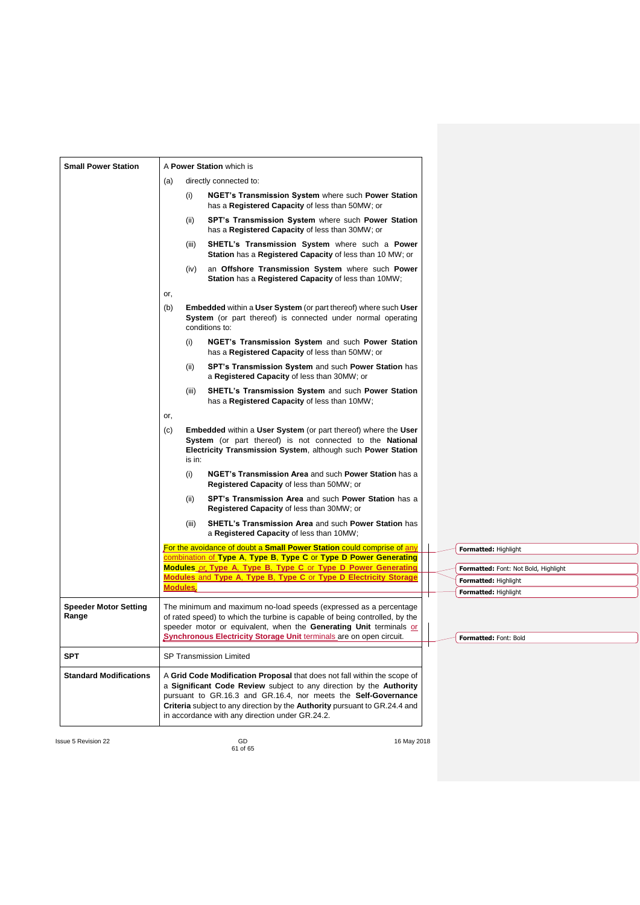| | |
|---|---|
| **Small Power Station** | A **Power Station** which is<br><br>(a) directly connected to:<br><br>(i) **NGET's Transmission System** where such **Power Station** has a **Registered Capacity** of less than 50MW; or<br><br>(ii) **SPT's Transmission System** where such **Power Station** has a **Registered Capacity** of less than 30MW; or<br><br>(iii) **SHETL's Transmission System** where such a **Power Station** has a **Registered Capacity** of less than 10 MW; or<br><br>(iv) an **Offshore Transmission System** where such **Power Station** has a **Registered Capacity** of less than 10MW;<br><br>or,<br><br>(b) **Embedded** within a **User System** (or part thereof) where such **User System** (or part thereof) is connected under normal operating conditions to:<br><br>(i) **NGET's Transmission System** and such **Power Station** has a **Registered Capacity** of less than 50MW; or<br><br>(ii) **SPT's Transmission System** and such **Power Station** has a **Registered Capacity** of less than 30MW; or<br><br>(iii) **SHETL's Transmission System** and such **Power Station** has a **Registered Capacity** of less than 10MW;<br><br>or,<br><br>(c) **Embedded** within a **User System** (or part thereof) where the **User System** (or part thereof) is not connected to the **National Electricity Transmission System**, although such **Power Station** is in:<br><br>(i) **NGET's Transmission Area** and such **Power Station** has a **Registered Capacity** of less than 50MW; or<br><br>(ii) **SPT's Transmission Area** and such **Power Station** has a **Registered Capacity** of less than 30MW; or<br><br>(iii) **SHETL's Transmission Area** and such **Power Station** has a **Registered Capacity** of less than 10MW;<br><br>For the avoidance of doubt a **Small Power Station** could comprise of any combination of **Type A**, **Type B**, **Type C** or **Type D Power Generating Modules** or, **Type A**, **Type B**, **Type C** or **Type D Power Generating Modules** and **Type A**, **Type B**, **Type C** or **Type D Electricity Storage Modules**. |
| **Speeder Motor Setting Range** | The minimum and maximum no-load speeds (expressed as a percentage of rated speed) to which the turbine is capable of being controlled, by the speeder motor or equivalent, when the **Generating Unit** terminals or **Synchronous Electricity Storage Unit** terminals are on open circuit. |
| **SPT** | SP Transmission Limited |
| **Standard Modifications** | A **Grid Code Modification Proposal** that does not fall within the scope of a **Significant Code Review** subject to any direction by the **Authority** pursuant to GR.16.3 and GR.16.4, nor meets the **Self-Governance Criteria** subject to any direction by the **Authority** pursuant to GR.24.4 and in accordance with any direction under GR.24.2. |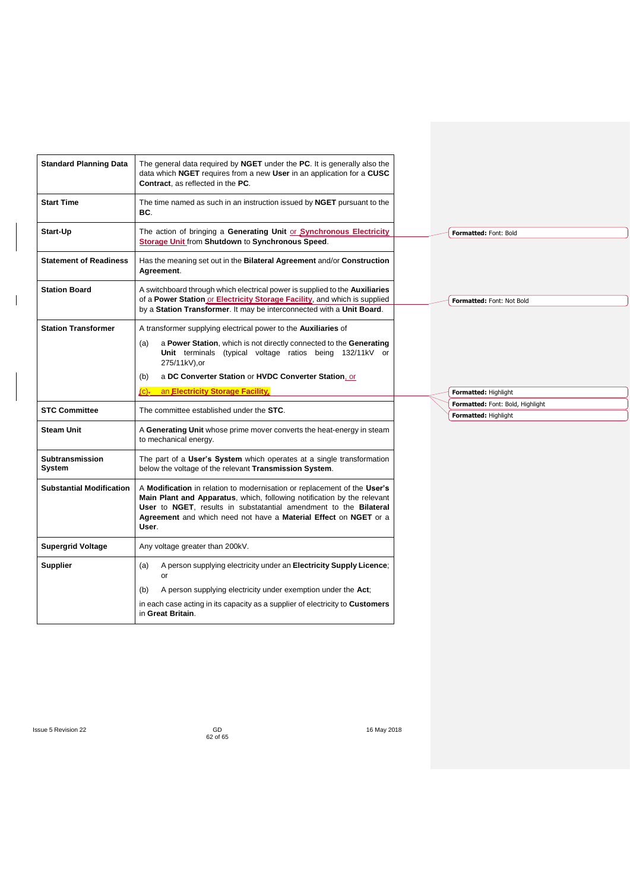| | |
|---|---|
| **Standard Planning Data** | The general data required by **NGET** under the **PC**. It is generally also the data which **NGET** requires from a new **User** in an application for a **CUSC Contract**, as reflected in the **PC**. |
| **Start Time** | The time named as such in an instruction issued by **NGET** pursuant to the **BC**. |
| **Start-Up** | The action of bringing a **Generating Unit** or **Synchronous Electricity Storage Unit** from **Shutdown** to **Synchronous Speed**. |
| **Statement of Readiness** | Has the meaning set out in the **Bilateral Agreement** and/or **Construction Agreement**. |
| **Station Board** | A switchboard through which electrical power is supplied to the **Auxiliaries** of a **Power Station** or **Electricity Storage Facility**, and which is supplied by a **Station Transformer**. It may be interconnected with a **Unit Board**. |
| **Station Transformer** | A transformer supplying electrical power to the **Auxiliaries** of<br>(a) a **Power Station**, which is not directly connected to the **Generating Unit** terminals (typical voltage ratios being 132/11kV or 275/11kV),or<br>(b) a **DC Converter Station** or **HVDC Converter Station**, or<br>(c) an **Electricity Storage Facility**. |
| **STC Committee** | The committee established under the **STC**. |
| **Steam Unit** | A **Generating Unit** whose prime mover converts the heat-energy in steam to mechanical energy. |
| **Subtransmission System** | The part of a **User's System** which operates at a single transformation below the voltage of the relevant **Transmission System**. |
| **Substantial Modification** | A **Modification** in relation to modernisation or replacement of the **User's Main Plant and Apparatus**, which, following notification by the relevant **User** to **NGET**, results in substatantial amendment to the **Bilateral Agreement** and which need not have a **Material Effect** on **NGET** or a **User**. |
| **Supergrid Voltage** | Any voltage greater than 200kV. |
| **Supplier** | (a) A person supplying electricity under an **Electricity Supply Licence**; or<br>(b) A person supplying electricity under exemption under the **Act**;<br>in each case acting in its capacity as a supplier of electricity to **Customers** in **Great Britain**. |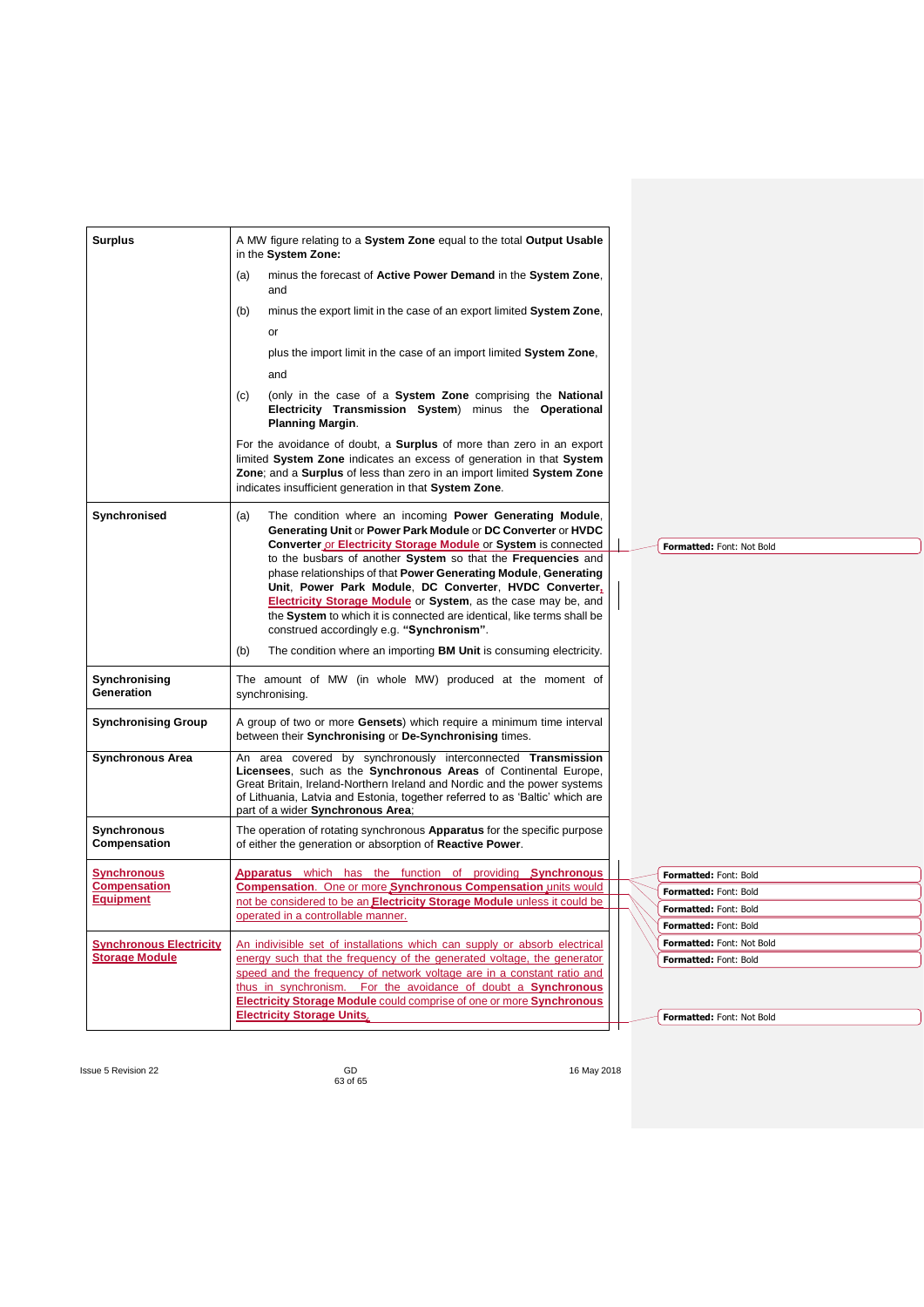| | |
|---|---|
| **Surplus** | A MW figure relating to a **System Zone** equal to the total **Output Usable** in the **System Zone:**<br>(a) minus the forecast of **Active Power Demand** in the **System Zone**, and<br>(b) minus the export limit in the case of an export limited **System Zone**,<br>or<br>plus the import limit in the case of an import limited **System Zone**,<br>and<br>(c) (only in the case of a **System Zone** comprising the **National Electricity Transmission System**) minus the **Operational Planning Margin**.<br>For the avoidance of doubt, a **Surplus** of more than zero in an export limited **System Zone** indicates an excess of generation in that **System Zone**; and a **Surplus** of less than zero in an import limited **System Zone** indicates insufficient generation in that **System Zone**. |
| **Synchronised** | (a) The condition where an incoming **Power Generating Module**, **Generating Unit** or **Power Park Module** or **DC Converter** or **HVDC Converter** or **Electricity Storage Module** or **System** is connected to the busbars of another **System** so that the **Frequencies** and phase relationships of that **Power Generating Module**, **Generating Unit**, **Power Park Module**, **DC Converter**, **HVDC Converter**, **Electricity Storage Module** or **System**, as the case may be, and the **System** to which it is connected are identical, like terms shall be construed accordingly e.g. **"Synchronism"**.<br>(b) The condition where an importing **BM Unit** is consuming electricity. |
| **Synchronising Generation** | The amount of MW (in whole MW) produced at the moment of synchronising. |
| **Synchronising Group** | A group of two or more **Gensets**) which require a minimum time interval between their **Synchronising** or **De-Synchronising** times. |
| **Synchronous Area** | An area covered by synchronously interconnected **Transmission Licensees**, such as the **Synchronous Areas** of Continental Europe, Great Britain, Ireland-Northern Ireland and Nordic and the power systems of Lithuania, Latvia and Estonia, together referred to as 'Baltic' which are part of a wider **Synchronous Area**; |
| **Synchronous Compensation** | The operation of rotating synchronous **Apparatus** for the specific purpose of either the generation or absorption of **Reactive Power**. |
| **Synchronous Compensation Equipment** | **Apparatus** which has the function of providing **Synchronous Compensation**. One or more **Synchronous Compensation** units would not be considered to be an **Electricity Storage Module** unless it could be operated in a controllable manner. |
| **Synchronous Electricity Storage Module** | An indivisible set of installations which can supply or absorb electrical energy such that the frequency of the generated voltage, the generator speed and the frequency of network voltage are in a constant ratio and thus in synchronism. For the avoidance of doubt a **Synchronous Electricity Storage Module** could comprise of one or more **Synchronous Electricity Storage Units**. |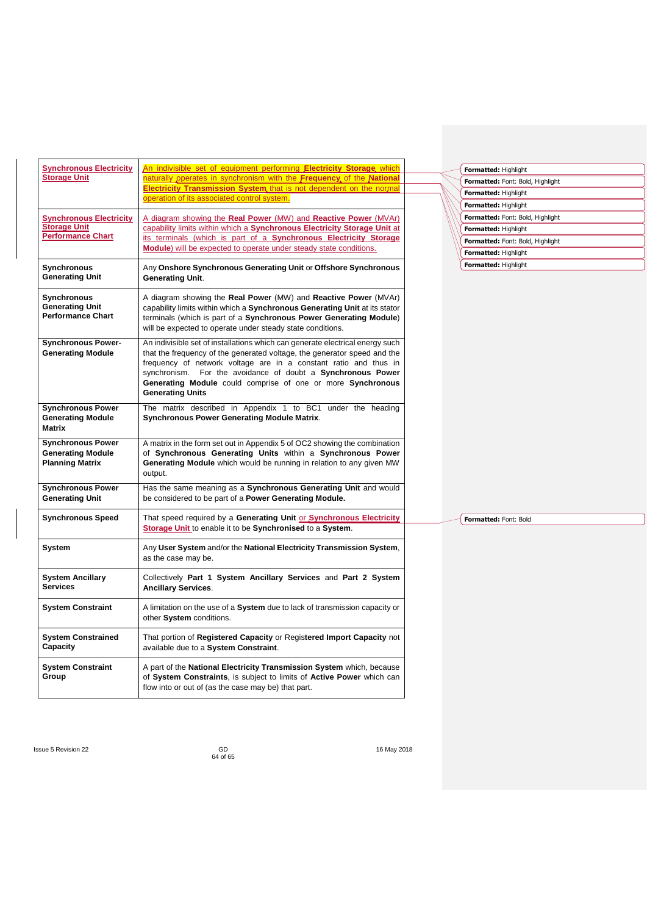| | |
|---|---|
| **Synchronous Electricity Storage Unit** | An indivisible set of equipment performing **Electricity Storage**, which naturally operates in synchronism with the **Frequency** of the **National Electricity Transmission System** that is not dependent on the normal operation of its associated control system. |
| **Synchronous Electricity Storage Unit Performance Chart** | A diagram showing the **Real Power** (MW) and **Reactive Power** (MVAr) capability limits within which a **Synchronous Electricity Storage Unit** at its terminals (which is part of a **Synchronous Electricity Storage Module**) will be expected to operate under steady state conditions. |
| **Synchronous Generating Unit** | Any **Onshore Synchronous Generating Unit** or **Offshore Synchronous Generating Unit**. |
| **Synchronous Generating Unit Performance Chart** | A diagram showing the **Real Power** (MW) and **Reactive Power** (MVAr) capability limits within which a **Synchronous Generating Unit** at its stator terminals (which is part of a **Synchronous Power Generating Module**) will be expected to operate under steady state conditions. |
| **Synchronous Power-Generating Module** | An indivisible set of installations which can generate electrical energy such that the frequency of the generated voltage, the generator speed and the frequency of network voltage are in a constant ratio and thus in synchronism. For the avoidance of doubt a **Synchronous Power Generating Module** could comprise of one or more **Synchronous Generating Units** |
| **Synchronous Power Generating Module Matrix** | The matrix described in Appendix 1 to BC1 under the heading **Synchronous Power Generating Module Matrix**. |
| **Synchronous Power Generating Module Planning Matrix** | A matrix in the form set out in Appendix 5 of OC2 showing the combination of **Synchronous Generating Units** within a **Synchronous Power Generating Module** which would be running in relation to any given MW output. |
| **Synchronous Power Generating Unit** | Has the same meaning as a **Synchronous Generating Unit** and would be considered to be part of a **Power Generating Module.** |
| **Synchronous Speed** | That speed required by a **Generating Unit** or **Synchronous Electricity Storage Unit** to enable it to be **Synchronised** to a **System**. |
| **System** | Any **User System** and/or the **National Electricity Transmission System**, as the case may be. |
| **System Ancillary Services** | Collectively **Part 1 System Ancillary Services** and **Part 2 System Ancillary Services**. |
| **System Constraint** | A limitation on the use of a **System** due to lack of transmission capacity or other **System** conditions. |
| **System Constrained Capacity** | That portion of **Registered Capacity** or Regis**tered Import Capacity** not available due to a **System Constraint**. |
| **System Constraint Group** | A part of the **National Electricity Transmission System** which, because of **System Constraints**, is subject to limits of **Active Power** which can flow into or out of (as the case may be) that part. |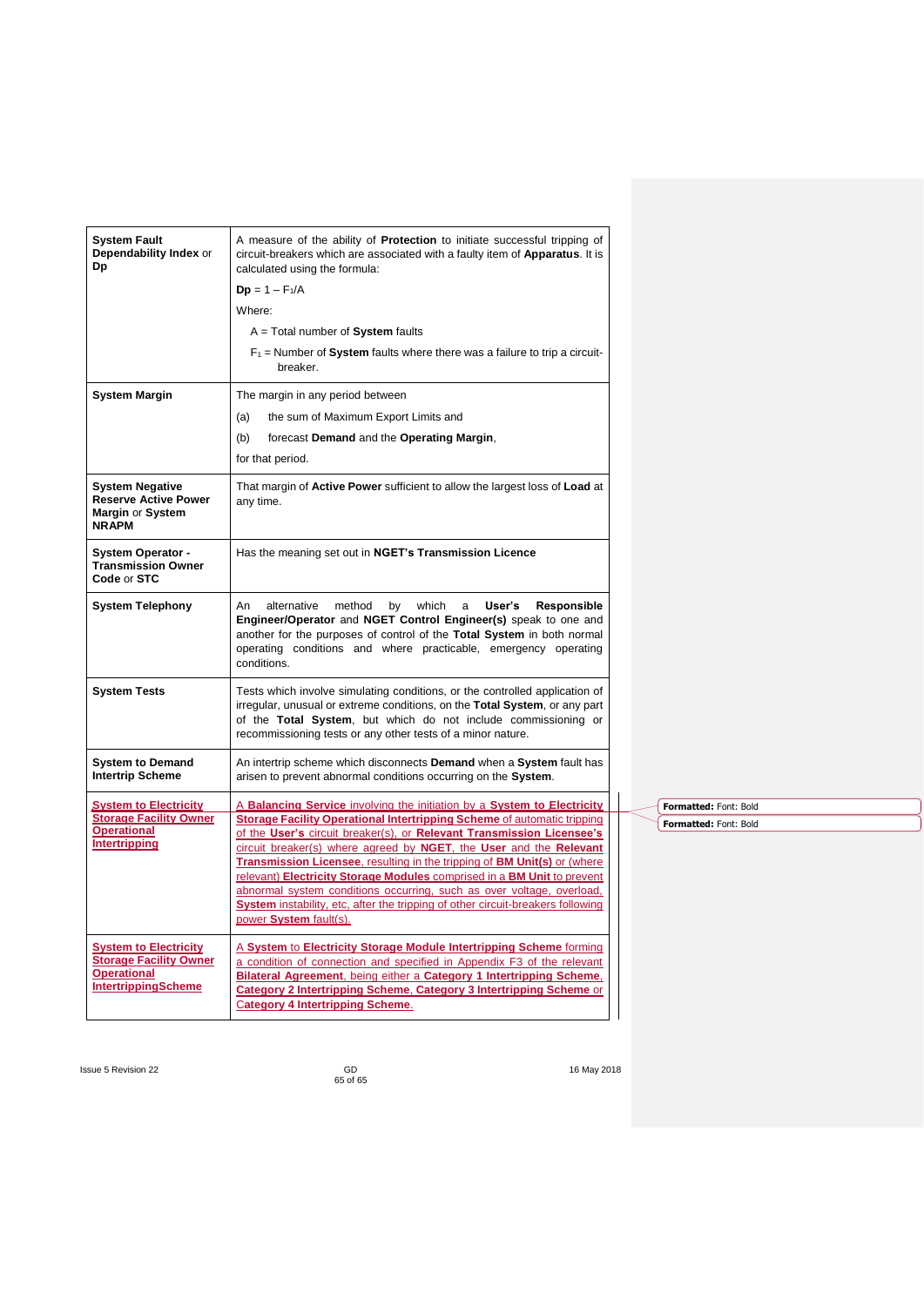| | |
|---|---|
| **System Fault Dependability Index** or **Dp** | A measure of the ability of **Protection** to initiate successful tripping of circuit-breakers which are associated with a faulty item of **Apparatus**. It is calculated using the formula:<br><br>**Dp** = $1 – F_1/A$<br><br>Where:<br><br>A = Total number of **System** faults<br><br>$F_1$ = Number of **System** faults where there was a failure to trip a circuit-breaker. |
| **System Margin** | The margin in any period between<br><br>(a) the sum of Maximum Export Limits and<br><br>(b) forecast **Demand** and the **Operating Margin**,<br><br>for that period. |
| **System Negative Reserve Active Power Margin** or **System NRAPM** | That margin of **Active Power** sufficient to allow the largest loss of **Load** at any time. |
| **System Operator - Transmission Owner Code** or **STC** | Has the meaning set out in **NGET's Transmission Licence** |
| **System Telephony** | An alternative method by which a **User's Responsible Engineer/Operator** and **NGET Control Engineer(s)** speak to one and another for the purposes of control of the **Total System** in both normal operating conditions and where practicable, emergency operating conditions. |
| **System Tests** | Tests which involve simulating conditions, or the controlled application of irregular, unusual or extreme conditions, on the **Total System**, or any part of the **Total System**, but which do not include commissioning or recommissioning tests or any other tests of a minor nature. |
| **System to Demand Intertrip Scheme** | An intertrip scheme which disconnects **Demand** when a **System** fault has arisen to prevent abnormal conditions occurring on the **System**. |
| **System to Electricity Storage Facility Owner Operational Intertripping** | A **Balancing Service** involving the initiation by a **System to Electricity Storage Facility Operational Intertripping Scheme** of automatic tripping of the **User's** circuit breaker(s), or **Relevant Transmission Licensee's** circuit breaker(s) where agreed by **NGET**, the **User** and the **Relevant Transmission Licensee**, resulting in the tripping of **BM Unit(s)** or (where relevant) **Electricity Storage Modules** comprised in a **BM Unit** to prevent abnormal system conditions occurring, such as over voltage, overload, **System** instability, etc, after the tripping of other circuit-breakers following power **System** fault(s). |
| **System to Electricity Storage Facility Owner Operational IntertrippingScheme** | A **System** to **Electricity Storage Module Intertripping Scheme** forming a condition of connection and specified in Appendix F3 of the relevant **Bilateral Agreement**, being either a **Category 1 Intertripping Scheme**, **Category 2 Intertripping Scheme**, **Category 3 Intertripping Scheme** or **Category 4 Intertripping Scheme**. |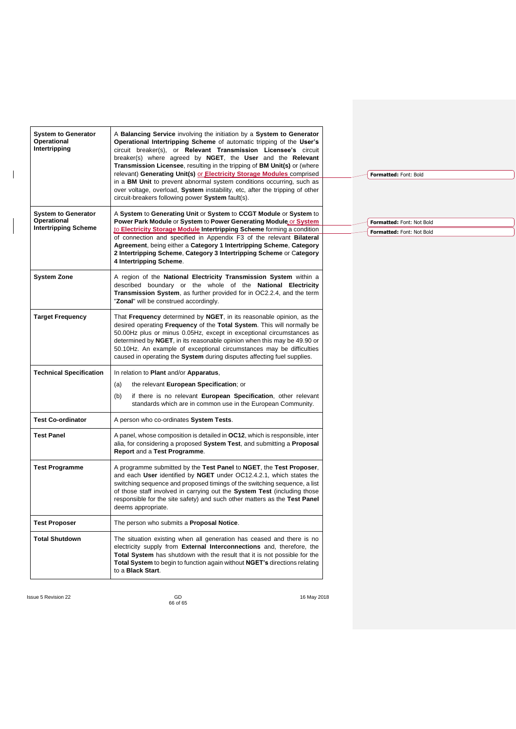| | |
|---|---|
| **System to Generator Operational Intertripping** | A **Balancing Service** involving the initiation by a **System to Generator Operational Intertripping Scheme** of automatic tripping of the **User's** circuit breaker(s), or **Relevant Transmission Licensee's** circuit breaker(s) where agreed by **NGET**, the **User** and the **Relevant Transmission Licensee**, resulting in the tripping of **BM Unit(s)** or (where relevant) **Generating Unit(s)** or **Electricity Storage Modules** comprised in a **BM Unit** to prevent abnormal system conditions occurring, such as over voltage, overload, **System** instability, etc, after the tripping of other circuit-breakers following power **System** fault(s). |
| **System to Generator Operational Intertripping Scheme** | A **System** to **Generating Unit** or **System** to **CCGT Module** or **System** to **Power Park Module** or **System** to **Power Generating Module** or **System** to **Electricity Storage Module Intertripping Scheme** forming a condition of connection and specified in Appendix F3 of the relevant **Bilateral Agreement**, being either a **Category 1 Intertripping Scheme**, **Category 2 Intertripping Scheme**, **Category 3 Intertripping Scheme** or **Category 4 Intertripping Scheme**. |
| **System Zone** | A region of the **National Electricity Transmission System** within a described boundary or the whole of the **National Electricity Transmission System**, as further provided for in OC2.2.4, and the term "**Zonal**" will be construed accordingly. |
| **Target Frequency** | That **Frequency** determined by **NGET**, in its reasonable opinion, as the desired operating **Frequency** of the **Total System**. This will normally be 50.00Hz plus or minus 0.05Hz, except in exceptional circumstances as determined by **NGET**, in its reasonable opinion when this may be 49.90 or 50.10Hz. An example of exceptional circumstances may be difficulties caused in operating the **System** during disputes affecting fuel supplies. |
| **Technical Specification** | In relation to **Plant** and/or **Apparatus**,<br>(a) the relevant **European Specification**; or<br>(b) if there is no relevant **European Specification**, other relevant standards which are in common use in the European Community. |
| **Test Co-ordinator** | A person who co-ordinates **System Tests**. |
| **Test Panel** | A panel, whose composition is detailed in **OC12**, which is responsible, inter alia, for considering a proposed **System Test**, and submitting a **Proposal Report** and a **Test Programme**. |
| **Test Programme** | A programme submitted by the **Test Panel** to **NGET**, the **Test Proposer**, and each **User** identified by **NGET** under OC12.4.2.1, which states the switching sequence and proposed timings of the switching sequence, a list of those staff involved in carrying out the **System Test** (including those responsible for the site safety) and such other matters as the **Test Panel** deems appropriate. |
| **Test Proposer** | The person who submits a **Proposal Notice**. |
| **Total Shutdown** | The situation existing when all generation has ceased and there is no electricity supply from **External Interconnections** and, therefore, the **Total System** has shutdown with the result that it is not possible for the **Total System** to begin to function again without **NGET's** directions relating to a **Black Start**. |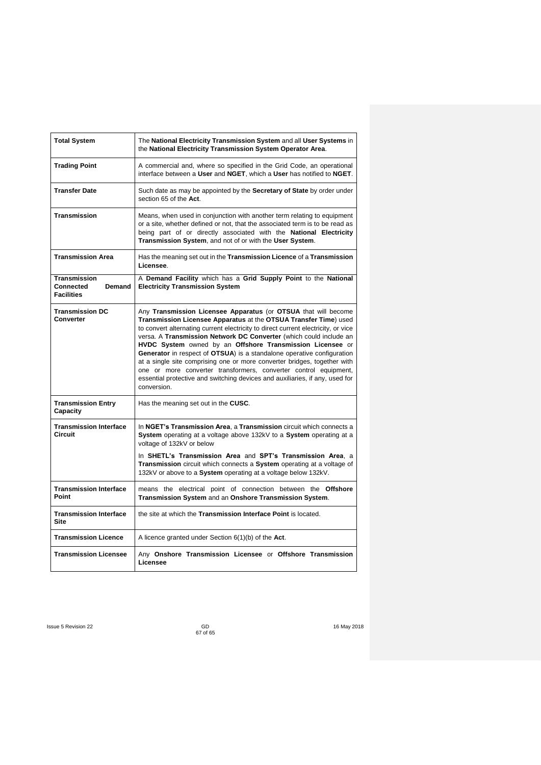| | |
|---|---|
| **Total System** | The **National Electricity Transmission System** and all **User Systems** in the **National Electricity Transmission System Operator Area**. |
| **Trading Point** | A commercial and, where so specified in the Grid Code, an operational interface between a **User** and **NGET**, which a **User** has notified to **NGET**. |
| **Transfer Date** | Such date as may be appointed by the **Secretary of State** by order under section 65 of the **Act**. |
| **Transmission** | Means, when used in conjunction with another term relating to equipment or a site, whether defined or not, that the associated term is to be read as being part of or directly associated with the **National Electricity Transmission System**, and not of or with the **User System**. |
| **Transmission Area** | Has the meaning set out in the **Transmission Licence** of a **Transmission Licensee**. |
| **Transmission Connected Demand Facilities** | A **Demand Facility** which has a **Grid Supply Point** to the **National Electricity Transmission System** |
| **Transmission DC Converter** | Any **Transmission Licensee Apparatus** (or **OTSUA** that will become **Transmission Licensee Apparatus** at the **OTSUA Transfer Time**) used to convert alternating current electricity to direct current electricity, or vice versa. A **Transmission Network DC Converter** (which could include an **HVDC System** owned by an **Offshore Transmission Licensee** or **Generator** in respect of **OTSUA**) is a standalone operative configuration at a single site comprising one or more converter bridges, together with one or more converter transformers, converter control equipment, essential protective and switching devices and auxiliaries, if any, used for conversion. |
| **Transmission Entry Capacity** | Has the meaning set out in the **CUSC**. |
| **Transmission Interface Circuit** | In **NGET's Transmission Area**, a **Transmission** circuit which connects a **System** operating at a voltage above 132kV to a **System** operating at a voltage of 132kV or below<br><br>In **SHETL's Transmission Area** and **SPT's Transmission Area**, a **Transmission** circuit which connects a **System** operating at a voltage of 132kV or above to a **System** operating at a voltage below 132kV. |
| **Transmission Interface Point** | means the electrical point of connection between the **Offshore Transmission System** and an **Onshore Transmission System**. |
| **Transmission Interface Site** | the site at which the **Transmission Interface Point** is located. |
| **Transmission Licence** | A licence granted under Section 6(1)(b) of the **Act**. |
| **Transmission Licensee** | Any **Onshore Transmission Licensee** or **Offshore Transmission Licensee** |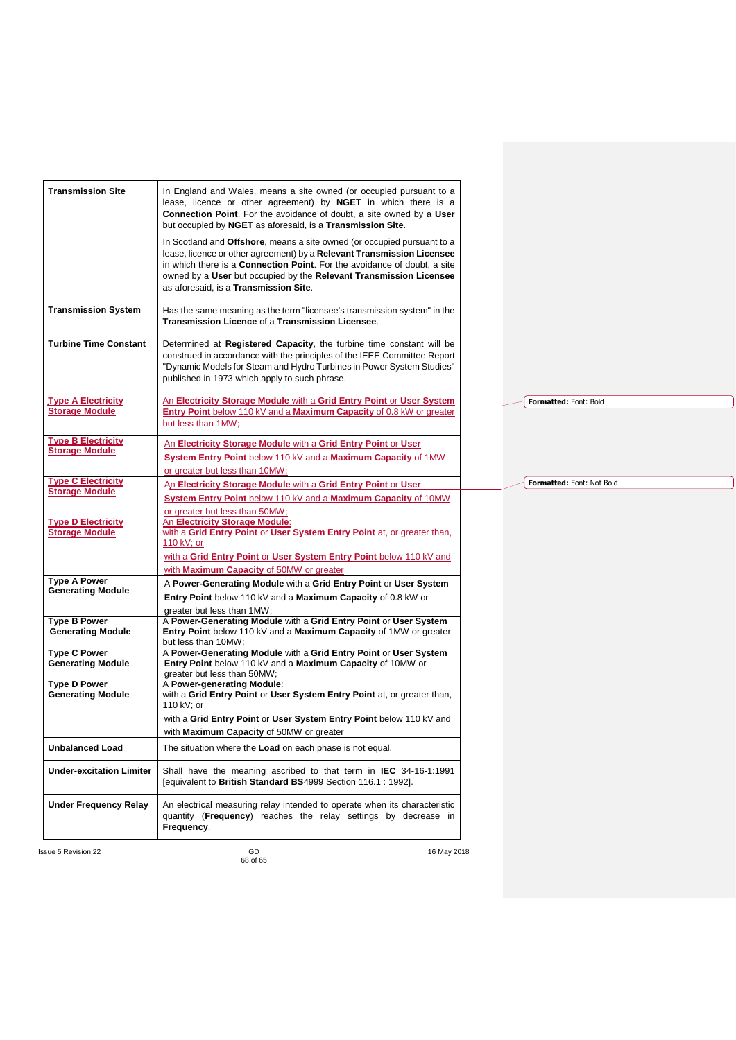| | |
|---|---|
| **Transmission Site** | In England and Wales, means a site owned (or occupied pursuant to a lease, licence or other agreement) by **NGET** in which there is a **Connection Point**. For the avoidance of doubt, a site owned by a **User** but occupied by **NGET** as aforesaid, is a **Transmission Site**.<br><br>In Scotland and **Offshore**, means a site owned (or occupied pursuant to a lease, licence or other agreement) by a **Relevant Transmission Licensee** in which there is a **Connection Point**. For the avoidance of doubt, a site owned by a **User** but occupied by the **Relevant Transmission Licensee** as aforesaid, is a **Transmission Site**. |
| **Transmission System** | Has the same meaning as the term "licensee's transmission system" in the **Transmission Licence** of a **Transmission Licensee**. |
| **Turbine Time Constant** | Determined at **Registered Capacity**, the turbine time constant will be construed in accordance with the principles of the IEEE Committee Report "Dynamic Models for Steam and Hydro Turbines in Power System Studies" published in 1973 which apply to such phrase. |
| **Type A Electricity Storage Module** | An **Electricity Storage Module** with a **Grid Entry Point** or **User System Entry Point** below 110 kV and a **Maximum Capacity** of 0.8 kW or greater but less than 1MW; |
| **Type B Electricity Storage Module** | An **Electricity Storage Module** with a **Grid Entry Point** or **User System Entry Point** below 110 kV and a **Maximum Capacity** of 1MW or greater but less than 10MW; |
| **Type C Electricity Storage Module** | An **Electricity Storage Module** with a **Grid Entry Point** or **User System Entry Point** below 110 kV and a **Maximum Capacity** of 10MW or greater but less than 50MW; |
| **Type D Electricity Storage Module** | An **Electricity Storage Module**:<br>with a **Grid Entry Point** or **User System Entry Point** at, or greater than, 110 kV; or<br><br>with a **Grid Entry Point** or **User System Entry Point** below 110 kV and with **Maximum Capacity** of 50MW or greater |
| **Type A Power Generating Module** | A **Power-Generating Module** with a **Grid Entry Point** or **User System Entry Point** below 110 kV and a **Maximum Capacity** of 0.8 kW or greater but less than 1MW; |
| **Type B Power Generating Module** | A **Power-Generating Module** with a **Grid Entry Point** or **User System Entry Point** below 110 kV and a **Maximum Capacity** of 1MW or greater but less than 10MW; |
| **Type C Power Generating Module** | A **Power-Generating Module** with a **Grid Entry Point** or **User System Entry Point** below 110 kV and a **Maximum Capacity** of 10MW or greater but less than 50MW; |
| **Type D Power Generating Module** | A **Power-generating Module**:<br>with a **Grid Entry Point** or **User System Entry Point** at, or greater than, 110 kV; or<br><br>with a **Grid Entry Point** or **User System Entry Point** below 110 kV and with **Maximum Capacity** of 50MW or greater |
| **Unbalanced Load** | The situation where the **Load** on each phase is not equal. |
| **Under-excitation Limiter** | Shall have the meaning ascribed to that term in **IEC** 34-16-1:1991 [equivalent to **British Standard BS**4999 Section 116.1 : 1992]. |
| **Under Frequency Relay** | An electrical measuring relay intended to operate when its characteristic quantity (**Frequency**) reaches the relay settings by decrease in **Frequency**. |

Formatted: Font: Bold

Formatted: Font: Not Bold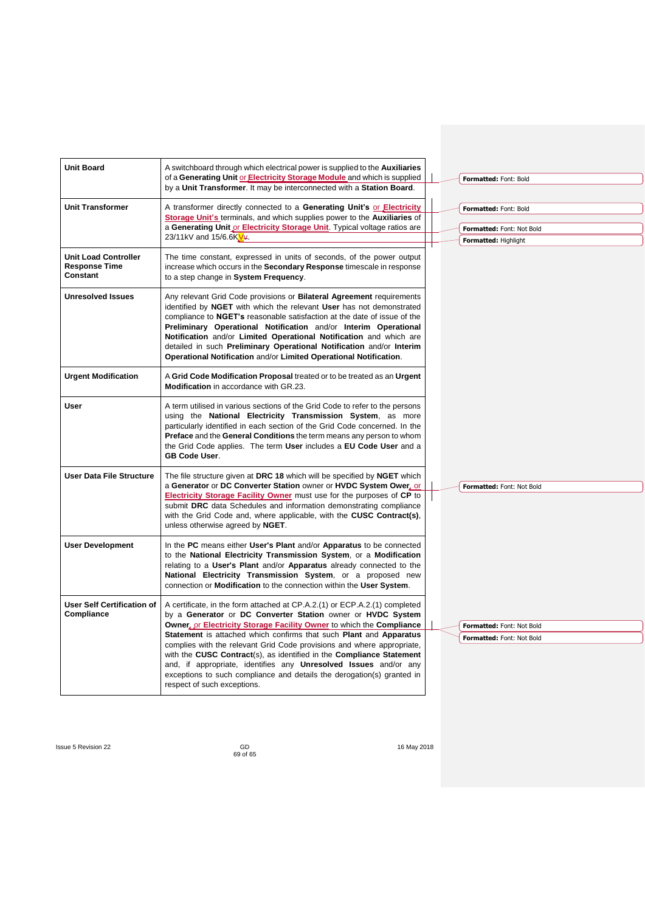| | |
|---|---|
| **Unit Board** | A switchboard through which electrical power is supplied to the **Auxiliaries** of a **Generating Unit** or **Electricity Storage Module** and which is supplied by a **Unit Transformer**. It may be interconnected with a **Station Board**. |
| **Unit Transformer** | A transformer directly connected to a **Generating Unit's** or **Electricity Storage Unit's** terminals, and which supplies power to the **Auxiliaries** of a **Generating Unit** or **Electricity Storage Unit**. Typical voltage ratios are 23/11kV and 15/6.6KVv. |
| **Unit Load Controller Response Time Constant** | The time constant, expressed in units of seconds, of the power output increase which occurs in the **Secondary Response** timescale in response to a step change in **System Frequency**. |
| **Unresolved Issues** | Any relevant Grid Code provisions or **Bilateral Agreement** requirements identified by **NGET** with which the relevant **User** has not demonstrated compliance to **NGET's** reasonable satisfaction at the date of issue of the **Preliminary Operational Notification** and/or **Interim Operational Notification** and/or **Limited Operational Notification** and which are detailed in such **Preliminary Operational Notification** and/or **Interim Operational Notification** and/or **Limited Operational Notification**. |
| **Urgent Modification** | A **Grid Code Modification Proposal** treated or to be treated as an **Urgent Modification** in accordance with GR.23. |
| **User** | A term utilised in various sections of the Grid Code to refer to the persons using the **National Electricity Transmission System**, as more particularly identified in each section of the Grid Code concerned. In the **Preface** and the **General Conditions** the term means any person to whom the Grid Code applies. The term **User** includes a **EU Code User** and a **GB Code User**. |
| **User Data File Structure** | The file structure given at **DRC 18** which will be specified by **NGET** which a **Generator** or **DC Converter Station** owner or **HVDC System Ower**, or **Electricity Storage Facility Owner** must use for the purposes of **CP** to submit **DRC** data Schedules and information demonstrating compliance with the Grid Code and, where applicable, with the **CUSC Contract(s)**, unless otherwise agreed by **NGET**. |
| **User Development** | In the **PC** means either **User's Plant** and/or **Apparatus** to be connected to the **National Electricity Transmission System**, or a **Modification** relating to a **User's Plant** and/or **Apparatus** already connected to the **National Electricity Transmission System**, or a proposed new connection or **Modification** to the connection within the **User System**. |
| **User Self Certification of Compliance** | A certificate, in the form attached at CP.A.2.(1) or ECP.A.2.(1) completed by a **Generator** or **DC Converter Station** owner or **HVDC System Owner**, or **Electricity Storage Facility Owner** to which the **Compliance Statement** is attached which confirms that such **Plant** and **Apparatus** complies with the relevant Grid Code provisions and where appropriate, with the **CUSC Contract**(s), as identified in the **Compliance Statement** and, if appropriate, identifies any **Unresolved Issues** and/or any exceptions to such compliance and details the derogation(s) granted in respect of such exceptions. |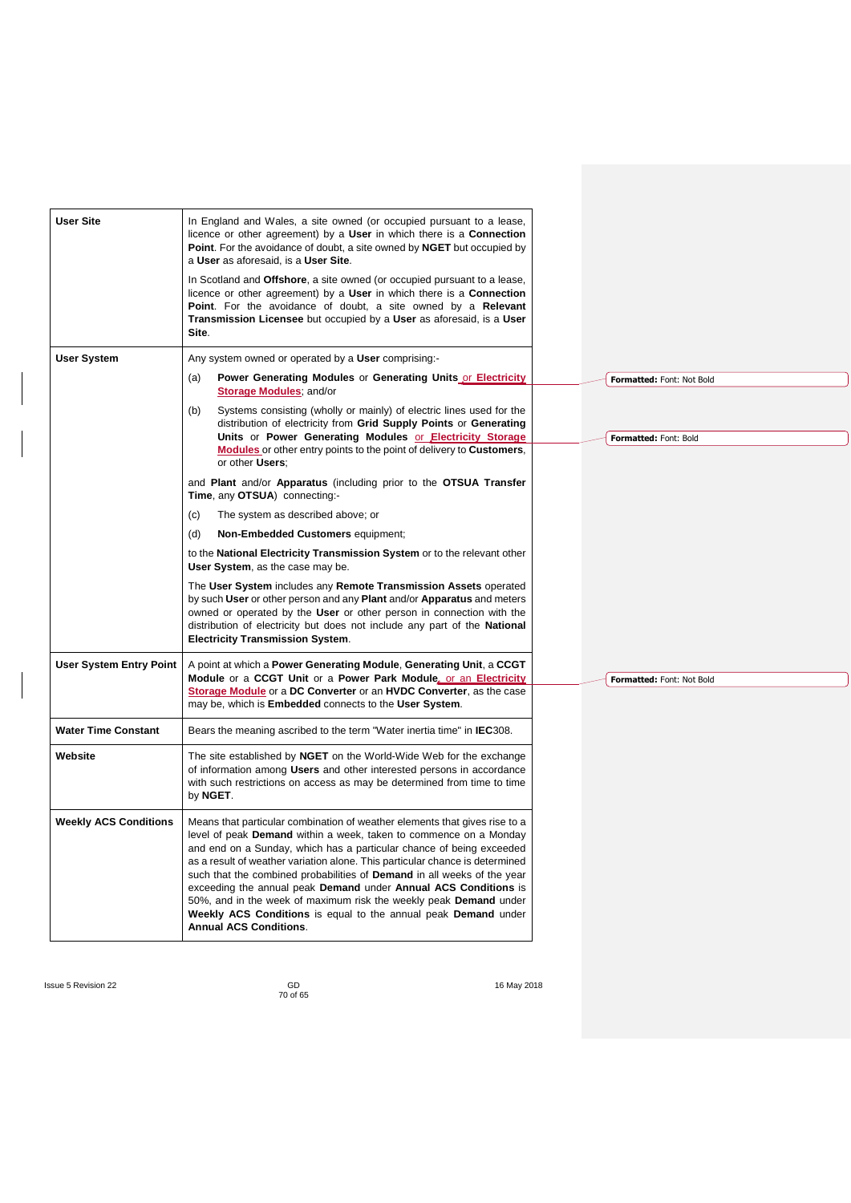| | |
|---|---|
| **User Site** | In England and Wales, a site owned (or occupied pursuant to a lease, licence or other agreement) by a **User** in which there is a **Connection Point**. For the avoidance of doubt, a site owned by **NGET** but occupied by a **User** as aforesaid, is a **User Site**.<br><br>In Scotland and **Offshore**, a site owned (or occupied pursuant to a lease, licence or other agreement) by a **User** in which there is a **Connection Point**. For the avoidance of doubt, a site owned by a **Relevant Transmission Licensee** but occupied by a **User** as aforesaid, is a **User Site**. |
| **User System** | Any system owned or operated by a **User** comprising:-<br><br>(a) **Power Generating Modules** or **Generating Units** or **Electricity Storage Modules**; and/or<br><br>(b) Systems consisting (wholly or mainly) of electric lines used for the distribution of electricity from **Grid Supply Points** or **Generating Units** or **Power Generating Modules** or **Electricity Storage Modules** or other entry points to the point of delivery to **Customers**, or other **Users**;<br><br>and **Plant** and/or **Apparatus** (including prior to the **OTSUA Transfer Time**, any **OTSUA**) connecting:-<br><br>(c) The system as described above; or<br><br>(d) **Non-Embedded Customers** equipment;<br><br>to the **National Electricity Transmission System** or to the relevant other **User System**, as the case may be.<br><br>The **User System** includes any **Remote Transmission Assets** operated by such **User** or other person and any **Plant** and/or **Apparatus** and meters owned or operated by the **User** or other person in connection with the distribution of electricity but does not include any part of the **National Electricity Transmission System**. |
| **User System Entry Point** | A point at which a **Power Generating Module**, **Generating Unit**, a **CCGT Module** or a **CCGT Unit** or a **Power Park Module**, or an **Electricity Storage Module** or a **DC Converter** or an **HVDC Converter**, as the case may be, which is **Embedded** connects to the **User System**. |
| **Water Time Constant** | Bears the meaning ascribed to the term "Water inertia time" in **IEC**308. |
| **Website** | The site established by **NGET** on the World-Wide Web for the exchange of information among **Users** and other interested persons in accordance with such restrictions on access as may be determined from time to time by **NGET**. |
| **Weekly ACS Conditions** | Means that particular combination of weather elements that gives rise to a level of peak **Demand** within a week, taken to commence on a Monday and end on a Sunday, which has a particular chance of being exceeded as a result of weather variation alone. This particular chance is determined such that the combined probabilities of **Demand** in all weeks of the year exceeding the annual peak **Demand** under **Annual ACS Conditions** is 50%, and in the week of maximum risk the weekly peak **Demand** under **Weekly ACS Conditions** is equal to the annual peak **Demand** under **Annual ACS Conditions**. |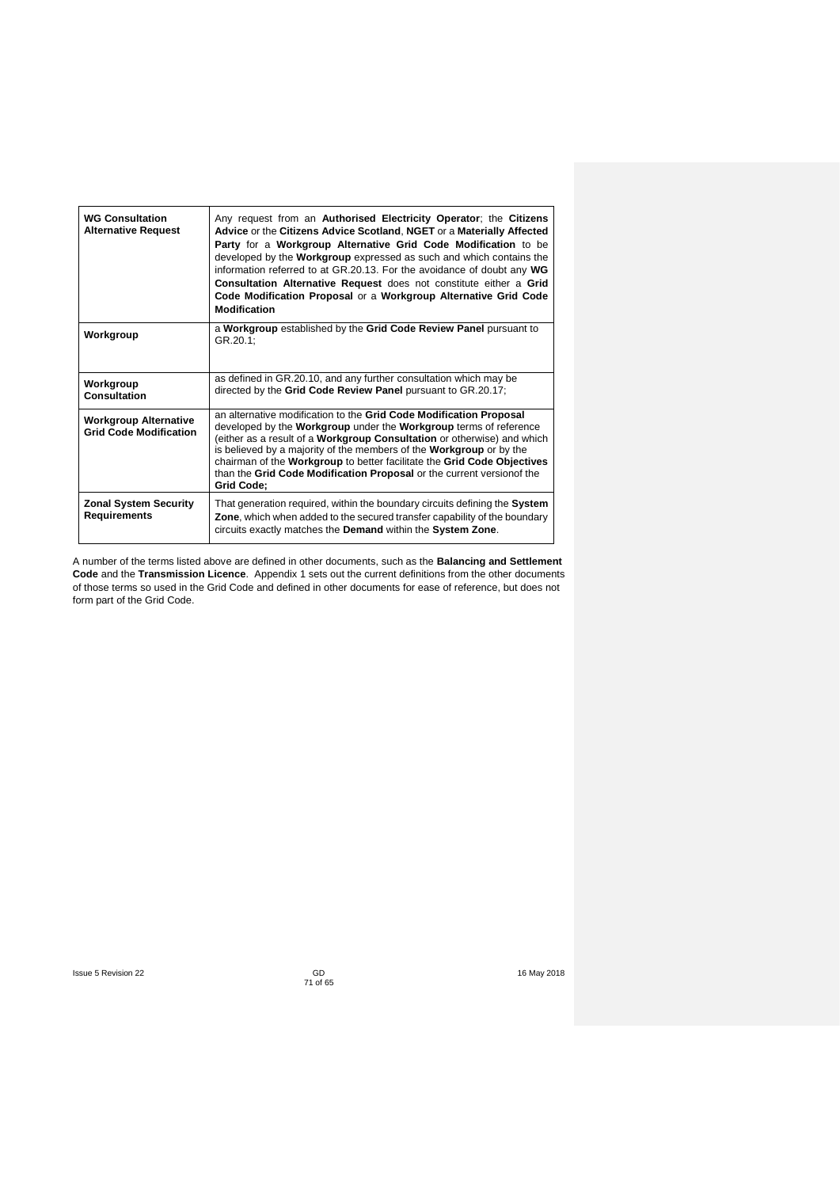| | |
|---|---|
| **WG Consultation Alternative Request** | Any request from an **Authorised Electricity Operator**; the **Citizens Advice** or the **Citizens Advice Scotland**, **NGET** or a **Materially Affected Party** for a **Workgroup Alternative Grid Code Modification** to be developed by the **Workgroup** expressed as such and which contains the information referred to at GR.20.13. For the avoidance of doubt any **WG Consultation Alternative Request** does not constitute either a **Grid Code Modification Proposal** or a **Workgroup Alternative Grid Code Modification** |
| **Workgroup** | a **Workgroup** established by the **Grid Code Review Panel** pursuant to GR.20.1; |
| **Workgroup Consultation** | as defined in GR.20.10, and any further consultation which may be directed by the **Grid Code Review Panel** pursuant to GR.20.17; |
| **Workgroup Alternative Grid Code Modification** | an alternative modification to the **Grid Code Modification Proposal** developed by the **Workgroup** under the **Workgroup** terms of reference (either as a result of a **Workgroup Consultation** or otherwise) and which is believed by a majority of the members of the **Workgroup** or by the chairman of the **Workgroup** to better facilitate the **Grid Code Objectives** than the **Grid Code Modification Proposal** or the current versionof the **Grid Code;** |
| **Zonal System Security Requirements** | That generation required, within the boundary circuits defining the **System Zone**, which when added to the secured transfer capability of the boundary circuits exactly matches the **Demand** within the **System Zone**. |

A number of the terms listed above are defined in other documents, such as the **Balancing and Settlement Code** and the **Transmission Licence**. Appendix 1 sets out the current definitions from the other documents of those terms so used in the Grid Code and defined in other documents for ease of reference, but does not form part of the Grid Code.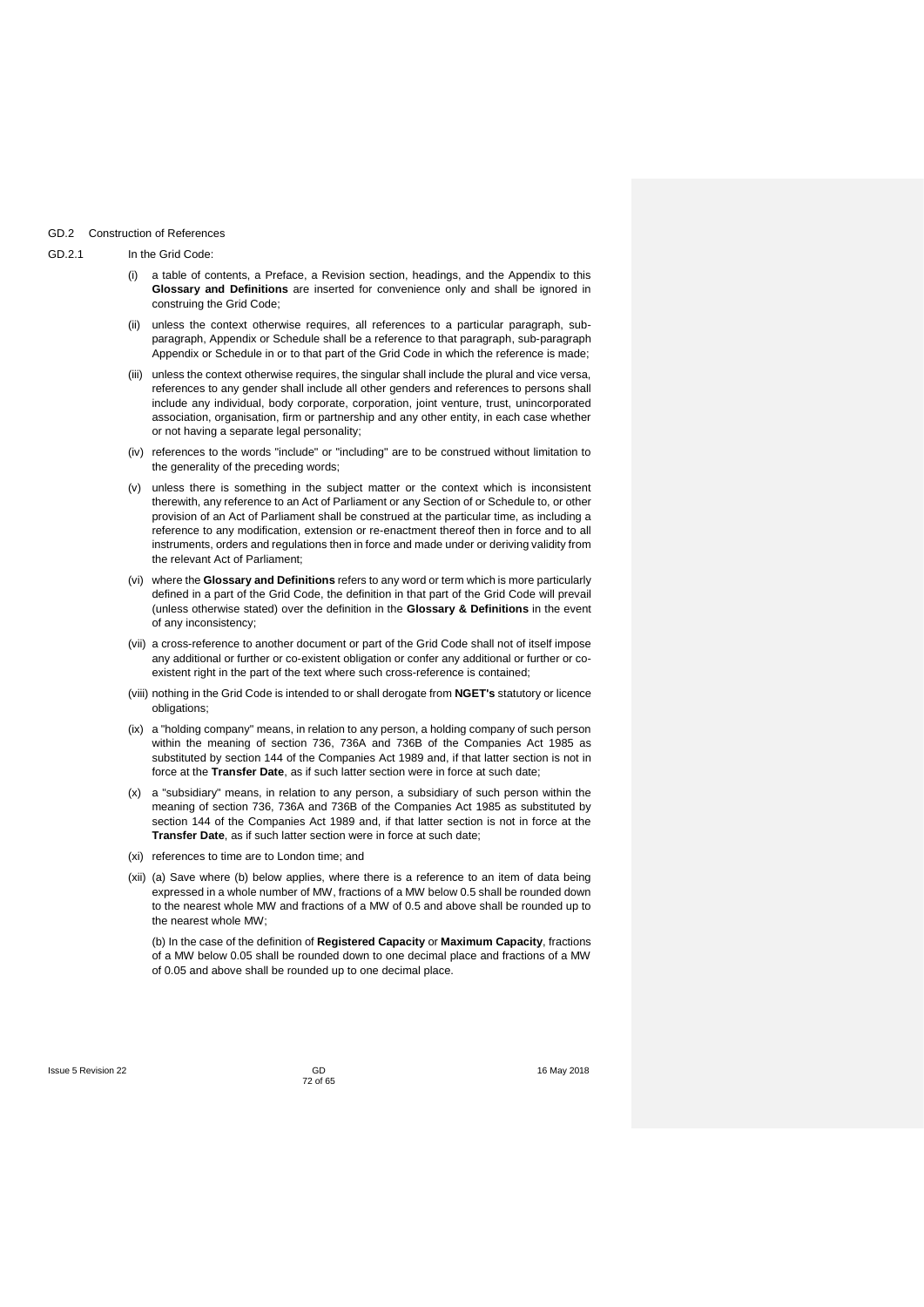GD.2 Construction of References

GD.2.1 In the Grid Code:

(i) a table of contents, a Preface, a Revision section, headings, and the Appendix to this **Glossary and Definitions** are inserted for convenience only and shall be ignored in construing the Grid Code;

(ii) unless the context otherwise requires, all references to a particular paragraph, sub-paragraph, Appendix or Schedule shall be a reference to that paragraph, sub-paragraph Appendix or Schedule in or to that part of the Grid Code in which the reference is made;

(iii) unless the context otherwise requires, the singular shall include the plural and vice versa, references to any gender shall include all other genders and references to persons shall include any individual, body corporate, corporation, joint venture, trust, unincorporated association, organisation, firm or partnership and any other entity, in each case whether or not having a separate legal personality;

(iv) references to the words "include" or "including" are to be construed without limitation to the generality of the preceding words;

(v) unless there is something in the subject matter or the context which is inconsistent therewith, any reference to an Act of Parliament or any Section of or Schedule to, or other provision of an Act of Parliament shall be construed at the particular time, as including a reference to any modification, extension or re-enactment thereof then in force and to all instruments, orders and regulations then in force and made under or deriving validity from the relevant Act of Parliament;

(vi) where the **Glossary and Definitions** refers to any word or term which is more particularly defined in a part of the Grid Code, the definition in that part of the Grid Code will prevail (unless otherwise stated) over the definition in the **Glossary & Definitions** in the event of any inconsistency;

(vii) a cross-reference to another document or part of the Grid Code shall not of itself impose any additional or further or co-existent obligation or confer any additional or further or co-existent right in the part of the text where such cross-reference is contained;

(viii) nothing in the Grid Code is intended to or shall derogate from **NGET's** statutory or licence obligations;

(ix) a "holding company" means, in relation to any person, a holding company of such person within the meaning of section 736, 736A and 736B of the Companies Act 1985 as substituted by section 144 of the Companies Act 1989 and, if that latter section is not in force at the **Transfer Date**, as if such latter section were in force at such date;

(x) a "subsidiary" means, in relation to any person, a subsidiary of such person within the meaning of section 736, 736A and 736B of the Companies Act 1985 as substituted by section 144 of the Companies Act 1989 and, if that latter section is not in force at the **Transfer Date**, as if such latter section were in force at such date;

(xi) references to time are to London time; and

(xii) (a) Save where (b) below applies, where there is a reference to an item of data being expressed in a whole number of MW, fractions of a MW below 0.5 shall be rounded down to the nearest whole MW and fractions of a MW of 0.5 and above shall be rounded up to the nearest whole MW;

(b) In the case of the definition of **Registered Capacity** or **Maximum Capacity**, fractions of a MW below 0.05 shall be rounded down to one decimal place and fractions of a MW of 0.05 and above shall be rounded up to one decimal place.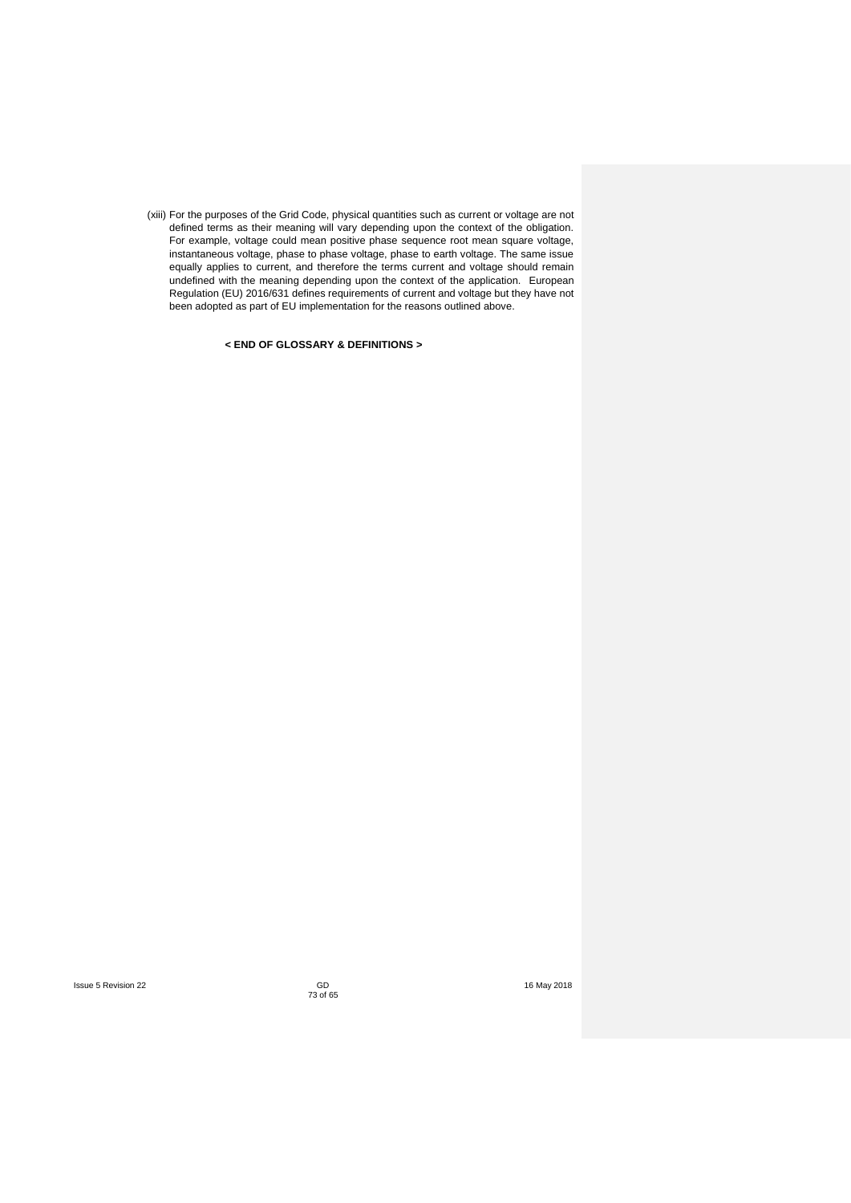(xiii) For the purposes of the Grid Code, physical quantities such as current or voltage are not defined terms as their meaning will vary depending upon the context of the obligation. For example, voltage could mean positive phase sequence root mean square voltage, instantaneous voltage, phase to phase voltage, phase to earth voltage. The same issue equally applies to current, and therefore the terms current and voltage should remain undefined with the meaning depending upon the context of the application. European Regulation (EU) 2016/631 defines requirements of current and voltage but they have not been adopted as part of EU implementation for the reasons outlined above.

**< END OF GLOSSARY & DEFINITIONS >**